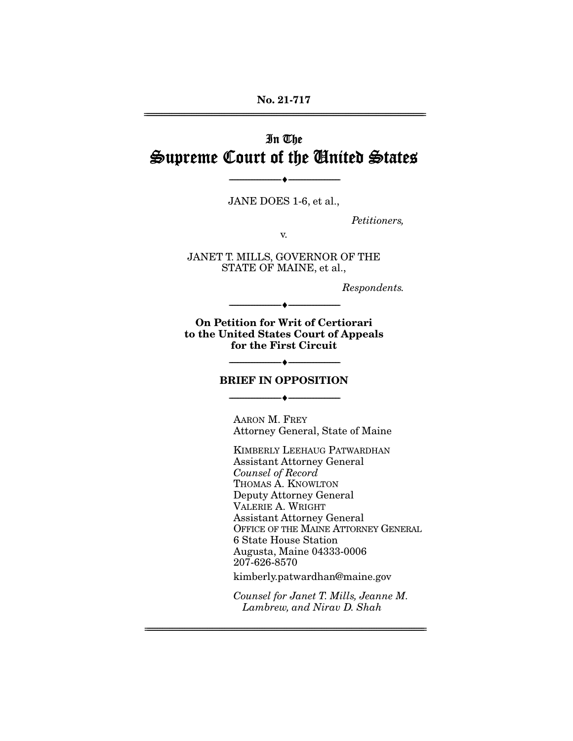**No. 21-717**

---

# In The Supreme Court of the United States

---

JANE DOES 1-6, et al.,

*Petitioners,*

v.

JANET T. MILLS, GOVERNOR OF THE STATE OF MAINE, et al.,

*Respondents.*

---

**On Petition for Writ of Certiorari to the United States Court of Appeals for the First Circuit**

---

**BRIEF IN OPPOSITION**

---

AARON M. FREY
Attorney General, State of Maine

KIMBERLY LEEHAUG PATWARDHAN
Assistant Attorney General
*Counsel of Record*
THOMAS A. KNOWLTON
Deputy Attorney General
VALERIE A. WRIGHT
Assistant Attorney General
OFFICE OF THE MAINE ATTORNEY GENERAL
6 State House Station
Augusta, Maine 04333-0006
207-626-8570
kimberly.patwardhan@maine.gov

*Counsel for Janet T. Mills, Jeanne M. Lambrew, and Nirav D. Shah*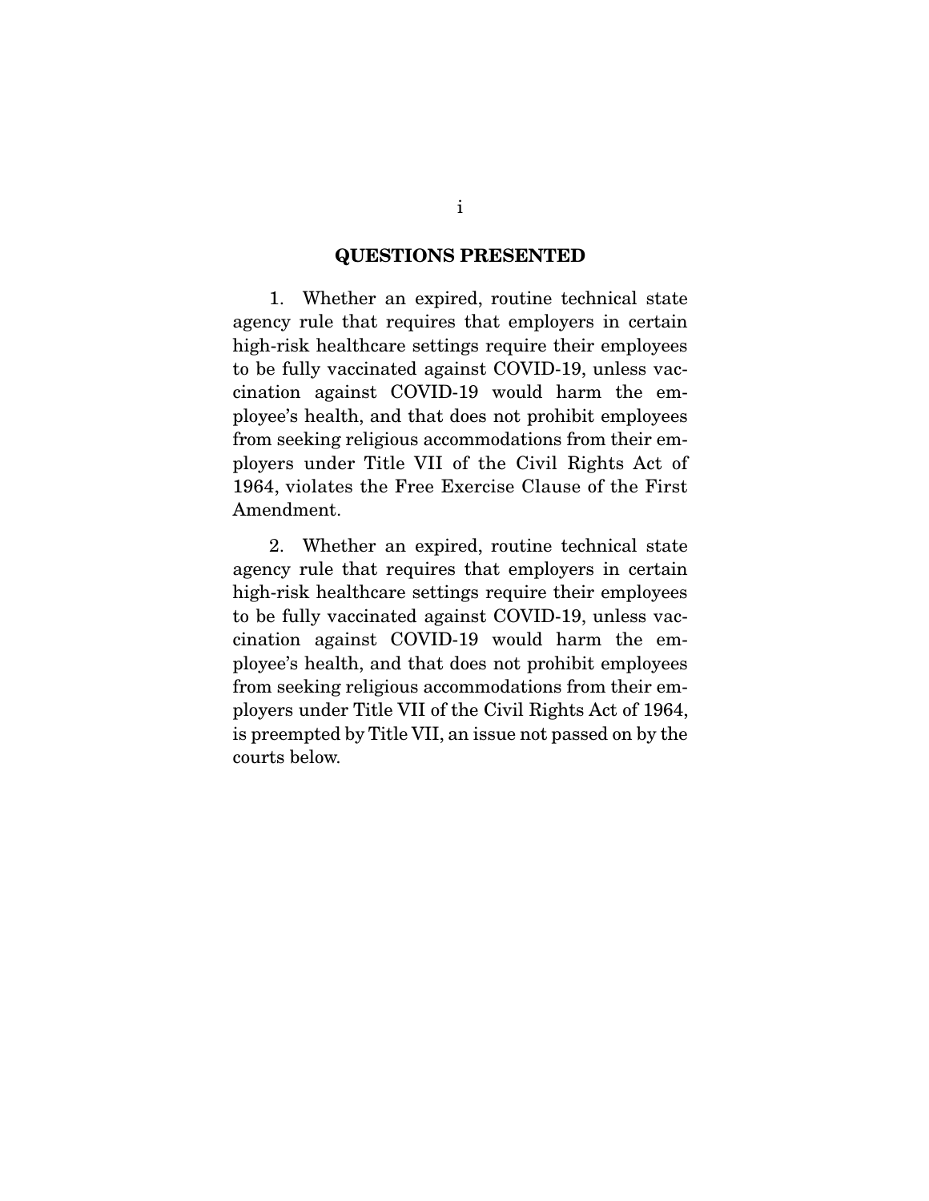## QUESTIONS PRESENTED

1. Whether an expired, routine technical state agency rule that requires that employers in certain high-risk healthcare settings require their employees to be fully vaccinated against COVID-19, unless vaccination against COVID-19 would harm the employee's health, and that does not prohibit employees from seeking religious accommodations from their employers under Title VII of the Civil Rights Act of 1964, violates the Free Exercise Clause of the First Amendment.

2. Whether an expired, routine technical state agency rule that requires that employers in certain high-risk healthcare settings require their employees to be fully vaccinated against COVID-19, unless vaccination against COVID-19 would harm the employee's health, and that does not prohibit employees from seeking religious accommodations from their employers under Title VII of the Civil Rights Act of 1964, is preempted by Title VII, an issue not passed on by the courts below.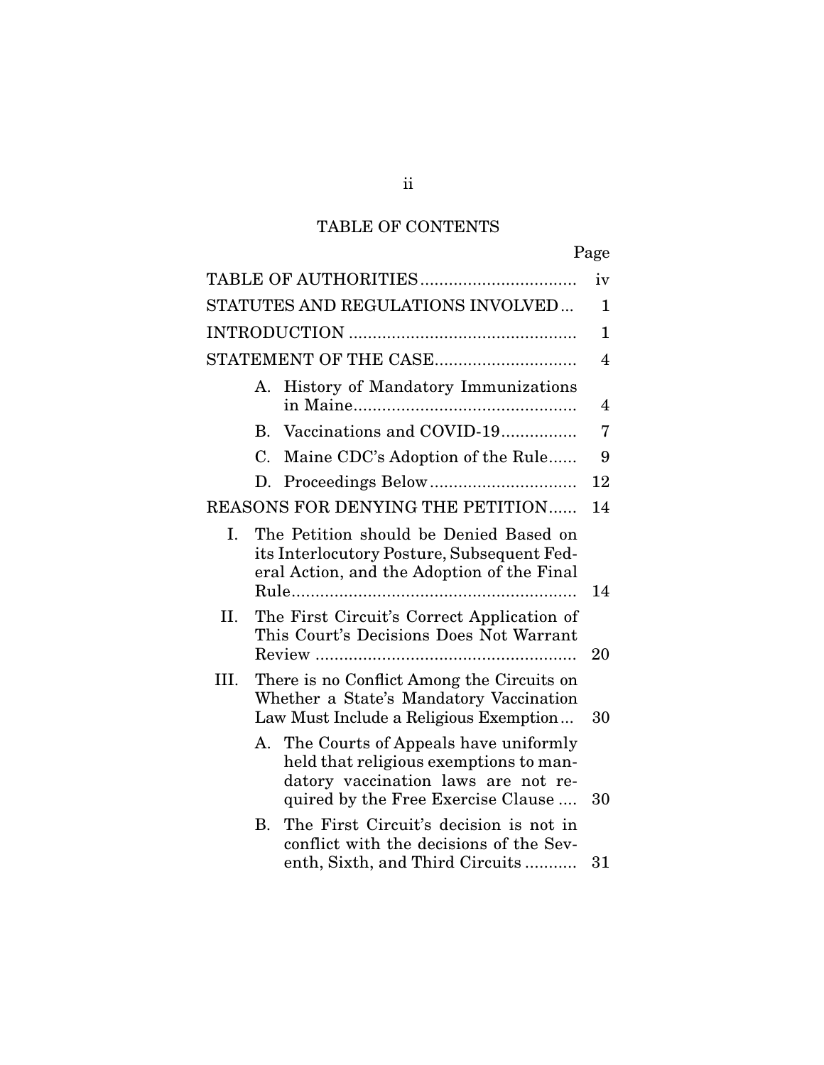# TABLE OF CONTENTS

| | Page |
|---|---|
| TABLE OF AUTHORITIES | iv |
| STATUTES AND REGULATIONS INVOLVED | 1 |
| INTRODUCTION | 1 |
| STATEMENT OF THE CASE | 4 |
| A. History of Mandatory Immunizations in Maine | 4 |
| B. Vaccinations and COVID-19 | 7 |
| C. Maine CDC's Adoption of the Rule | 9 |
| D. Proceedings Below | 12 |
| REASONS FOR DENYING THE PETITION | 14 |
| I. The Petition should be Denied Based on its Interlocutory Posture, Subsequent Federal Action, and the Adoption of the Final Rule | 14 |
| II. The First Circuit's Correct Application of This Court's Decisions Does Not Warrant Review | 20 |
| III. There is no Conflict Among the Circuits on Whether a State's Mandatory Vaccination Law Must Include a Religious Exemption | 30 |
| A. The Courts of Appeals have uniformly held that religious exemptions to mandatory vaccination laws are not required by the Free Exercise Clause | 30 |
| B. The First Circuit's decision is not in conflict with the decisions of the Seventh, Sixth, and Third Circuits | 31 |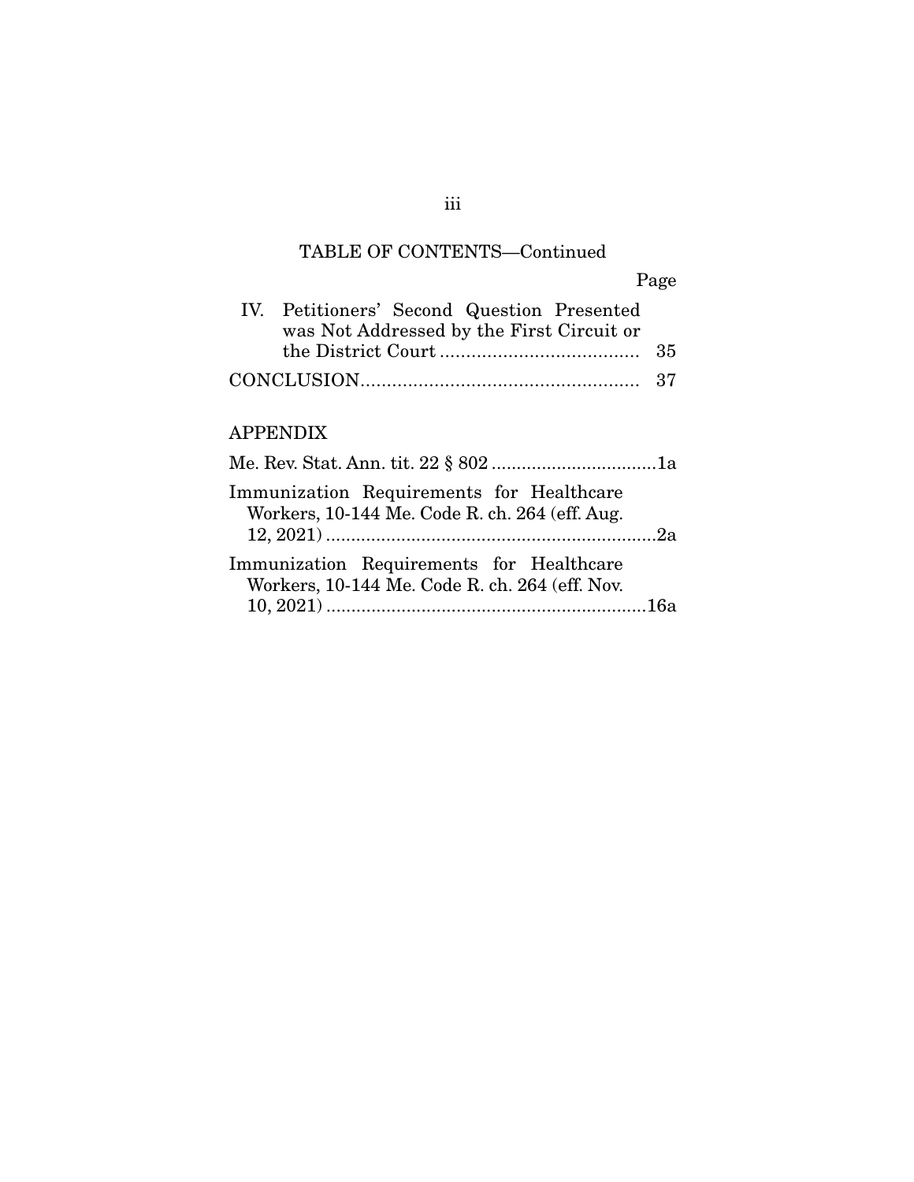TABLE OF CONTENTS—Continued

| | Page |
|---|---|
| IV. Petitioners' Second Question Presented was Not Addressed by the First Circuit or the District Court | 35 |
| CONCLUSION | 37 |

APPENDIX

| | |
|---|---|
| Me. Rev. Stat. Ann. tit. 22 § 802 | 1a |
| Immunization Requirements for Healthcare Workers, 10-144 Me. Code R. ch. 264 (eff. Aug. 12, 2021) | 2a |
| Immunization Requirements for Healthcare Workers, 10-144 Me. Code R. ch. 264 (eff. Nov. 10, 2021) | 16a |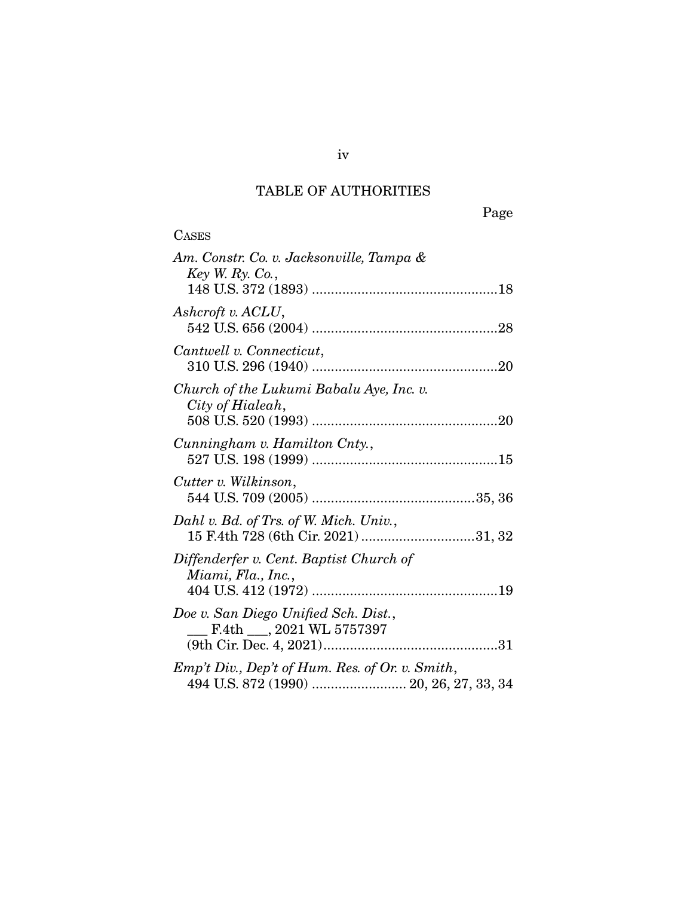## TABLE OF AUTHORITIES

Page

CASES

*Am. Constr. Co. v. Jacksonville, Tampa & Key W. Ry. Co.*, 148 U.S. 372 (1893) ....................................................18

*Ashcroft v. ACLU*, 542 U.S. 656 (2004) ....................................................28

*Cantwell v. Connecticut*, 310 U.S. 296 (1940) ....................................................20

*Church of the Lukumi Babalu Aye, Inc. v. City of Hialeah*, 508 U.S. 520 (1993) ....................................................20

*Cunningham v. Hamilton Cnty.*, 527 U.S. 198 (1999) ....................................................15

*Cutter v. Wilkinson*, 544 U.S. 709 (2005) ..........................................35, 36

*Dahl v. Bd. of Trs. of W. Mich. Univ.*, 15 F.4th 728 (6th Cir. 2021) ..............................31, 32

*Diffenderfer v. Cent. Baptist Church of Miami, Fla., Inc.*, 404 U.S. 412 (1972) ....................................................19

*Doe v. San Diego Unified Sch. Dist.*, ___ F.4th ___, 2021 WL 5757397 (9th Cir. Dec. 4, 2021)..............................................31

*Emp't Div., Dep't of Hum. Res. of Or. v. Smith*, 494 U.S. 872 (1990) ......................... 20, 26, 27, 33, 34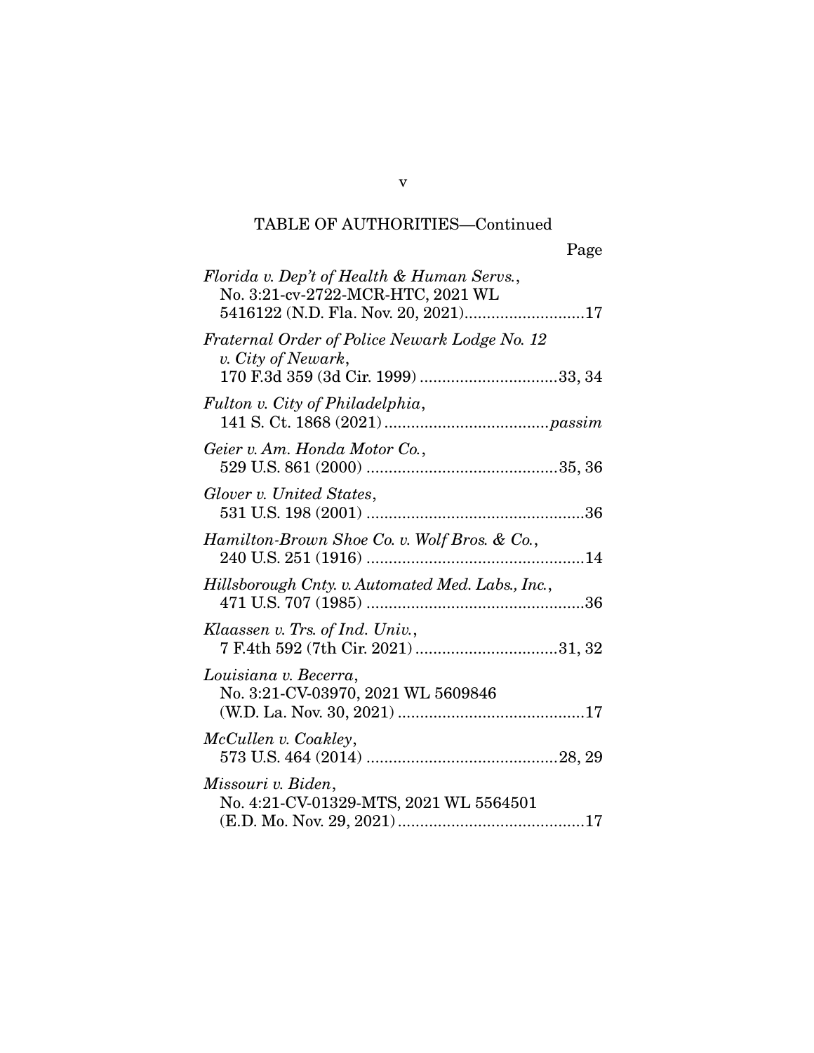TABLE OF AUTHORITIES—Continued

| | Page |
|---|---|
| *Florida v. Dep't of Health & Human Servs.*, No. 3:21-cv-2722-MCR-HTC, 2021 WL 5416122 (N.D. Fla. Nov. 20, 2021) | 17 |
| *Fraternal Order of Police Newark Lodge No. 12 v. City of Newark*, 170 F.3d 359 (3d Cir. 1999) | 33, 34 |
| *Fulton v. City of Philadelphia*, 141 S. Ct. 1868 (2021) | *passim* |
| *Geier v. Am. Honda Motor Co.*, 529 U.S. 861 (2000) | 35, 36 |
| *Glover v. United States*, 531 U.S. 198 (2001) | 36 |
| *Hamilton-Brown Shoe Co. v. Wolf Bros. & Co.*, 240 U.S. 251 (1916) | 14 |
| *Hillsborough Cnty. v. Automated Med. Labs., Inc.*, 471 U.S. 707 (1985) | 36 |
| *Klaassen v. Trs. of Ind. Univ.*, 7 F.4th 592 (7th Cir. 2021) | 31, 32 |
| *Louisiana v. Becerra*, No. 3:21-CV-03970, 2021 WL 5609846 (W.D. La. Nov. 30, 2021) | 17 |
| *McCullen v. Coakley*, 573 U.S. 464 (2014) | 28, 29 |
| *Missouri v. Biden*, No. 4:21-CV-01329-MTS, 2021 WL 5564501 (E.D. Mo. Nov. 29, 2021) | 17 |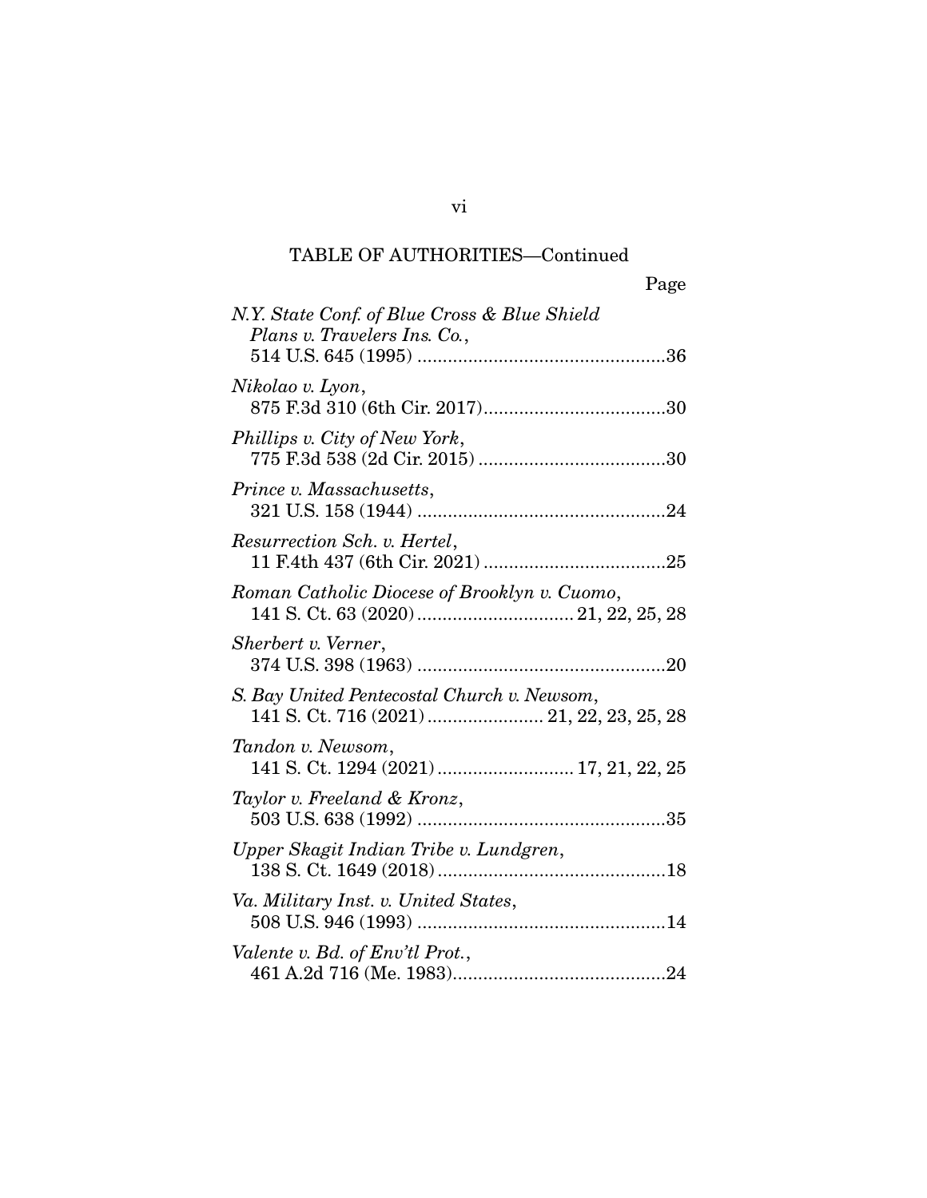TABLE OF AUTHORITIES—Continued

Page

*N.Y. State Conf. of Blue Cross & Blue Shield Plans v. Travelers Ins. Co.*,
514 U.S. 645 (1995) ....................................................36

*Nikolao v. Lyon*,
875 F.3d 310 (6th Cir. 2017)....................................30

*Phillips v. City of New York*,
775 F.3d 538 (2d Cir. 2015) .....................................30

*Prince v. Massachusetts*,
321 U.S. 158 (1944) ..................................................24

*Resurrection Sch. v. Hertel*,
11 F.4th 437 (6th Cir. 2021) ....................................25

*Roman Catholic Diocese of Brooklyn v. Cuomo*,
141 S. Ct. 63 (2020) ............................... 21, 22, 25, 28

*Sherbert v. Verner*,
374 U.S. 398 (1963) ..................................................20

*S. Bay United Pentecostal Church v. Newsom*,
141 S. Ct. 716 (2021) ....................... 21, 22, 23, 25, 28

*Tandon v. Newsom*,
141 S. Ct. 1294 (2021) ........................... 17, 21, 22, 25

*Taylor v. Freeland & Kronz*,
503 U.S. 638 (1992) ..................................................35

*Upper Skagit Indian Tribe v. Lundgren*,
138 S. Ct. 1649 (2018) ..............................................18

*Va. Military Inst. v. United States*,
508 U.S. 946 (1993) ..................................................14

*Valente v. Bd. of Env'tl Prot.*,
461 A.2d 716 (Me. 1983)...........................................24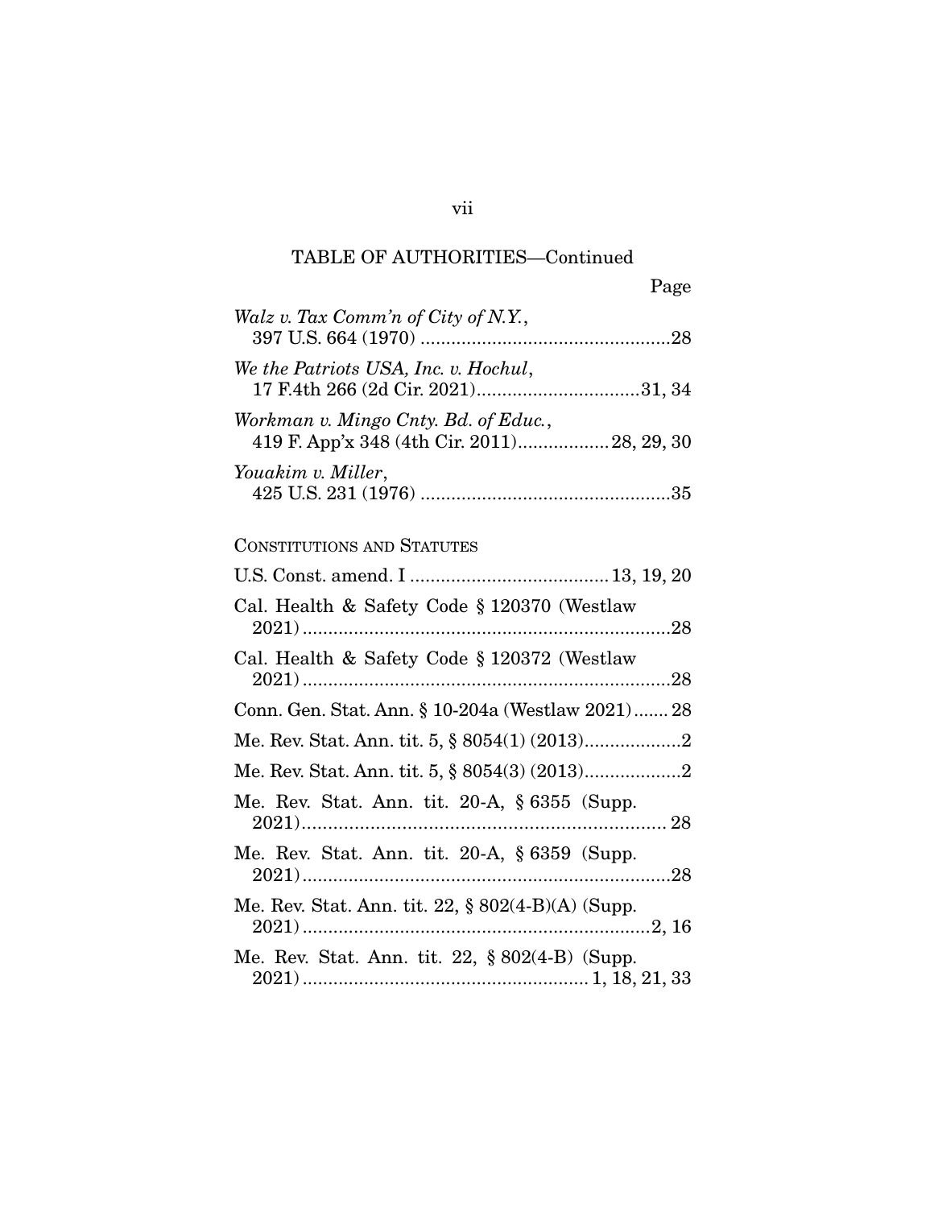TABLE OF AUTHORITIES—Continued

Page

*Walz v. Tax Comm'n of City of N.Y.*, 397 U.S. 664 (1970) .................................................28

*We the Patriots USA, Inc. v. Hochul*, 17 F.4th 266 (2d Cir. 2021)................................31, 34

*Workman v. Mingo Cnty. Bd. of Educ.*, 419 F. App'x 348 (4th Cir. 2011)..................28, 29, 30

*Youakim v. Miller*, 425 U.S. 231 (1976) .................................................35

CONSTITUTIONS AND STATUTES

U.S. Const. amend. I .......................................13, 19, 20

Cal. Health & Safety Code § 120370 (Westlaw 2021).........................................................................28

Cal. Health & Safety Code § 120372 (Westlaw 2021).........................................................................28

Conn. Gen. Stat. Ann. § 10-204a (Westlaw 2021)....... 28

Me. Rev. Stat. Ann. tit. 5, § 8054(1) (2013)...................2

Me. Rev. Stat. Ann. tit. 5, § 8054(3) (2013)...................2

Me. Rev. Stat. Ann. tit. 20-A, § 6355 (Supp. 2021)...................................................................... 28

Me. Rev. Stat. Ann. tit. 20-A, § 6359 (Supp. 2021).........................................................................28

Me. Rev. Stat. Ann. tit. 22, § 802(4-B)(A) (Supp. 2021).....................................................................2, 16

Me. Rev. Stat. Ann. tit. 22, § 802(4-B) (Supp. 2021)........................................................ 1, 18, 21, 33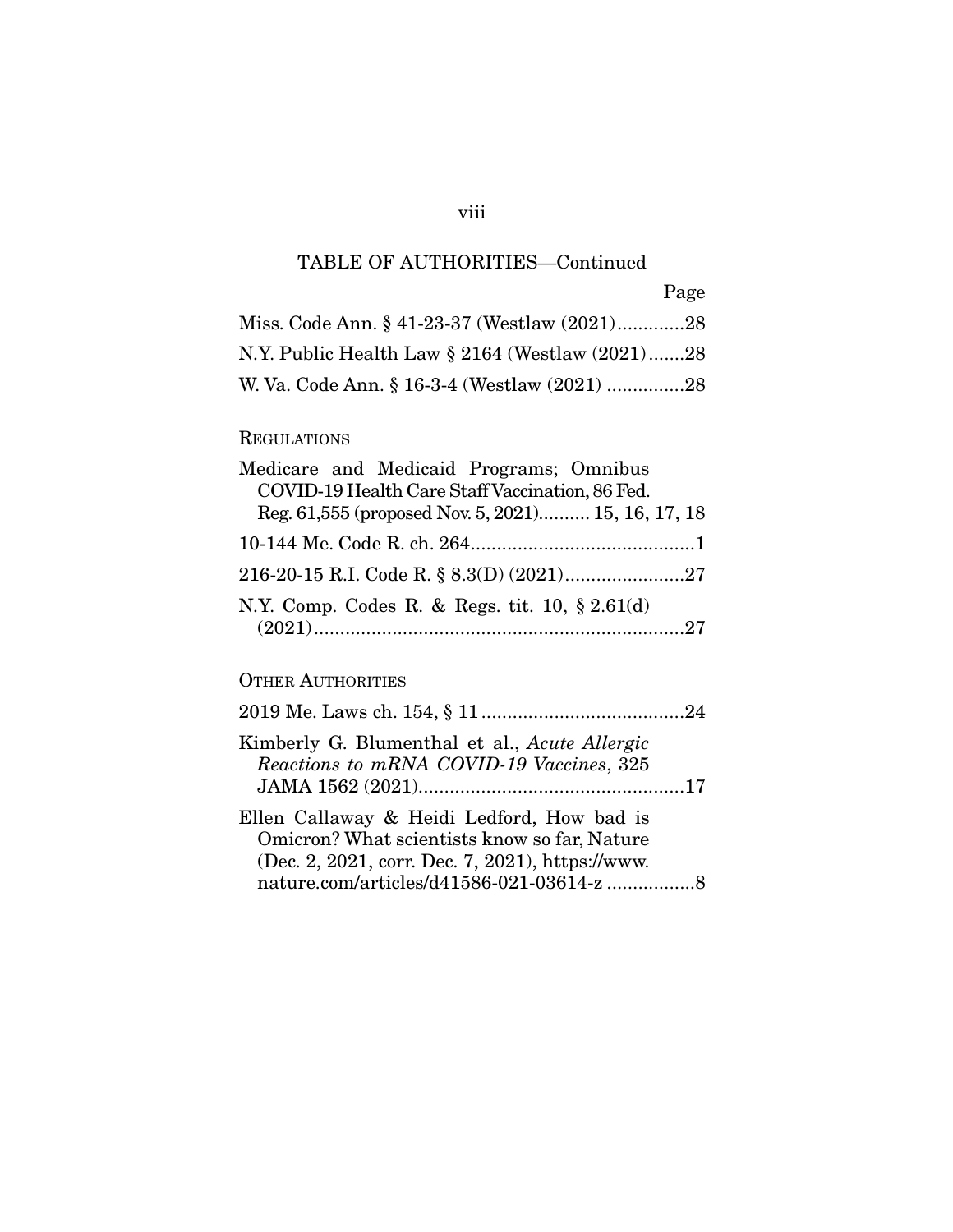TABLE OF AUTHORITIES—Continued

Page

Miss. Code Ann. § 41-23-37 (Westlaw (2021)............28

N.Y. Public Health Law § 2164 (Westlaw (2021).......28

W. Va. Code Ann. § 16-3-4 (Westlaw (2021) ...............28

REGULATIONS

Medicare and Medicaid Programs; Omnibus COVID-19 Health Care Staff Vaccination, 86 Fed. Reg. 61,555 (proposed Nov. 5, 2021).......... 15, 16, 17, 18

10-144 Me. Code R. ch. 264...........................................1

216-20-15 R.I. Code R. § 8.3(D) (2021).......................27

N.Y. Comp. Codes R. & Regs. tit. 10, § 2.61(d) (2021)........................................................................27

OTHER AUTHORITIES

2019 Me. Laws ch. 154, § 11.......................................24

Kimberly G. Blumenthal et al., *Acute Allergic Reactions to mRNA COVID-19 Vaccines*, 325 JAMA 1562 (2021)...................................................17

Ellen Callaway & Heidi Ledford, How bad is Omicron? What scientists know so far, Nature (Dec. 2, 2021, corr. Dec. 7, 2021), https://www.nature.com/articles/d41586-021-03614-z .................8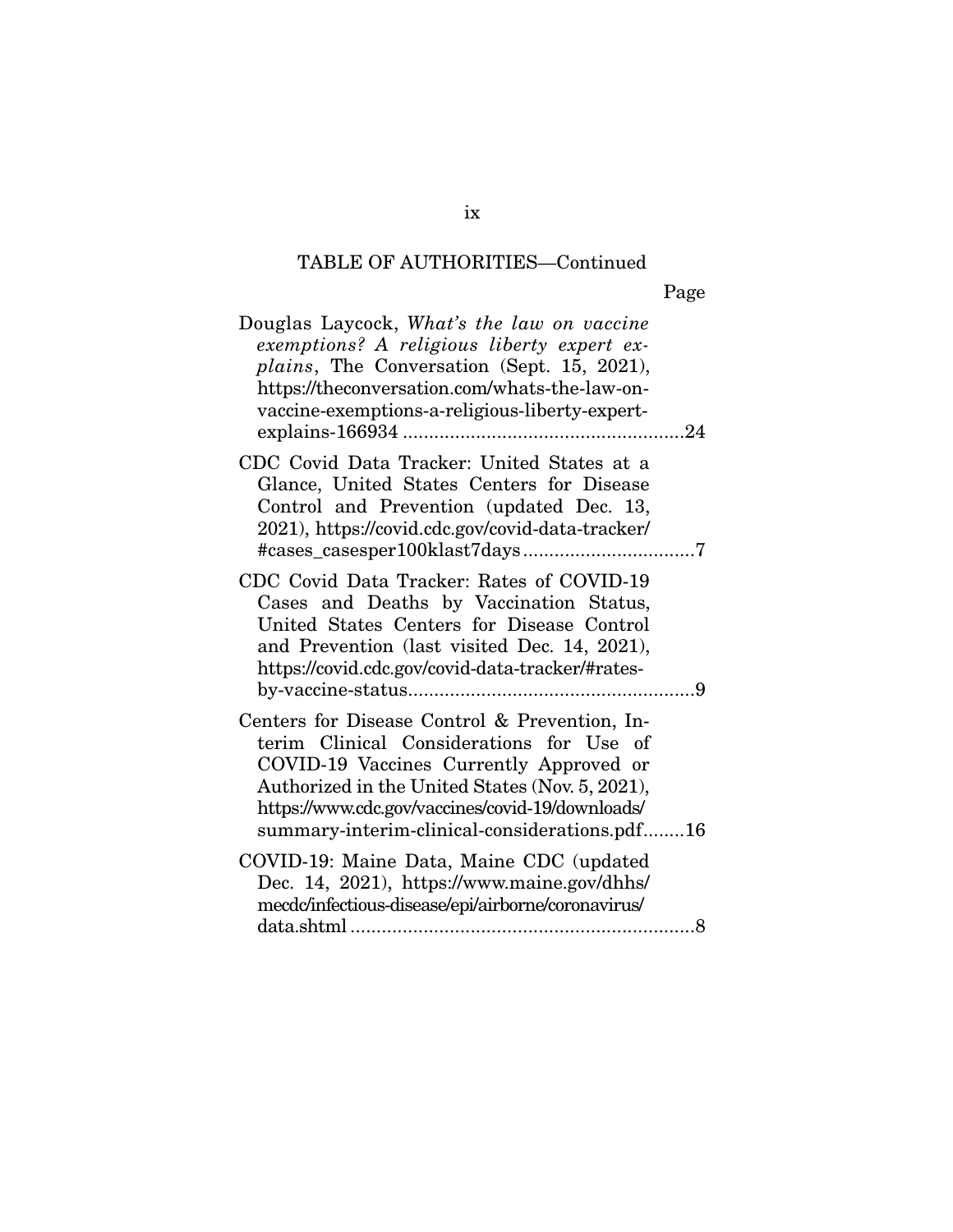TABLE OF AUTHORITIES—Continued

Page

Douglas Laycock, *What's the law on vaccine exemptions? A religious liberty expert explains*, The Conversation (Sept. 15, 2021), https://theconversation.com/whats-the-law-on-vaccine-exemptions-a-religious-liberty-expert-explains-166934 ........................................................24

CDC Covid Data Tracker: United States at a Glance, United States Centers for Disease Control and Prevention (updated Dec. 13, 2021), https://covid.cdc.gov/covid-data-tracker/#cases_casesper100klast7days .................................7

CDC Covid Data Tracker: Rates of COVID-19 Cases and Deaths by Vaccination Status, United States Centers for Disease Control and Prevention (last visited Dec. 14, 2021), https://covid.cdc.gov/covid-data-tracker/#rates-by-vaccine-status........................................................9

Centers for Disease Control & Prevention, Interim Clinical Considerations for Use of COVID-19 Vaccines Currently Approved or Authorized in the United States (Nov. 5, 2021), https://www.cdc.gov/vaccines/covid-19/downloads/summary-interim-clinical-considerations.pdf........16

COVID-19: Maine Data, Maine CDC (updated Dec. 14, 2021), https://www.maine.gov/dhhs/mecdc/infectious-disease/epi/airborne/coronavirus/data.shtml ...................................................................8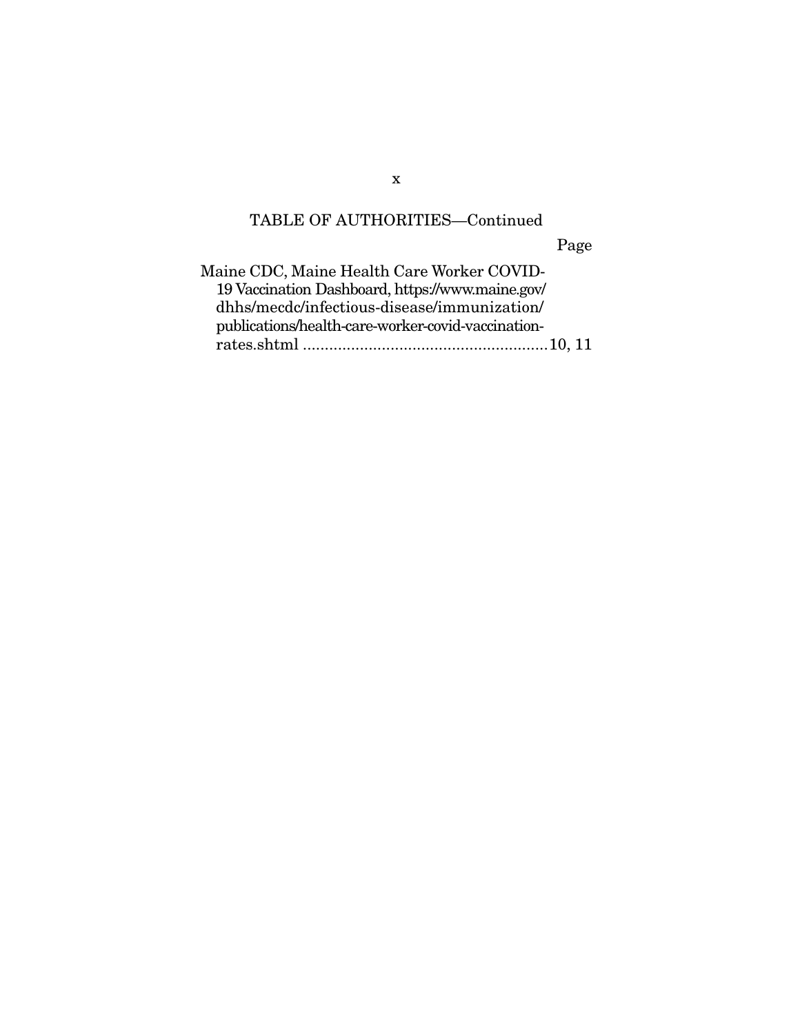TABLE OF AUTHORITIES—Continued

Page

Maine CDC, Maine Health Care Worker COVID-19 Vaccination Dashboard, https://www.maine.gov/dhhs/mecdc/infectious-disease/immunization/publications/health-care-worker-covid-vaccination-rates.shtml ........................................................10, 11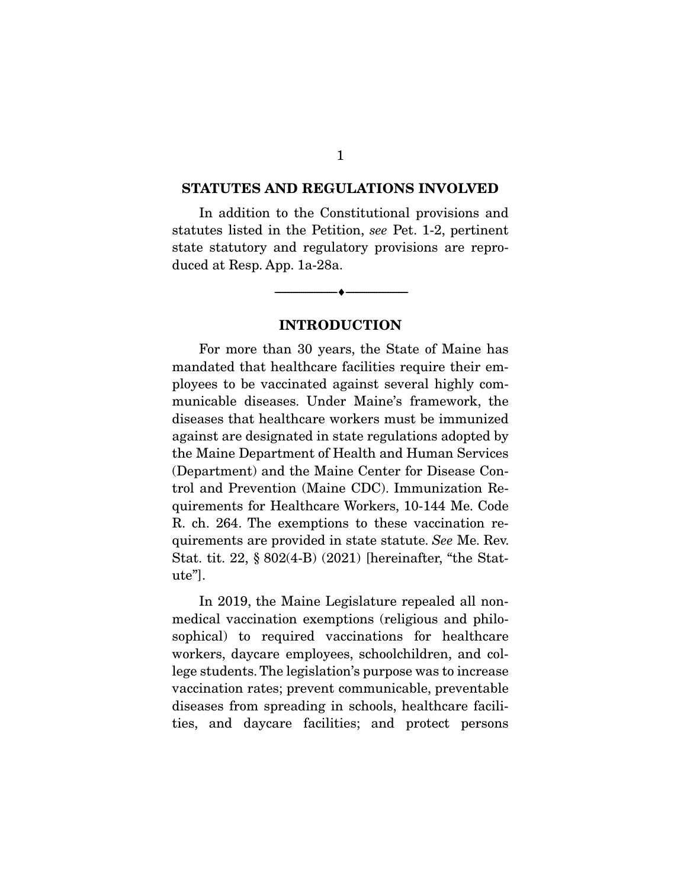## STATUTES AND REGULATIONS INVOLVED

In addition to the Constitutional provisions and statutes listed in the Petition, *see* Pet. 1-2, pertinent state statutory and regulatory provisions are reproduced at Resp. App. 1a-28a.

---

## INTRODUCTION

For more than 30 years, the State of Maine has mandated that healthcare facilities require their employees to be vaccinated against several highly communicable diseases. Under Maine's framework, the diseases that healthcare workers must be immunized against are designated in state regulations adopted by the Maine Department of Health and Human Services (Department) and the Maine Center for Disease Control and Prevention (Maine CDC). Immunization Requirements for Healthcare Workers, 10-144 Me. Code R. ch. 264. The exemptions to these vaccination requirements are provided in state statute. *See* Me. Rev. Stat. tit. 22, § 802(4-B) (2021) [hereinafter, "the Statute"].

In 2019, the Maine Legislature repealed all non-medical vaccination exemptions (religious and philosophical) to required vaccinations for healthcare workers, daycare employees, schoolchildren, and college students. The legislation's purpose was to increase vaccination rates; prevent communicable, preventable diseases from spreading in schools, healthcare facilities, and daycare facilities; and protect persons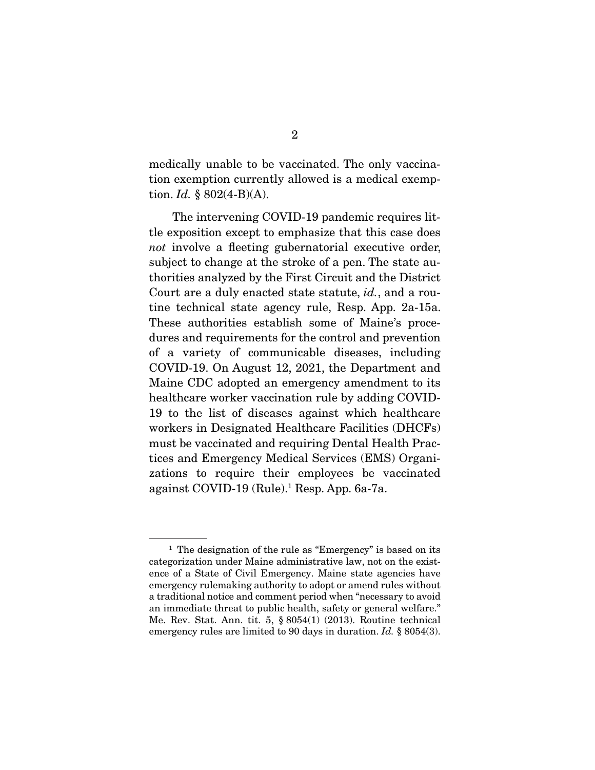medically unable to be vaccinated. The only vaccination exemption currently allowed is a medical exemption. *Id.* § 802(4-B)(A).

The intervening COVID-19 pandemic requires little exposition except to emphasize that this case does *not* involve a fleeting gubernatorial executive order, subject to change at the stroke of a pen. The state authorities analyzed by the First Circuit and the District Court are a duly enacted state statute, *id.*, and a routine technical state agency rule, Resp. App. 2a-15a. These authorities establish some of Maine's procedures and requirements for the control and prevention of a variety of communicable diseases, including COVID-19. On August 12, 2021, the Department and Maine CDC adopted an emergency amendment to its healthcare worker vaccination rule by adding COVID-19 to the list of diseases against which healthcare workers in Designated Healthcare Facilities (DHCFs) must be vaccinated and requiring Dental Health Practices and Emergency Medical Services (EMS) Organizations to require their employees be vaccinated against COVID-19 (Rule).[1] Resp. App. 6a-7a.

---

[1] The designation of the rule as "Emergency" is based on its categorization under Maine administrative law, not on the existence of a State of Civil Emergency. Maine state agencies have emergency rulemaking authority to adopt or amend rules without a traditional notice and comment period when "necessary to avoid an immediate threat to public health, safety or general welfare." Me. Rev. Stat. Ann. tit. 5, § 8054(1) (2013). Routine technical emergency rules are limited to 90 days in duration. *Id.* § 8054(3).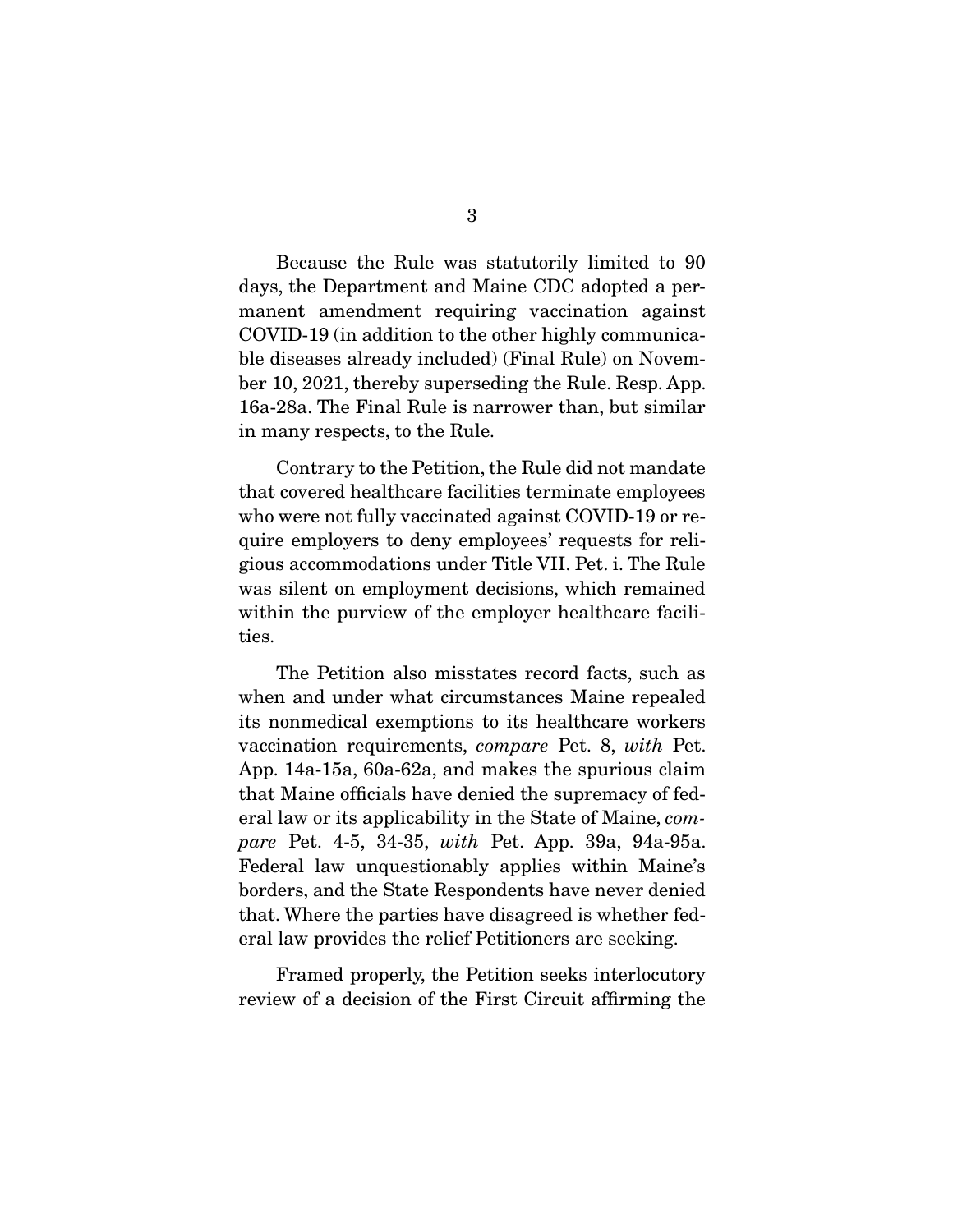Because the Rule was statutorily limited to 90 days, the Department and Maine CDC adopted a permanent amendment requiring vaccination against COVID-19 (in addition to the other highly communicable diseases already included) (Final Rule) on November 10, 2021, thereby superseding the Rule. Resp. App. 16a-28a. The Final Rule is narrower than, but similar in many respects, to the Rule.

Contrary to the Petition, the Rule did not mandate that covered healthcare facilities terminate employees who were not fully vaccinated against COVID-19 or require employers to deny employees' requests for religious accommodations under Title VII. Pet. i. The Rule was silent on employment decisions, which remained within the purview of the employer healthcare facilities.

The Petition also misstates record facts, such as when and under what circumstances Maine repealed its nonmedical exemptions to its healthcare workers vaccination requirements, *compare* Pet. 8, *with* Pet. App. 14a-15a, 60a-62a, and makes the spurious claim that Maine officials have denied the supremacy of federal law or its applicability in the State of Maine, *compare* Pet. 4-5, 34-35, *with* Pet. App. 39a, 94a-95a. Federal law unquestionably applies within Maine's borders, and the State Respondents have never denied that. Where the parties have disagreed is whether federal law provides the relief Petitioners are seeking.

Framed properly, the Petition seeks interlocutory review of a decision of the First Circuit affirming the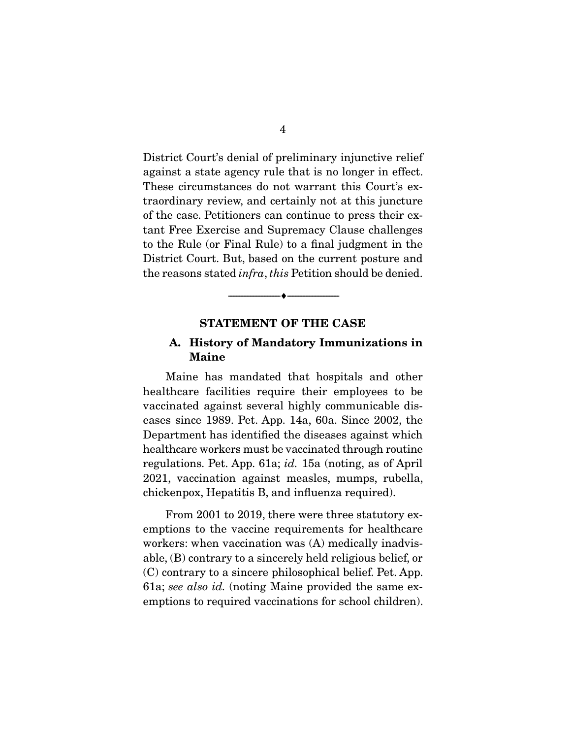District Court's denial of preliminary injunctive relief against a state agency rule that is no longer in effect. These circumstances do not warrant this Court's extraordinary review, and certainly not at this juncture of the case. Petitioners can continue to press their extant Free Exercise and Supremacy Clause challenges to the Rule (or Final Rule) to a final judgment in the District Court. But, based on the current posture and the reasons stated *infra*, *this* Petition should be denied.

---

## STATEMENT OF THE CASE

### A. History of Mandatory Immunizations in Maine

Maine has mandated that hospitals and other healthcare facilities require their employees to be vaccinated against several highly communicable diseases since 1989. Pet. App. 14a, 60a. Since 2002, the Department has identified the diseases against which healthcare workers must be vaccinated through routine regulations. Pet. App. 61a; *id.* 15a (noting, as of April 2021, vaccination against measles, mumps, rubella, chickenpox, Hepatitis B, and influenza required).

From 2001 to 2019, there were three statutory exemptions to the vaccine requirements for healthcare workers: when vaccination was (A) medically inadvisable, (B) contrary to a sincerely held religious belief, or (C) contrary to a sincere philosophical belief. Pet. App. 61a; *see also id.* (noting Maine provided the same exemptions to required vaccinations for school children).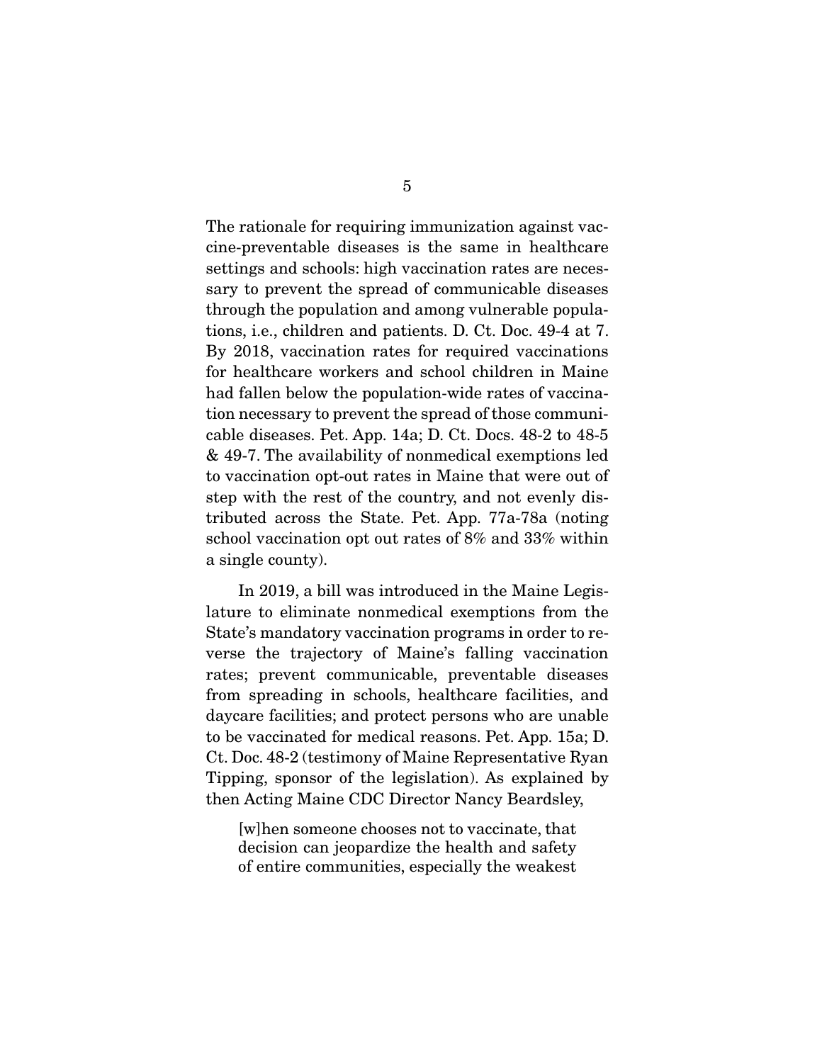The rationale for requiring immunization against vaccine-preventable diseases is the same in healthcare settings and schools: high vaccination rates are necessary to prevent the spread of communicable diseases through the population and among vulnerable populations, i.e., children and patients. D. Ct. Doc. 49-4 at 7. By 2018, vaccination rates for required vaccinations for healthcare workers and school children in Maine had fallen below the population-wide rates of vaccination necessary to prevent the spread of those communicable diseases. Pet. App. 14a; D. Ct. Docs. 48-2 to 48-5 & 49-7. The availability of nonmedical exemptions led to vaccination opt-out rates in Maine that were out of step with the rest of the country, and not evenly distributed across the State. Pet. App. 77a-78a (noting school vaccination opt out rates of 8% and 33% within a single county).

In 2019, a bill was introduced in the Maine Legislature to eliminate nonmedical exemptions from the State's mandatory vaccination programs in order to reverse the trajectory of Maine's falling vaccination rates; prevent communicable, preventable diseases from spreading in schools, healthcare facilities, and daycare facilities; and protect persons who are unable to be vaccinated for medical reasons. Pet. App. 15a; D. Ct. Doc. 48-2 (testimony of Maine Representative Ryan Tipping, sponsor of the legislation). As explained by then Acting Maine CDC Director Nancy Beardsley,

> [w]hen someone chooses not to vaccinate, that decision can jeopardize the health and safety of entire communities, especially the weakest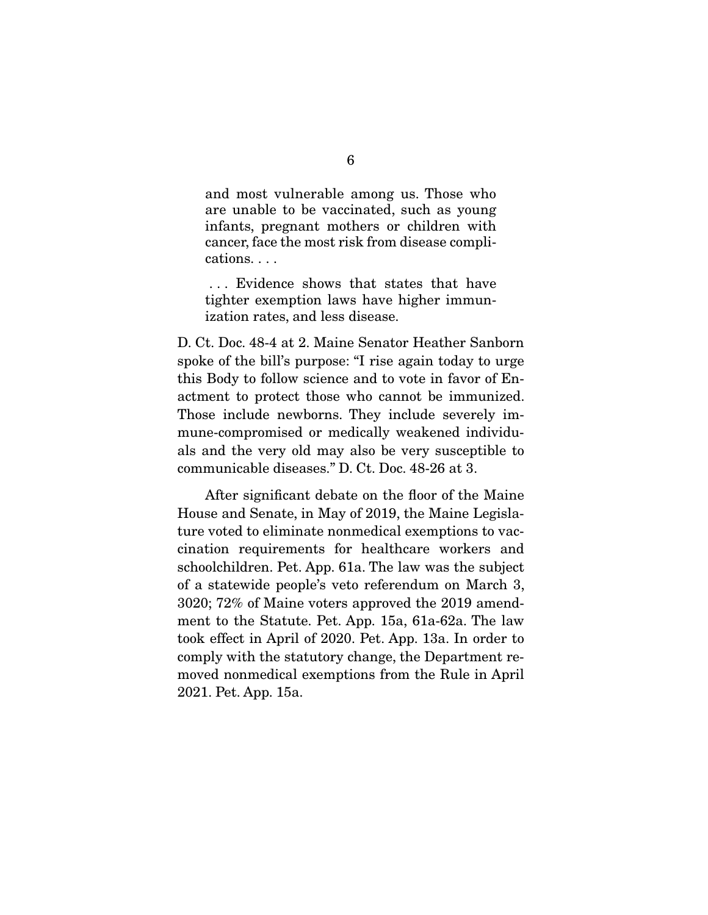> and most vulnerable among us. Those who are unable to be vaccinated, such as young infants, pregnant mothers or children with cancer, face the most risk from disease complications. . . .
>
> . . . Evidence shows that states that have tighter exemption laws have higher immunization rates, and less disease.

D. Ct. Doc. 48-4 at 2. Maine Senator Heather Sanborn spoke of the bill's purpose: "I rise again today to urge this Body to follow science and to vote in favor of Enactment to protect those who cannot be immunized. Those include newborns. They include severely immune-compromised or medically weakened individuals and the very old may also be very susceptible to communicable diseases." D. Ct. Doc. 48-26 at 3.

After significant debate on the floor of the Maine House and Senate, in May of 2019, the Maine Legislature voted to eliminate nonmedical exemptions to vaccination requirements for healthcare workers and schoolchildren. Pet. App. 61a. The law was the subject of a statewide people's veto referendum on March 3, 3020; 72% of Maine voters approved the 2019 amendment to the Statute. Pet. App. 15a, 61a-62a. The law took effect in April of 2020. Pet. App. 13a. In order to comply with the statutory change, the Department removed nonmedical exemptions from the Rule in April 2021. Pet. App. 15a.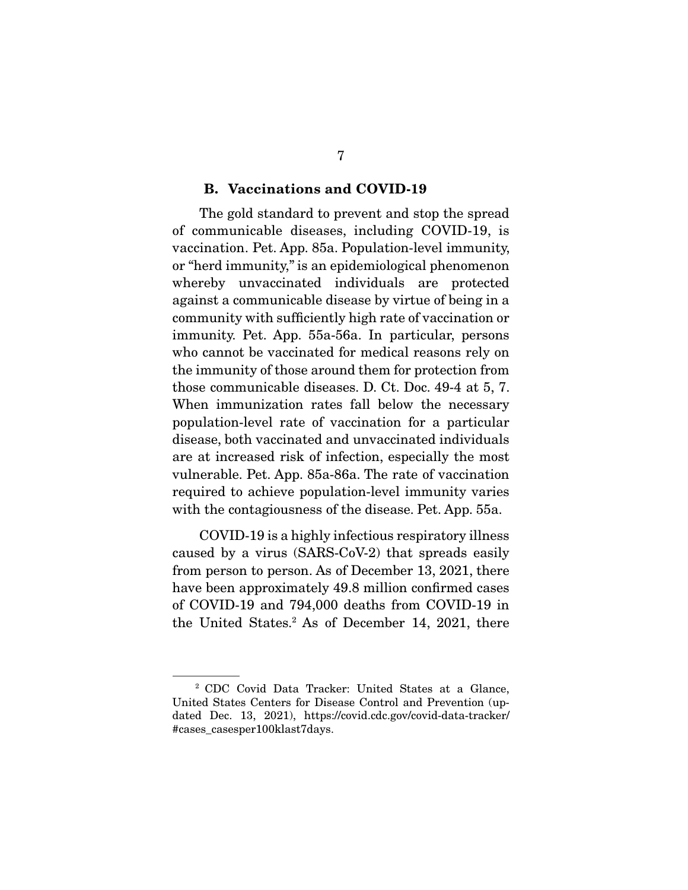### B. Vaccinations and COVID-19

The gold standard to prevent and stop the spread of communicable diseases, including COVID-19, is vaccination. Pet. App. 85a. Population-level immunity, or "herd immunity," is an epidemiological phenomenon whereby unvaccinated individuals are protected against a communicable disease by virtue of being in a community with sufficiently high rate of vaccination or immunity. Pet. App. 55a-56a. In particular, persons who cannot be vaccinated for medical reasons rely on the immunity of those around them for protection from those communicable diseases. D. Ct. Doc. 49-4 at 5, 7. When immunization rates fall below the necessary population-level rate of vaccination for a particular disease, both vaccinated and unvaccinated individuals are at increased risk of infection, especially the most vulnerable. Pet. App. 85a-86a. The rate of vaccination required to achieve population-level immunity varies with the contagiousness of the disease. Pet. App. 55a.

COVID-19 is a highly infectious respiratory illness caused by a virus (SARS-CoV-2) that spreads easily from person to person. As of December 13, 2021, there have been approximately 49.8 million confirmed cases of COVID-19 and 794,000 deaths from COVID-19 in the United States.[2] As of December 14, 2021, there

---

[2] CDC Covid Data Tracker: United States at a Glance, United States Centers for Disease Control and Prevention (updated Dec. 13, 2021), https://covid.cdc.gov/covid-data-tracker/#cases_casesper100klast7days.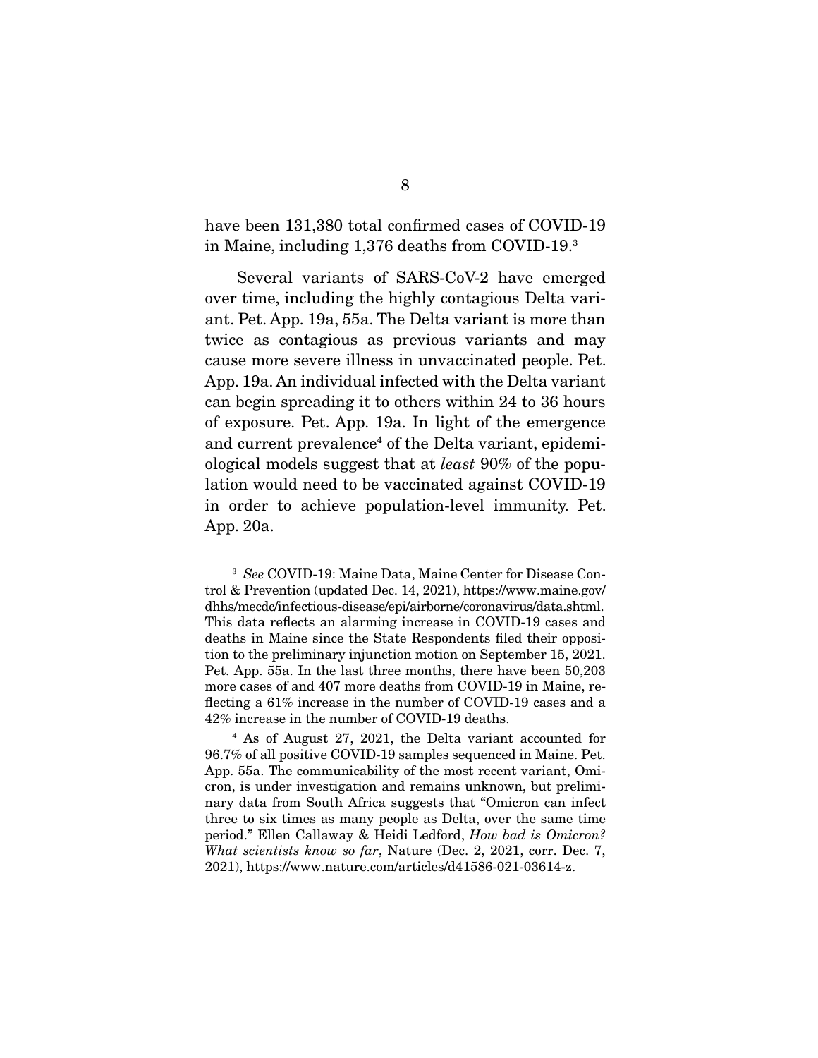have been 131,380 total confirmed cases of COVID-19 in Maine, including 1,376 deaths from COVID-19.[3]

Several variants of SARS-CoV-2 have emerged over time, including the highly contagious Delta variant. Pet. App. 19a, 55a. The Delta variant is more than twice as contagious as previous variants and may cause more severe illness in unvaccinated people. Pet. App. 19a. An individual infected with the Delta variant can begin spreading it to others within 24 to 36 hours of exposure. Pet. App. 19a. In light of the emergence and current prevalence[4] of the Delta variant, epidemiological models suggest that at *least* 90% of the population would need to be vaccinated against COVID-19 in order to achieve population-level immunity. Pet. App. 20a.

---

[3] *See* COVID-19: Maine Data, Maine Center for Disease Control & Prevention (updated Dec. 14, 2021), https://www.maine.gov/dhhs/mecdc/infectious-disease/epi/airborne/coronavirus/data.shtml. This data reflects an alarming increase in COVID-19 cases and deaths in Maine since the State Respondents filed their opposition to the preliminary injunction motion on September 15, 2021. Pet. App. 55a. In the last three months, there have been 50,203 more cases of and 407 more deaths from COVID-19 in Maine, reflecting a 61% increase in the number of COVID-19 cases and a 42% increase in the number of COVID-19 deaths.

[4] As of August 27, 2021, the Delta variant accounted for 96.7% of all positive COVID-19 samples sequenced in Maine. Pet. App. 55a. The communicability of the most recent variant, Omicron, is under investigation and remains unknown, but preliminary data from South Africa suggests that "Omicron can infect three to six times as many people as Delta, over the same time period." Ellen Callaway & Heidi Ledford, *How bad is Omicron? What scientists know so far*, Nature (Dec. 2, 2021, corr. Dec. 7, 2021), https://www.nature.com/articles/d41586-021-03614-z.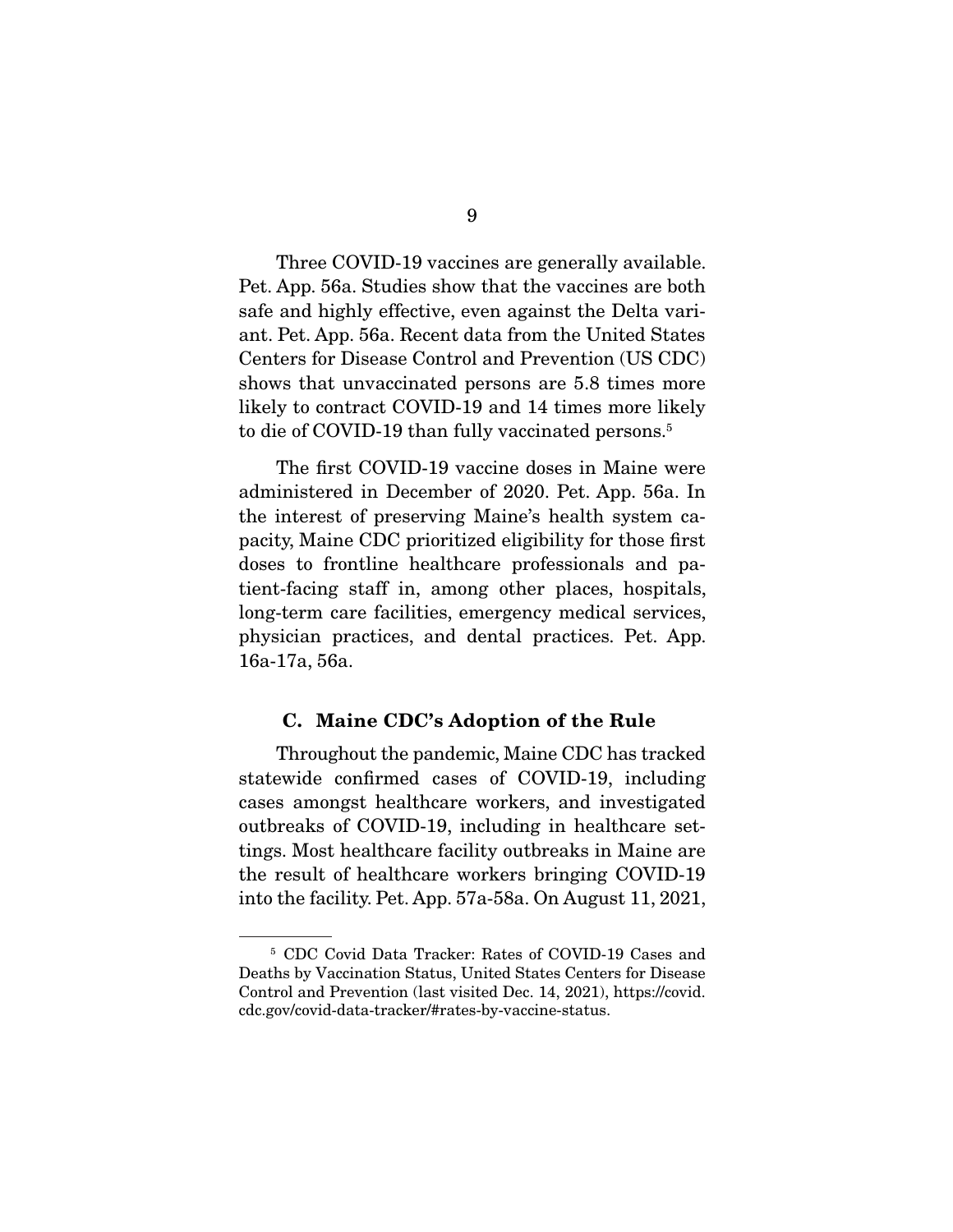Three COVID-19 vaccines are generally available. Pet. App. 56a. Studies show that the vaccines are both safe and highly effective, even against the Delta variant. Pet. App. 56a. Recent data from the United States Centers for Disease Control and Prevention (US CDC) shows that unvaccinated persons are 5.8 times more likely to contract COVID-19 and 14 times more likely to die of COVID-19 than fully vaccinated persons.[5]

The first COVID-19 vaccine doses in Maine were administered in December of 2020. Pet. App. 56a. In the interest of preserving Maine's health system capacity, Maine CDC prioritized eligibility for those first doses to frontline healthcare professionals and patient-facing staff in, among other places, hospitals, long-term care facilities, emergency medical services, physician practices, and dental practices. Pet. App. 16a-17a, 56a.

### C. Maine CDC's Adoption of the Rule

Throughout the pandemic, Maine CDC has tracked statewide confirmed cases of COVID-19, including cases amongst healthcare workers, and investigated outbreaks of COVID-19, including in healthcare settings. Most healthcare facility outbreaks in Maine are the result of healthcare workers bringing COVID-19 into the facility. Pet. App. 57a-58a. On August 11, 2021,

---

[5] CDC Covid Data Tracker: Rates of COVID-19 Cases and Deaths by Vaccination Status, United States Centers for Disease Control and Prevention (last visited Dec. 14, 2021), https://covid.cdc.gov/covid-data-tracker/#rates-by-vaccine-status.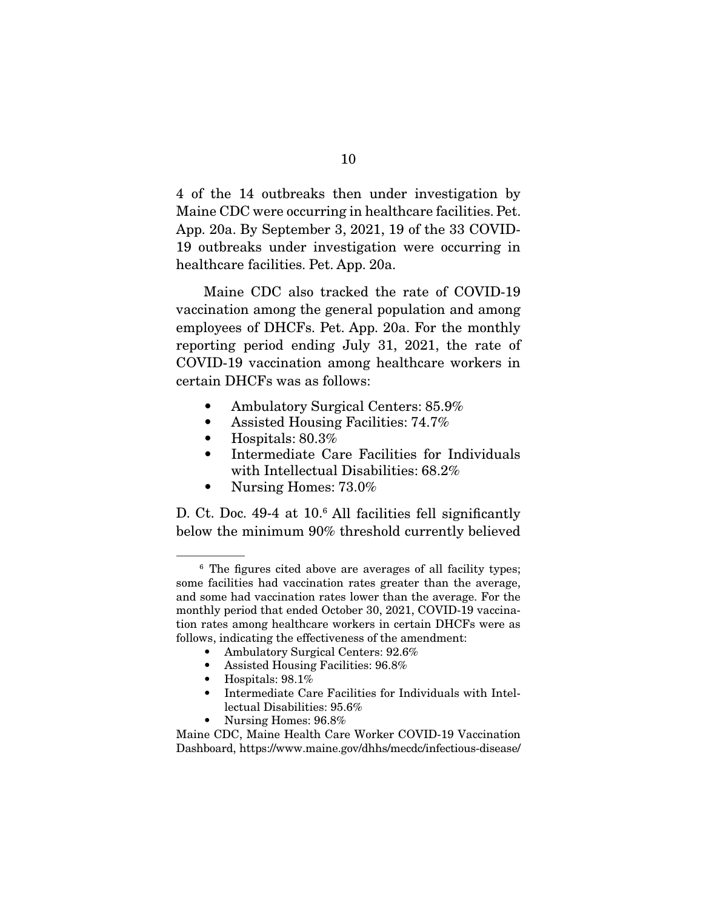4 of the 14 outbreaks then under investigation by Maine CDC were occurring in healthcare facilities. Pet. App. 20a. By September 3, 2021, 19 of the 33 COVID-19 outbreaks under investigation were occurring in healthcare facilities. Pet. App. 20a.

Maine CDC also tracked the rate of COVID-19 vaccination among the general population and among employees of DHCFs. Pet. App. 20a. For the monthly reporting period ending July 31, 2021, the rate of COVID-19 vaccination among healthcare workers in certain DHCFs was as follows:

- Ambulatory Surgical Centers: 85.9%
- Assisted Housing Facilities: 74.7%
- Hospitals: 80.3%
- Intermediate Care Facilities for Individuals with Intellectual Disabilities: 68.2%
- Nursing Homes: 73.0%

D. Ct. Doc. 49-4 at 10.[6] All facilities fell significantly below the minimum 90% threshold currently believed

---

[6] The figures cited above are averages of all facility types; some facilities had vaccination rates greater than the average, and some had vaccination rates lower than the average. For the monthly period that ended October 30, 2021, COVID-19 vaccination rates among healthcare workers in certain DHCFs were as follows, indicating the effectiveness of the amendment:

- Ambulatory Surgical Centers: 92.6%
- Assisted Housing Facilities: 96.8%
- Hospitals: 98.1%
- Intermediate Care Facilities for Individuals with Intellectual Disabilities: 95.6%
- Nursing Homes: 96.8%

Maine CDC, Maine Health Care Worker COVID-19 Vaccination Dashboard, https://www.maine.gov/dhhs/mecdc/infectious-disease/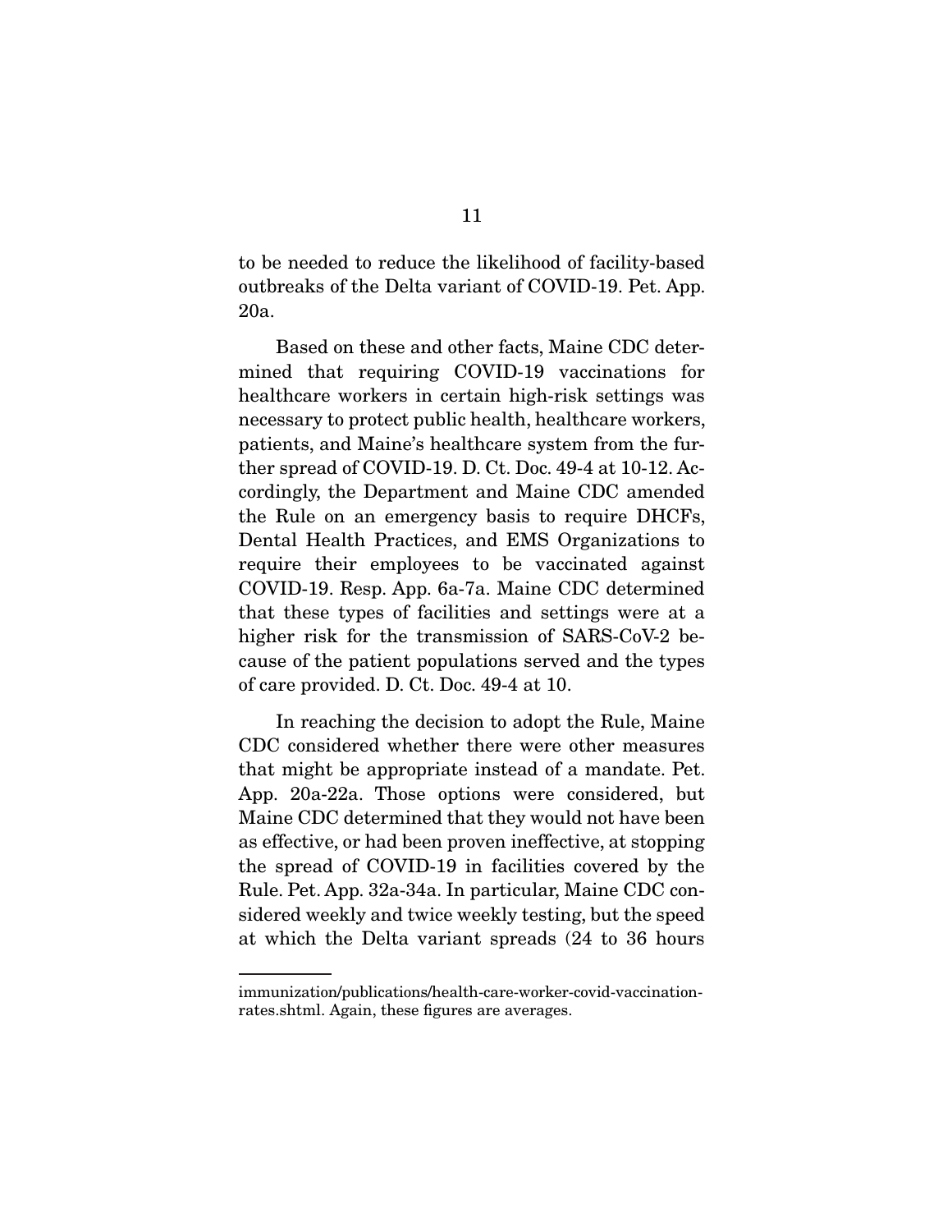to be needed to reduce the likelihood of facility-based outbreaks of the Delta variant of COVID-19. Pet. App. 20a.

Based on these and other facts, Maine CDC determined that requiring COVID-19 vaccinations for healthcare workers in certain high-risk settings was necessary to protect public health, healthcare workers, patients, and Maine's healthcare system from the further spread of COVID-19. D. Ct. Doc. 49-4 at 10-12. Accordingly, the Department and Maine CDC amended the Rule on an emergency basis to require DHCFs, Dental Health Practices, and EMS Organizations to require their employees to be vaccinated against COVID-19. Resp. App. 6a-7a. Maine CDC determined that these types of facilities and settings were at a higher risk for the transmission of SARS-CoV-2 because of the patient populations served and the types of care provided. D. Ct. Doc. 49-4 at 10.

In reaching the decision to adopt the Rule, Maine CDC considered whether there were other measures that might be appropriate instead of a mandate. Pet. App. 20a-22a. Those options were considered, but Maine CDC determined that they would not have been as effective, or had been proven ineffective, at stopping the spread of COVID-19 in facilities covered by the Rule. Pet. App. 32a-34a. In particular, Maine CDC considered weekly and twice weekly testing, but the speed at which the Delta variant spreads (24 to 36 hours

---

immunization/publications/health-care-worker-covid-vaccination-rates.shtml. Again, these figures are averages.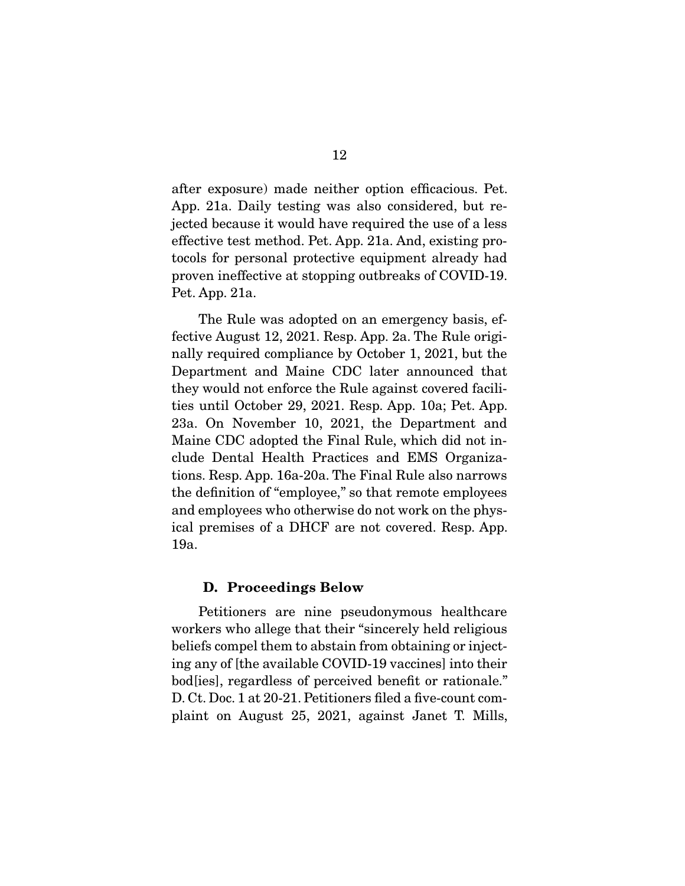after exposure) made neither option efficacious. Pet. App. 21a. Daily testing was also considered, but rejected because it would have required the use of a less effective test method. Pet. App. 21a. And, existing protocols for personal protective equipment already had proven ineffective at stopping outbreaks of COVID-19. Pet. App. 21a.

The Rule was adopted on an emergency basis, effective August 12, 2021. Resp. App. 2a. The Rule originally required compliance by October 1, 2021, but the Department and Maine CDC later announced that they would not enforce the Rule against covered facilities until October 29, 2021. Resp. App. 10a; Pet. App. 23a. On November 10, 2021, the Department and Maine CDC adopted the Final Rule, which did not include Dental Health Practices and EMS Organizations. Resp. App. 16a-20a. The Final Rule also narrows the definition of "employee," so that remote employees and employees who otherwise do not work on the physical premises of a DHCF are not covered. Resp. App. 19a.

### D. Proceedings Below

Petitioners are nine pseudonymous healthcare workers who allege that their "sincerely held religious beliefs compel them to abstain from obtaining or injecting any of [the available COVID-19 vaccines] into their bod[ies], regardless of perceived benefit or rationale." D. Ct. Doc. 1 at 20-21. Petitioners filed a five-count complaint on August 25, 2021, against Janet T. Mills,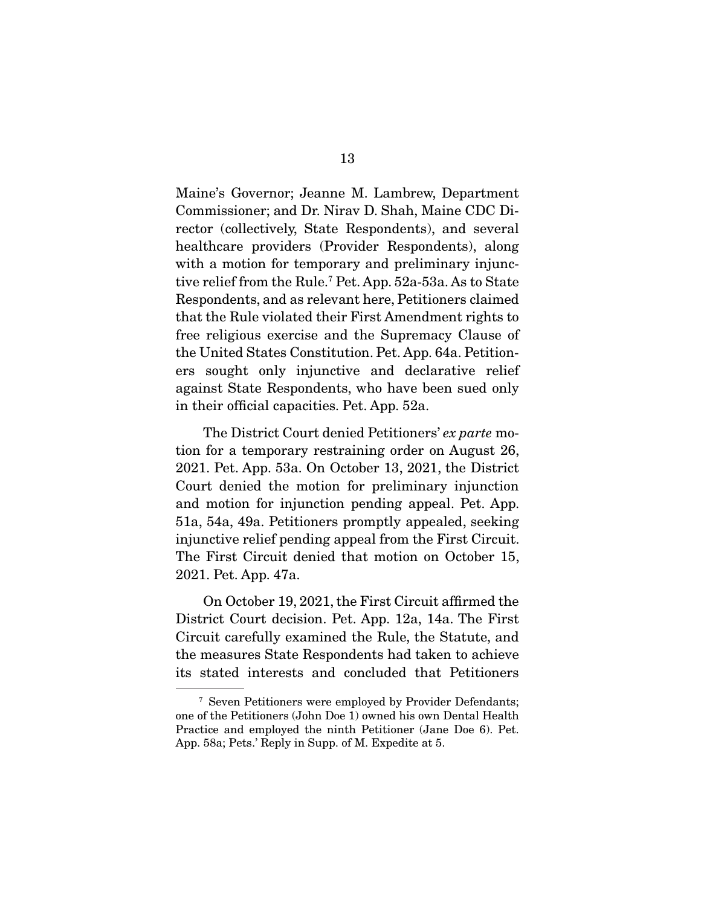Maine's Governor; Jeanne M. Lambrew, Department Commissioner; and Dr. Nirav D. Shah, Maine CDC Director (collectively, State Respondents), and several healthcare providers (Provider Respondents), along with a motion for temporary and preliminary injunctive relief from the Rule.[7] Pet. App. 52a-53a. As to State Respondents, and as relevant here, Petitioners claimed that the Rule violated their First Amendment rights to free religious exercise and the Supremacy Clause of the United States Constitution. Pet. App. 64a. Petitioners sought only injunctive and declarative relief against State Respondents, who have been sued only in their official capacities. Pet. App. 52a.

The District Court denied Petitioners' *ex parte* motion for a temporary restraining order on August 26, 2021. Pet. App. 53a. On October 13, 2021, the District Court denied the motion for preliminary injunction and motion for injunction pending appeal. Pet. App. 51a, 54a, 49a. Petitioners promptly appealed, seeking injunctive relief pending appeal from the First Circuit. The First Circuit denied that motion on October 15, 2021. Pet. App. 47a.

On October 19, 2021, the First Circuit affirmed the District Court decision. Pet. App. 12a, 14a. The First Circuit carefully examined the Rule, the Statute, and the measures State Respondents had taken to achieve its stated interests and concluded that Petitioners

---

[7] Seven Petitioners were employed by Provider Defendants; one of the Petitioners (John Doe 1) owned his own Dental Health Practice and employed the ninth Petitioner (Jane Doe 6). Pet. App. 58a; Pets.' Reply in Supp. of M. Expedite at 5.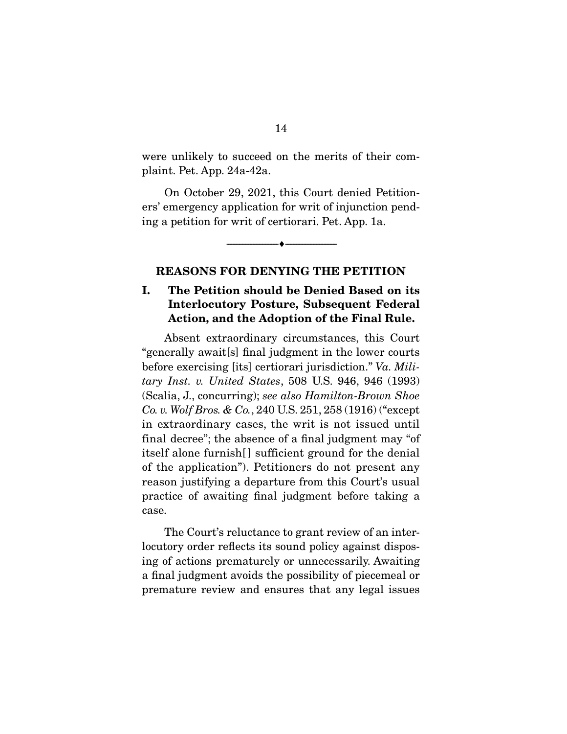were unlikely to succeed on the merits of their complaint. Pet. App. 24a-42a.

On October 29, 2021, this Court denied Petitioners' emergency application for writ of injunction pending a petition for writ of certiorari. Pet. App. 1a.

---

## REASONS FOR DENYING THE PETITION

### I. The Petition should be Denied Based on its Interlocutory Posture, Subsequent Federal Action, and the Adoption of the Final Rule.

Absent extraordinary circumstances, this Court "generally await[s] final judgment in the lower courts before exercising [its] certiorari jurisdiction." *Va. Military Inst. v. United States*, 508 U.S. 946, 946 (1993) (Scalia, J., concurring); *see also Hamilton-Brown Shoe Co. v. Wolf Bros. & Co.*, 240 U.S. 251, 258 (1916) ("except in extraordinary cases, the writ is not issued until final decree"; the absence of a final judgment may "of itself alone furnish[] sufficient ground for the denial of the application"). Petitioners do not present any reason justifying a departure from this Court's usual practice of awaiting final judgment before taking a case.

The Court's reluctance to grant review of an interlocutory order reflects its sound policy against disposing of actions prematurely or unnecessarily. Awaiting a final judgment avoids the possibility of piecemeal or premature review and ensures that any legal issues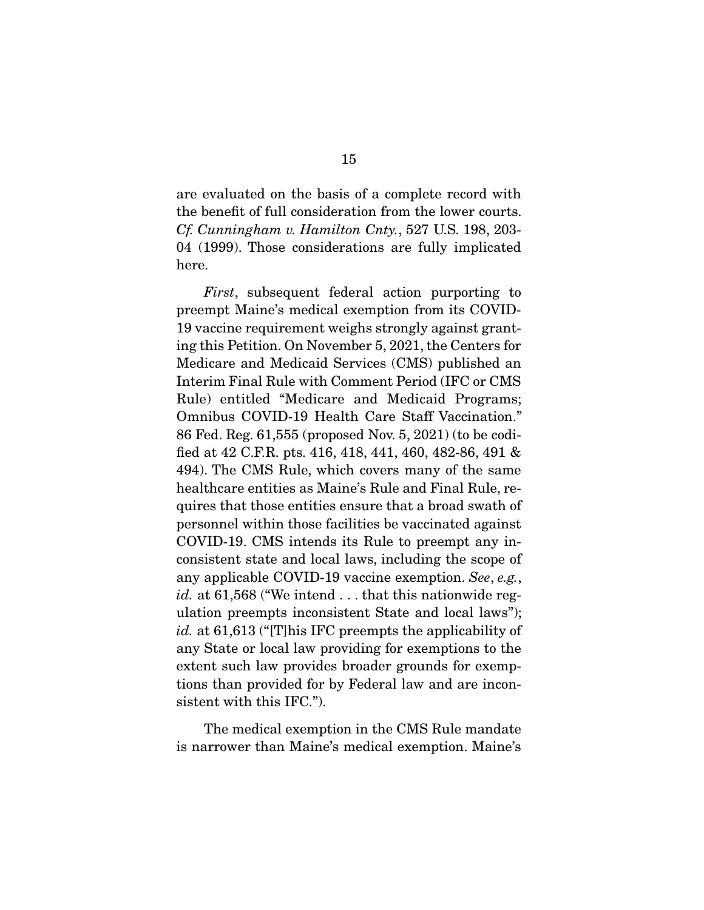are evaluated on the basis of a complete record with the benefit of full consideration from the lower courts. *Cf. Cunningham v. Hamilton Cnty.*, 527 U.S. 198, 203-04 (1999). Those considerations are fully implicated here.

*First*, subsequent federal action purporting to preempt Maine's medical exemption from its COVID-19 vaccine requirement weighs strongly against granting this Petition. On November 5, 2021, the Centers for Medicare and Medicaid Services (CMS) published an Interim Final Rule with Comment Period (IFC or CMS Rule) entitled "Medicare and Medicaid Programs; Omnibus COVID-19 Health Care Staff Vaccination." 86 Fed. Reg. 61,555 (proposed Nov. 5, 2021) (to be codified at 42 C.F.R. pts. 416, 418, 441, 460, 482-86, 491 & 494). The CMS Rule, which covers many of the same healthcare entities as Maine's Rule and Final Rule, requires that those entities ensure that a broad swath of personnel within those facilities be vaccinated against COVID-19. CMS intends its Rule to preempt any inconsistent state and local laws, including the scope of any applicable COVID-19 vaccine exemption. *See*, *e.g.*, *id.* at 61,568 ("We intend . . . that this nationwide regulation preempts inconsistent State and local laws"); *id.* at 61,613 ("[T]his IFC preempts the applicability of any State or local law providing for exemptions to the extent such law provides broader grounds for exemptions than provided for by Federal law and are inconsistent with this IFC.").

The medical exemption in the CMS Rule mandate is narrower than Maine's medical exemption. Maine's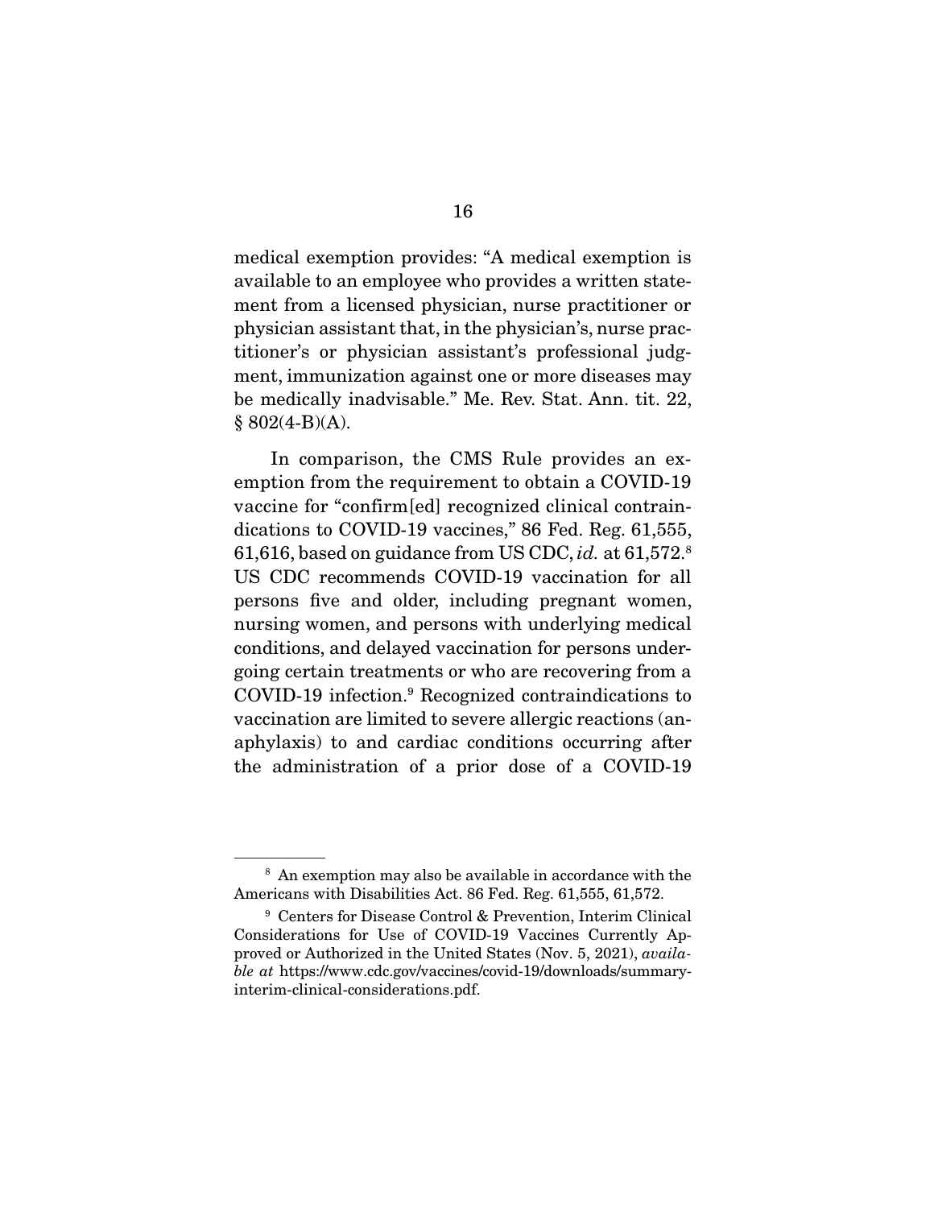medical exemption provides: "A medical exemption is available to an employee who provides a written statement from a licensed physician, nurse practitioner or physician assistant that, in the physician's, nurse practitioner's or physician assistant's professional judgment, immunization against one or more diseases may be medically inadvisable." Me. Rev. Stat. Ann. tit. 22, § 802(4-B)(A).

In comparison, the CMS Rule provides an exemption from the requirement to obtain a COVID-19 vaccine for "confirm[ed] recognized clinical contraindications to COVID-19 vaccines," 86 Fed. Reg. 61,555, 61,616, based on guidance from US CDC, *id.* at 61,572.[8] US CDC recommends COVID-19 vaccination for all persons five and older, including pregnant women, nursing women, and persons with underlying medical conditions, and delayed vaccination for persons undergoing certain treatments or who are recovering from a COVID-19 infection.[9] Recognized contraindications to vaccination are limited to severe allergic reactions (anaphylaxis) to and cardiac conditions occurring after the administration of a prior dose of a COVID-19

---

[8] An exemption may also be available in accordance with the Americans with Disabilities Act. 86 Fed. Reg. 61,555, 61,572.

[9] Centers for Disease Control & Prevention, Interim Clinical Considerations for Use of COVID-19 Vaccines Currently Approved or Authorized in the United States (Nov. 5, 2021), *available at* https://www.cdc.gov/vaccines/covid-19/downloads/summary-interim-clinical-considerations.pdf.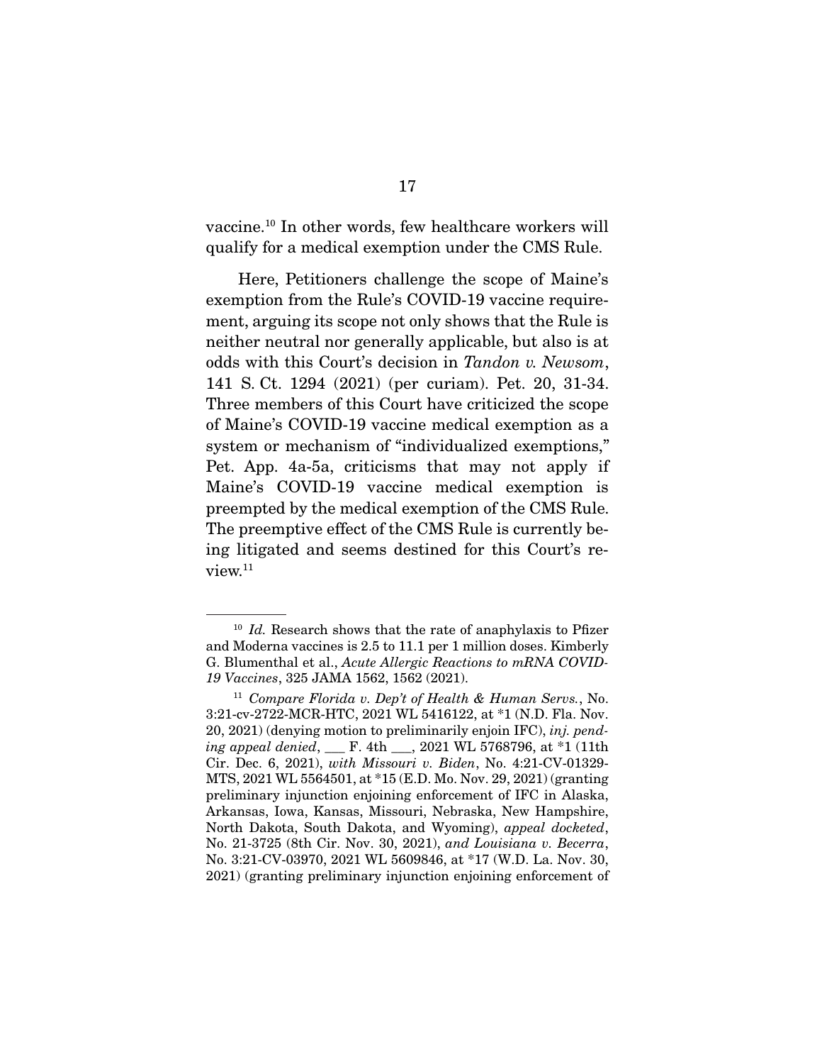vaccine.[10] In other words, few healthcare workers will qualify for a medical exemption under the CMS Rule.

Here, Petitioners challenge the scope of Maine's exemption from the Rule's COVID-19 vaccine requirement, arguing its scope not only shows that the Rule is neither neutral nor generally applicable, but also is at odds with this Court's decision in *Tandon v. Newsom*, 141 S. Ct. 1294 (2021) (per curiam). Pet. 20, 31-34. Three members of this Court have criticized the scope of Maine's COVID-19 vaccine medical exemption as a system or mechanism of "individualized exemptions," Pet. App. 4a-5a, criticisms that may not apply if Maine's COVID-19 vaccine medical exemption is preempted by the medical exemption of the CMS Rule. The preemptive effect of the CMS Rule is currently being litigated and seems destined for this Court's review.[11]

---

[10] *Id.* Research shows that the rate of anaphylaxis to Pfizer and Moderna vaccines is 2.5 to 11.1 per 1 million doses. Kimberly G. Blumenthal et al., *Acute Allergic Reactions to mRNA COVID-19 Vaccines*, 325 JAMA 1562, 1562 (2021).

[11] *Compare Florida v. Dep't of Health & Human Servs.*, No. 3:21-cv-2722-MCR-HTC, 2021 WL 5416122, at *1 (N.D. Fla. Nov. 20, 2021) (denying motion to preliminarily enjoin IFC), *inj. pending appeal denied*, ___ F. 4th ___, 2021 WL 5768796, at *1 (11th Cir. Dec. 6, 2021), *with Missouri v. Biden*, No. 4:21-CV-01329-MTS, 2021 WL 5564501, at *15 (E.D. Mo. Nov. 29, 2021) (granting preliminary injunction enjoining enforcement of IFC in Alaska, Arkansas, Iowa, Kansas, Missouri, Nebraska, New Hampshire, North Dakota, South Dakota, and Wyoming), *appeal docketed*, No. 21-3725 (8th Cir. Nov. 30, 2021), *and Louisiana v. Becerra*, No. 3:21-CV-03970, 2021 WL 5609846, at *17 (W.D. La. Nov. 30, 2021) (granting preliminary injunction enjoining enforcement of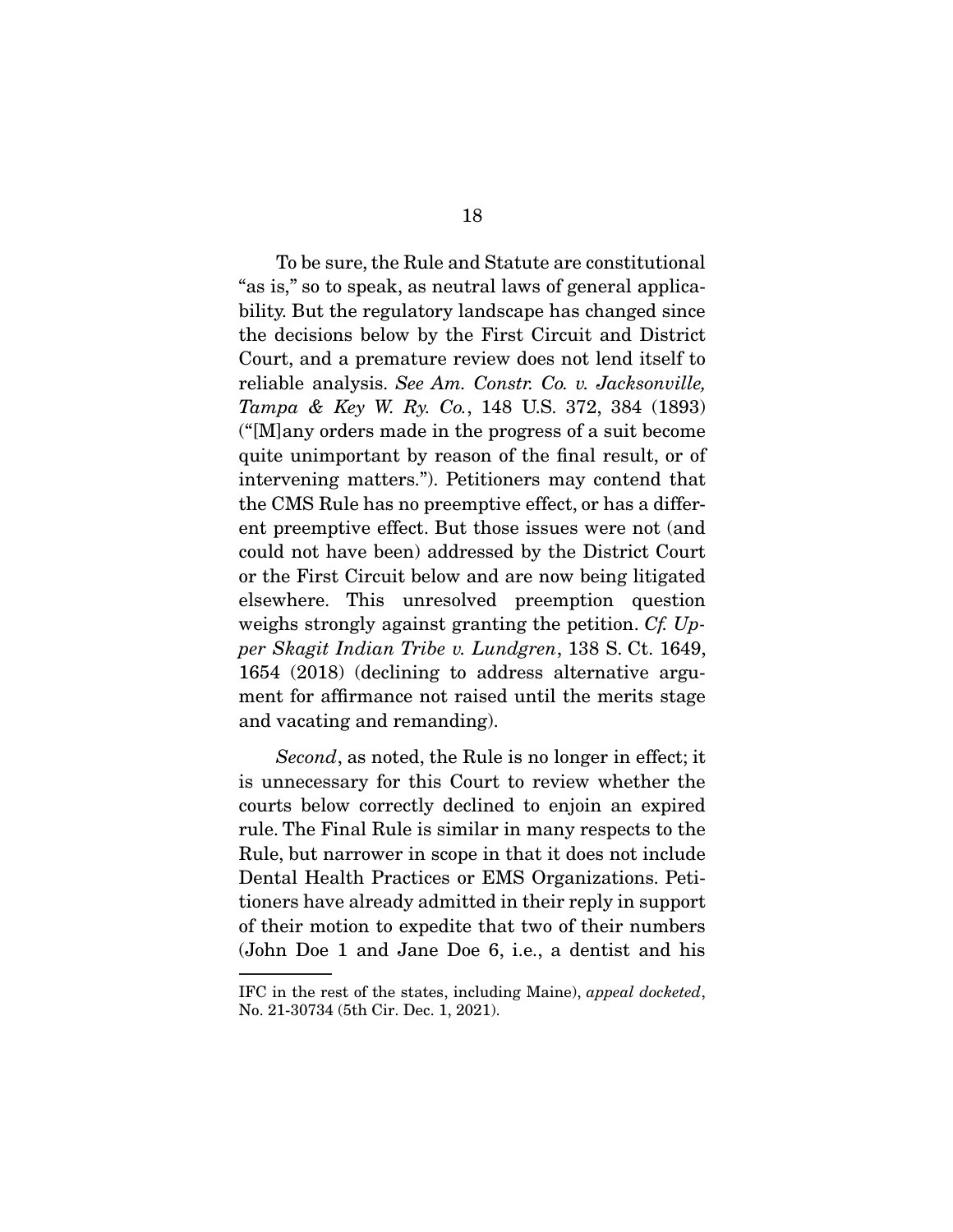To be sure, the Rule and Statute are constitutional "as is," so to speak, as neutral laws of general applicability. But the regulatory landscape has changed since the decisions below by the First Circuit and District Court, and a premature review does not lend itself to reliable analysis. *See Am. Constr. Co. v. Jacksonville, Tampa & Key W. Ry. Co.*, 148 U.S. 372, 384 (1893) ("[M]any orders made in the progress of a suit become quite unimportant by reason of the final result, or of intervening matters."). Petitioners may contend that the CMS Rule has no preemptive effect, or has a different preemptive effect. But those issues were not (and could not have been) addressed by the District Court or the First Circuit below and are now being litigated elsewhere. This unresolved preemption question weighs strongly against granting the petition. *Cf. Upper Skagit Indian Tribe v. Lundgren*, 138 S. Ct. 1649, 1654 (2018) (declining to address alternative argument for affirmance not raised until the merits stage and vacating and remanding).

*Second*, as noted, the Rule is no longer in effect; it is unnecessary for this Court to review whether the courts below correctly declined to enjoin an expired rule. The Final Rule is similar in many respects to the Rule, but narrower in scope in that it does not include Dental Health Practices or EMS Organizations. Petitioners have already admitted in their reply in support of their motion to expedite that two of their numbers (John Doe 1 and Jane Doe 6, i.e., a dentist and his

---

IFC in the rest of the states, including Maine), *appeal docketed*, No. 21-30734 (5th Cir. Dec. 1, 2021).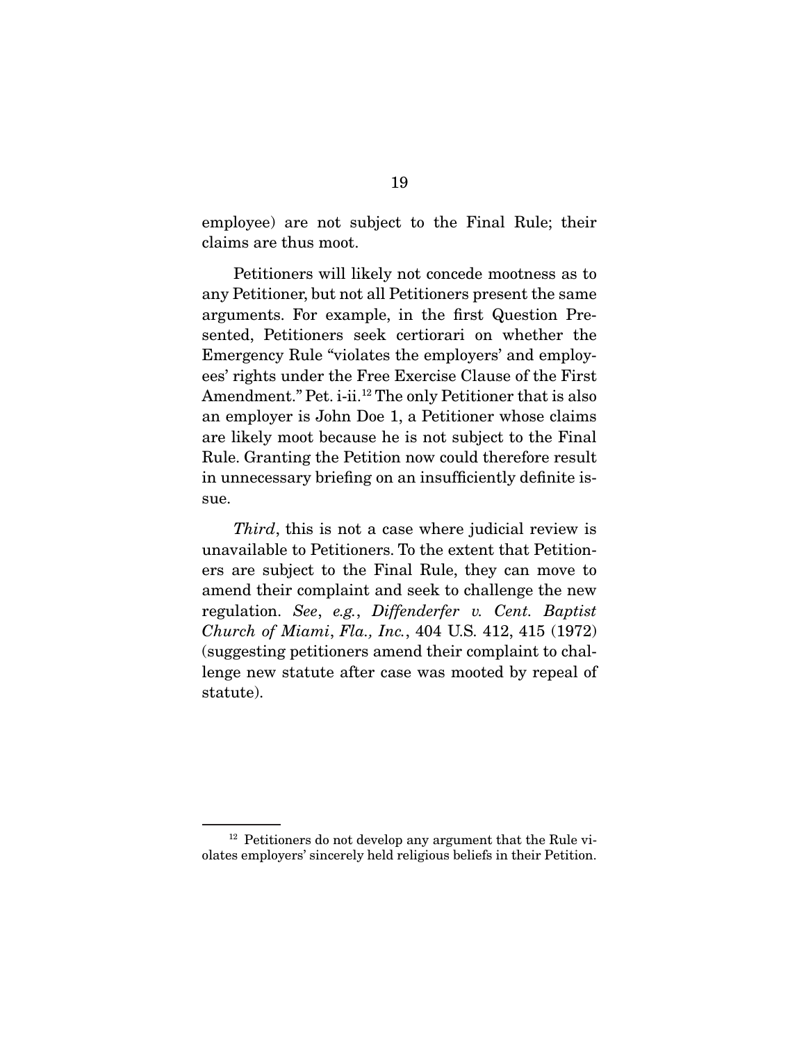employee) are not subject to the Final Rule; their claims are thus moot.

Petitioners will likely not concede mootness as to any Petitioner, but not all Petitioners present the same arguments. For example, in the first Question Presented, Petitioners seek certiorari on whether the Emergency Rule "violates the employers' and employees' rights under the Free Exercise Clause of the First Amendment." Pet. i-ii.[12] The only Petitioner that is also an employer is John Doe 1, a Petitioner whose claims are likely moot because he is not subject to the Final Rule. Granting the Petition now could therefore result in unnecessary briefing on an insufficiently definite issue.

*Third*, this is not a case where judicial review is unavailable to Petitioners. To the extent that Petitioners are subject to the Final Rule, they can move to amend their complaint and seek to challenge the new regulation. *See*, *e.g.*, *Diffenderfer v. Cent. Baptist Church of Miami*, *Fla., Inc.*, 404 U.S. 412, 415 (1972) (suggesting petitioners amend their complaint to challenge new statute after case was mooted by repeal of statute).

---

[12] Petitioners do not develop any argument that the Rule violates employers' sincerely held religious beliefs in their Petition.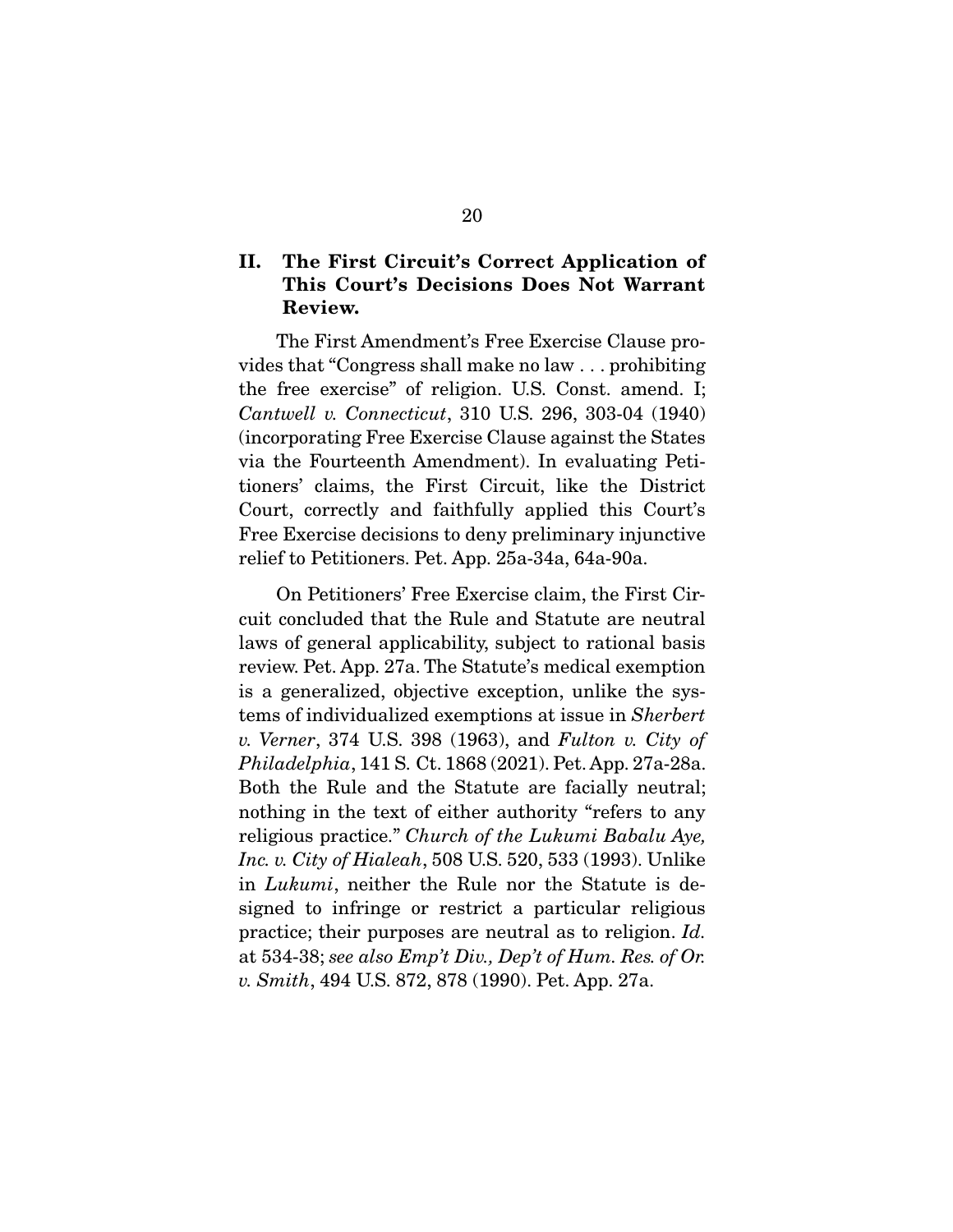## II. The First Circuit's Correct Application of This Court's Decisions Does Not Warrant Review.

The First Amendment's Free Exercise Clause provides that "Congress shall make no law . . . prohibiting the free exercise" of religion. U.S. Const. amend. I; *Cantwell v. Connecticut*, 310 U.S. 296, 303-04 (1940) (incorporating Free Exercise Clause against the States via the Fourteenth Amendment). In evaluating Petitioners' claims, the First Circuit, like the District Court, correctly and faithfully applied this Court's Free Exercise decisions to deny preliminary injunctive relief to Petitioners. Pet. App. 25a-34a, 64a-90a.

On Petitioners' Free Exercise claim, the First Circuit concluded that the Rule and Statute are neutral laws of general applicability, subject to rational basis review. Pet. App. 27a. The Statute's medical exemption is a generalized, objective exception, unlike the systems of individualized exemptions at issue in *Sherbert v. Verner*, 374 U.S. 398 (1963), and *Fulton v. City of Philadelphia*, 141 S. Ct. 1868 (2021). Pet. App. 27a-28a. Both the Rule and the Statute are facially neutral; nothing in the text of either authority "refers to any religious practice." *Church of the Lukumi Babalu Aye, Inc. v. City of Hialeah*, 508 U.S. 520, 533 (1993). Unlike in *Lukumi*, neither the Rule nor the Statute is designed to infringe or restrict a particular religious practice; their purposes are neutral as to religion. *Id.* at 534-38; *see also Emp't Div., Dep't of Hum. Res. of Or. v. Smith*, 494 U.S. 872, 878 (1990). Pet. App. 27a.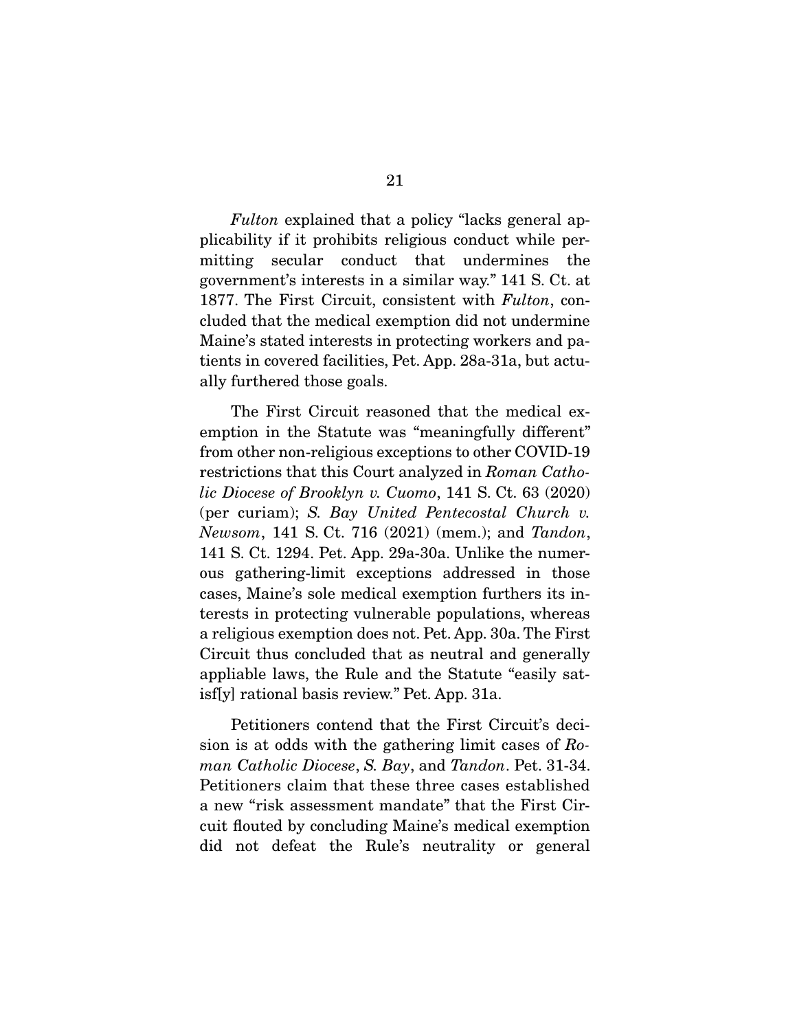*Fulton* explained that a policy "lacks general applicability if it prohibits religious conduct while permitting secular conduct that undermines the government's interests in a similar way." 141 S. Ct. at 1877. The First Circuit, consistent with *Fulton*, concluded that the medical exemption did not undermine Maine's stated interests in protecting workers and patients in covered facilities, Pet. App. 28a-31a, but actually furthered those goals.

The First Circuit reasoned that the medical exemption in the Statute was "meaningfully different" from other non-religious exceptions to other COVID-19 restrictions that this Court analyzed in *Roman Catholic Diocese of Brooklyn v. Cuomo*, 141 S. Ct. 63 (2020) (per curiam); *S. Bay United Pentecostal Church v. Newsom*, 141 S. Ct. 716 (2021) (mem.); and *Tandon*, 141 S. Ct. 1294. Pet. App. 29a-30a. Unlike the numerous gathering-limit exceptions addressed in those cases, Maine's sole medical exemption furthers its interests in protecting vulnerable populations, whereas a religious exemption does not. Pet. App. 30a. The First Circuit thus concluded that as neutral and generally appliable laws, the Rule and the Statute "easily satisf[y] rational basis review." Pet. App. 31a.

Petitioners contend that the First Circuit's decision is at odds with the gathering limit cases of *Roman Catholic Diocese*, *S. Bay*, and *Tandon*. Pet. 31-34. Petitioners claim that these three cases established a new "risk assessment mandate" that the First Circuit flouted by concluding Maine's medical exemption did not defeat the Rule's neutrality or general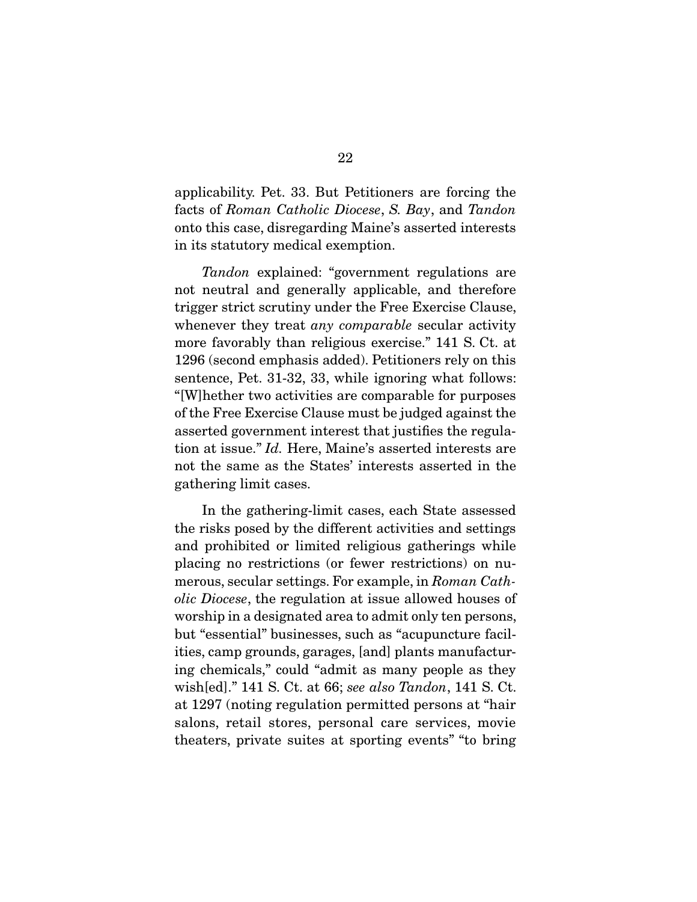applicability. Pet. 33. But Petitioners are forcing the facts of *Roman Catholic Diocese*, *S. Bay*, and *Tandon* onto this case, disregarding Maine's asserted interests in its statutory medical exemption.

*Tandon* explained: "government regulations are not neutral and generally applicable, and therefore trigger strict scrutiny under the Free Exercise Clause, whenever they treat *any comparable* secular activity more favorably than religious exercise." 141 S. Ct. at 1296 (second emphasis added). Petitioners rely on this sentence, Pet. 31-32, 33, while ignoring what follows: "[W]hether two activities are comparable for purposes of the Free Exercise Clause must be judged against the asserted government interest that justifies the regulation at issue." *Id.* Here, Maine's asserted interests are not the same as the States' interests asserted in the gathering limit cases.

In the gathering-limit cases, each State assessed the risks posed by the different activities and settings and prohibited or limited religious gatherings while placing no restrictions (or fewer restrictions) on numerous, secular settings. For example, in *Roman Catholic Diocese*, the regulation at issue allowed houses of worship in a designated area to admit only ten persons, but "essential" businesses, such as "acupuncture facilities, camp grounds, garages, [and] plants manufacturing chemicals," could "admit as many people as they wish[ed]." 141 S. Ct. at 66; *see also Tandon*, 141 S. Ct. at 1297 (noting regulation permitted persons at "hair salons, retail stores, personal care services, movie theaters, private suites at sporting events" "to bring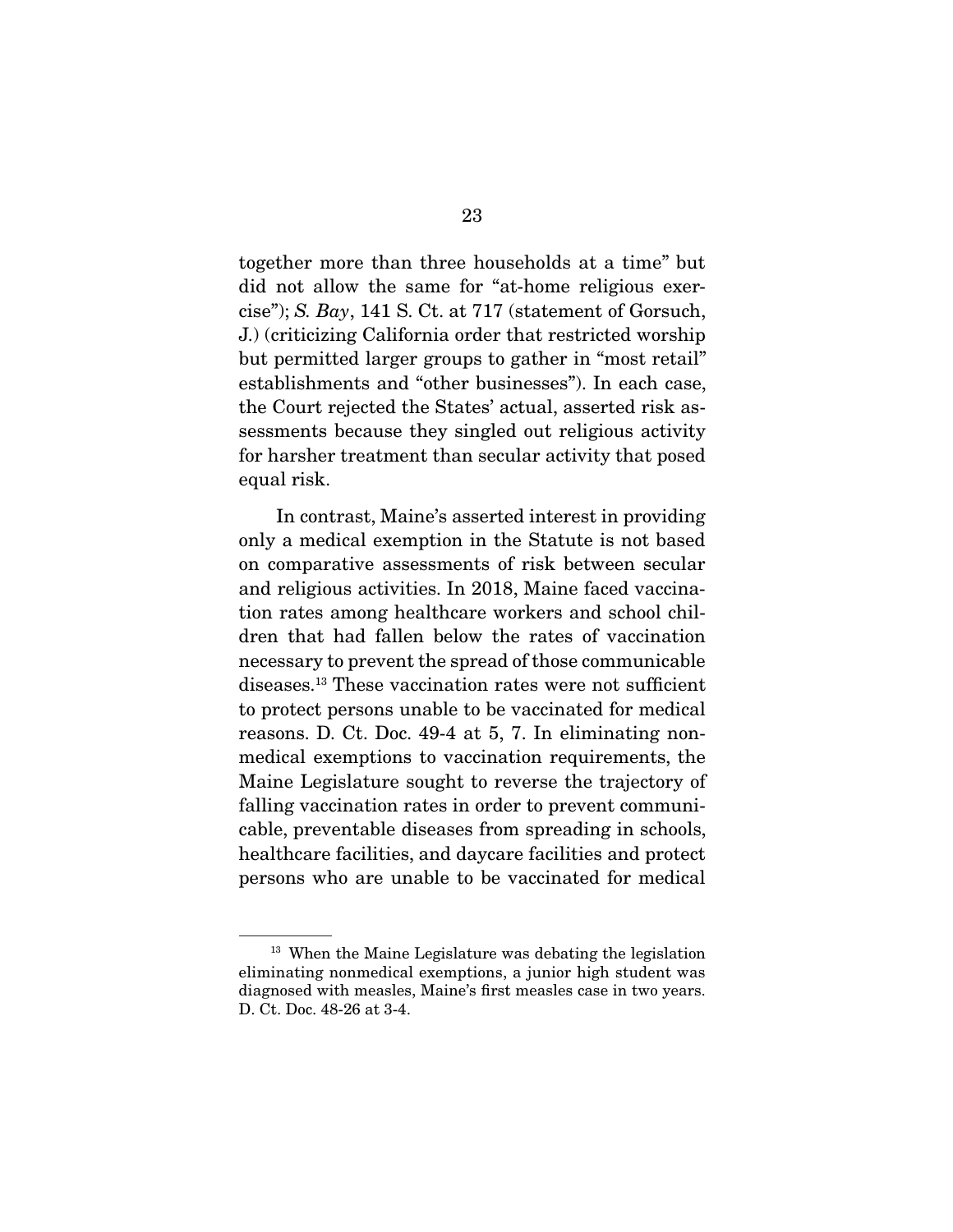together more than three households at a time" but did not allow the same for "at-home religious exercise"); *S. Bay*, 141 S. Ct. at 717 (statement of Gorsuch, J.) (criticizing California order that restricted worship but permitted larger groups to gather in "most retail" establishments and "other businesses"). In each case, the Court rejected the States' actual, asserted risk assessments because they singled out religious activity for harsher treatment than secular activity that posed equal risk.

In contrast, Maine's asserted interest in providing only a medical exemption in the Statute is not based on comparative assessments of risk between secular and religious activities. In 2018, Maine faced vaccination rates among healthcare workers and school children that had fallen below the rates of vaccination necessary to prevent the spread of those communicable diseases.[13] These vaccination rates were not sufficient to protect persons unable to be vaccinated for medical reasons. D. Ct. Doc. 49-4 at 5, 7. In eliminating nonmedical exemptions to vaccination requirements, the Maine Legislature sought to reverse the trajectory of falling vaccination rates in order to prevent communicable, preventable diseases from spreading in schools, healthcare facilities, and daycare facilities and protect persons who are unable to be vaccinated for medical

---

[13] When the Maine Legislature was debating the legislation eliminating nonmedical exemptions, a junior high student was diagnosed with measles, Maine's first measles case in two years. D. Ct. Doc. 48-26 at 3-4.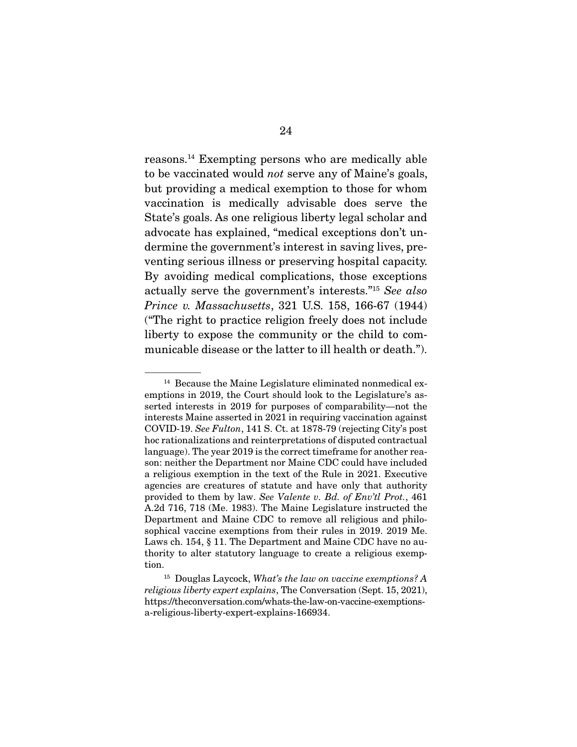reasons.[14] Exempting persons who are medically able to be vaccinated would *not* serve any of Maine's goals, but providing a medical exemption to those for whom vaccination is medically advisable does serve the State's goals. As one religious liberty legal scholar and advocate has explained, "medical exceptions don't undermine the government's interest in saving lives, preventing serious illness or preserving hospital capacity. By avoiding medical complications, those exceptions actually serve the government's interests."[15] *See also Prince v. Massachusetts*, 321 U.S. 158, 166-67 (1944) ("The right to practice religion freely does not include liberty to expose the community or the child to communicable disease or the latter to ill health or death.").

---

[14] Because the Maine Legislature eliminated nonmedical exemptions in 2019, the Court should look to the Legislature's asserted interests in 2019 for purposes of comparability—not the interests Maine asserted in 2021 in requiring vaccination against COVID-19. *See Fulton*, 141 S. Ct. at 1878-79 (rejecting City's post hoc rationalizations and reinterpretations of disputed contractual language). The year 2019 is the correct timeframe for another reason: neither the Department nor Maine CDC could have included a religious exemption in the text of the Rule in 2021. Executive agencies are creatures of statute and have only that authority provided to them by law. *See Valente v. Bd. of Env'tl Prot.*, 461 A.2d 716, 718 (Me. 1983). The Maine Legislature instructed the Department and Maine CDC to remove all religious and philosophical vaccine exemptions from their rules in 2019. 2019 Me. Laws ch. 154, § 11. The Department and Maine CDC have no authority to alter statutory language to create a religious exemption.

[15] Douglas Laycock, *What's the law on vaccine exemptions? A religious liberty expert explains*, The Conversation (Sept. 15, 2021), https://theconversation.com/whats-the-law-on-vaccine-exemptions-a-religious-liberty-expert-explains-166934.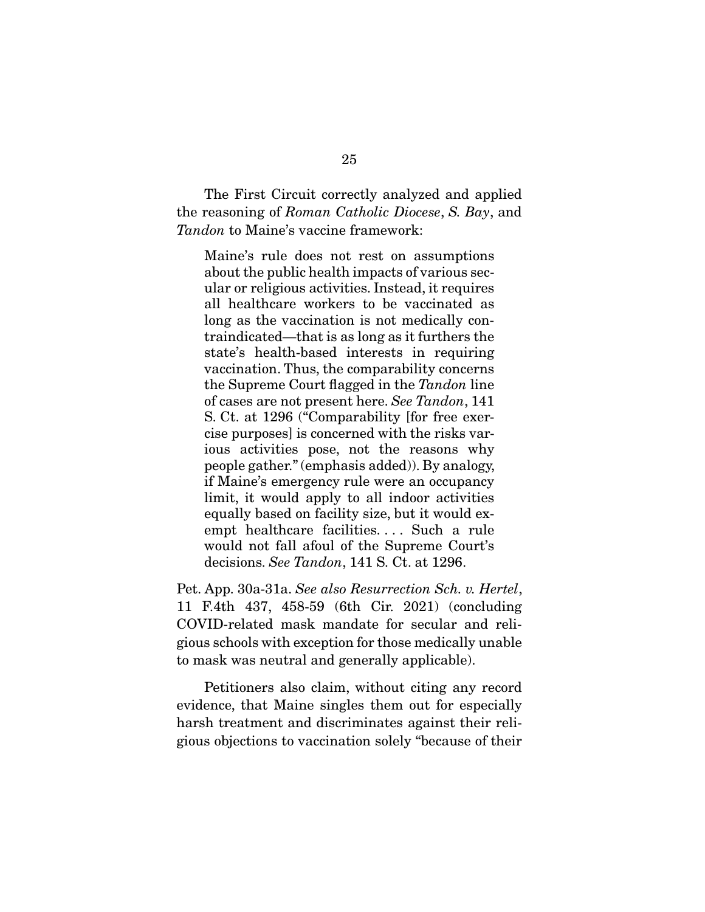The First Circuit correctly analyzed and applied the reasoning of *Roman Catholic Diocese*, *S. Bay*, and *Tandon* to Maine's vaccine framework:

> Maine's rule does not rest on assumptions about the public health impacts of various secular or religious activities. Instead, it requires all healthcare workers to be vaccinated as long as the vaccination is not medically contraindicated—that is as long as it furthers the state's health-based interests in requiring vaccination. Thus, the comparability concerns the Supreme Court flagged in the *Tandon* line of cases are not present here. *See Tandon*, 141 S. Ct. at 1296 ("Comparability [for free exercise purposes] is concerned with the risks various activities pose, not the reasons why people gather." (emphasis added)). By analogy, if Maine's emergency rule were an occupancy limit, it would apply to all indoor activities equally based on facility size, but it would exempt healthcare facilities. . . . Such a rule would not fall afoul of the Supreme Court's decisions. *See Tandon*, 141 S. Ct. at 1296.

Pet. App. 30a-31a. *See also Resurrection Sch. v. Hertel*, 11 F.4th 437, 458-59 (6th Cir. 2021) (concluding COVID-related mask mandate for secular and religious schools with exception for those medically unable to mask was neutral and generally applicable).

Petitioners also claim, without citing any record evidence, that Maine singles them out for especially harsh treatment and discriminates against their religious objections to vaccination solely "because of their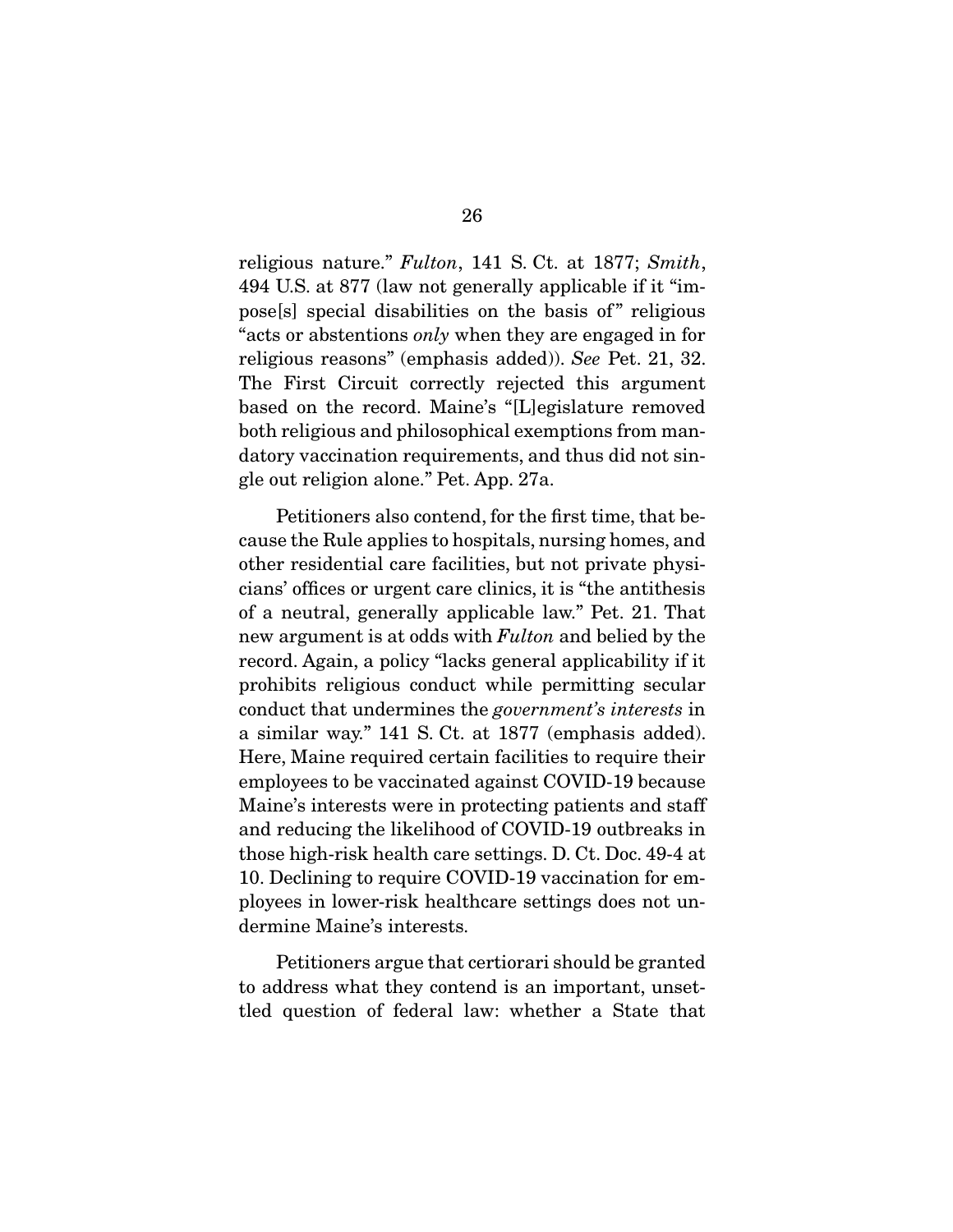religious nature." *Fulton*, 141 S. Ct. at 1877; *Smith*, 494 U.S. at 877 (law not generally applicable if it "impose[s] special disabilities on the basis of" religious "acts or abstentions *only* when they are engaged in for religious reasons" (emphasis added)). *See* Pet. 21, 32. The First Circuit correctly rejected this argument based on the record. Maine's "[L]egislature removed both religious and philosophical exemptions from mandatory vaccination requirements, and thus did not single out religion alone." Pet. App. 27a.

Petitioners also contend, for the first time, that because the Rule applies to hospitals, nursing homes, and other residential care facilities, but not private physicians' offices or urgent care clinics, it is "the antithesis of a neutral, generally applicable law." Pet. 21. That new argument is at odds with *Fulton* and belied by the record. Again, a policy "lacks general applicability if it prohibits religious conduct while permitting secular conduct that undermines the *government's interests* in a similar way." 141 S. Ct. at 1877 (emphasis added). Here, Maine required certain facilities to require their employees to be vaccinated against COVID-19 because Maine's interests were in protecting patients and staff and reducing the likelihood of COVID-19 outbreaks in those high-risk health care settings. D. Ct. Doc. 49-4 at 10. Declining to require COVID-19 vaccination for employees in lower-risk healthcare settings does not undermine Maine's interests.

Petitioners argue that certiorari should be granted to address what they contend is an important, unsettled question of federal law: whether a State that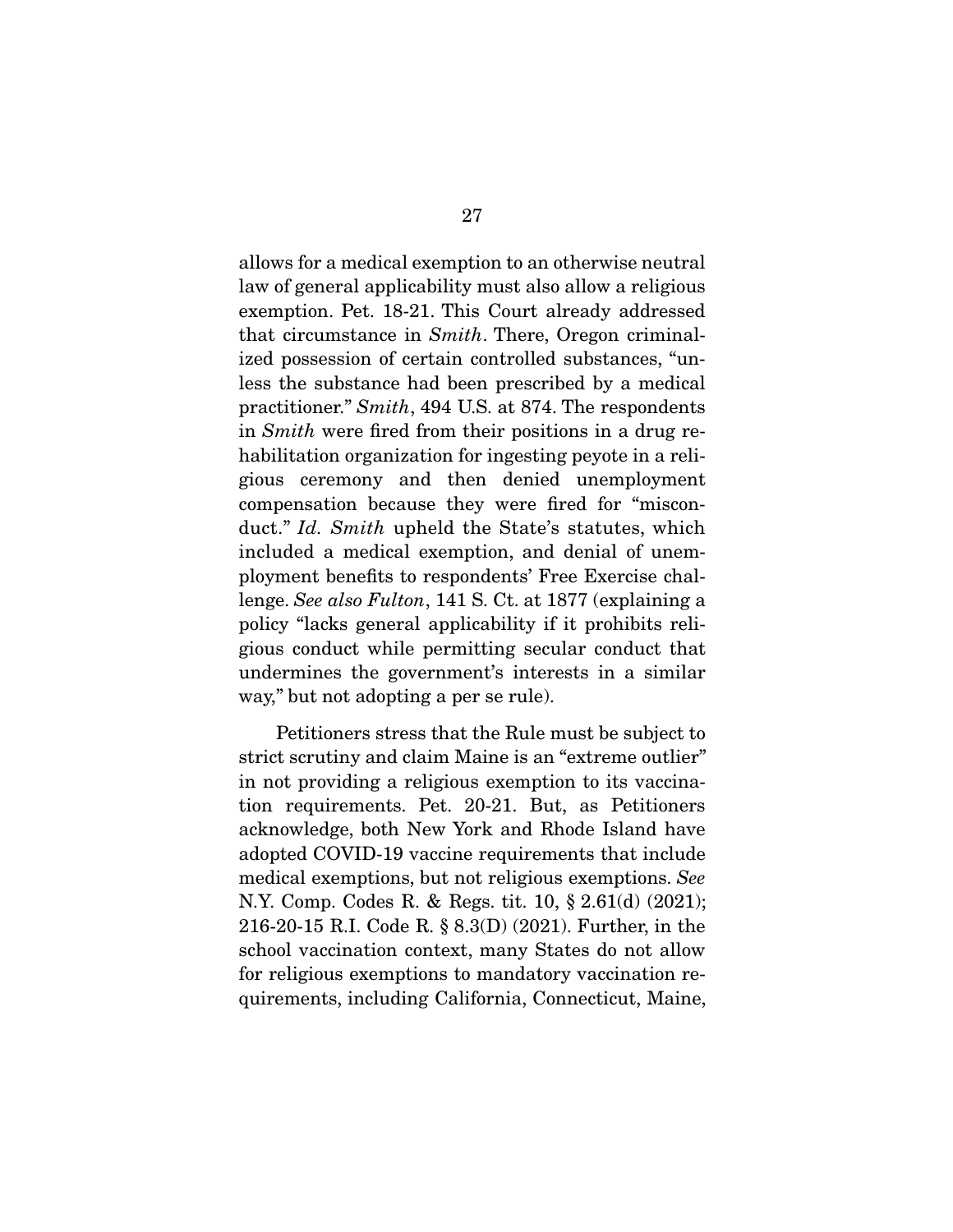allows for a medical exemption to an otherwise neutral law of general applicability must also allow a religious exemption. Pet. 18-21. This Court already addressed that circumstance in *Smith*. There, Oregon criminalized possession of certain controlled substances, "unless the substance had been prescribed by a medical practitioner." *Smith*, 494 U.S. at 874. The respondents in *Smith* were fired from their positions in a drug rehabilitation organization for ingesting peyote in a religious ceremony and then denied unemployment compensation because they were fired for "misconduct." *Id. Smith* upheld the State's statutes, which included a medical exemption, and denial of unemployment benefits to respondents' Free Exercise challenge. *See also Fulton*, 141 S. Ct. at 1877 (explaining a policy "lacks general applicability if it prohibits religious conduct while permitting secular conduct that undermines the government's interests in a similar way," but not adopting a per se rule).

Petitioners stress that the Rule must be subject to strict scrutiny and claim Maine is an "extreme outlier" in not providing a religious exemption to its vaccination requirements. Pet. 20-21. But, as Petitioners acknowledge, both New York and Rhode Island have adopted COVID-19 vaccine requirements that include medical exemptions, but not religious exemptions. *See* N.Y. Comp. Codes R. & Regs. tit. 10, § 2.61(d) (2021); 216-20-15 R.I. Code R. § 8.3(D) (2021). Further, in the school vaccination context, many States do not allow for religious exemptions to mandatory vaccination requirements, including California, Connecticut, Maine,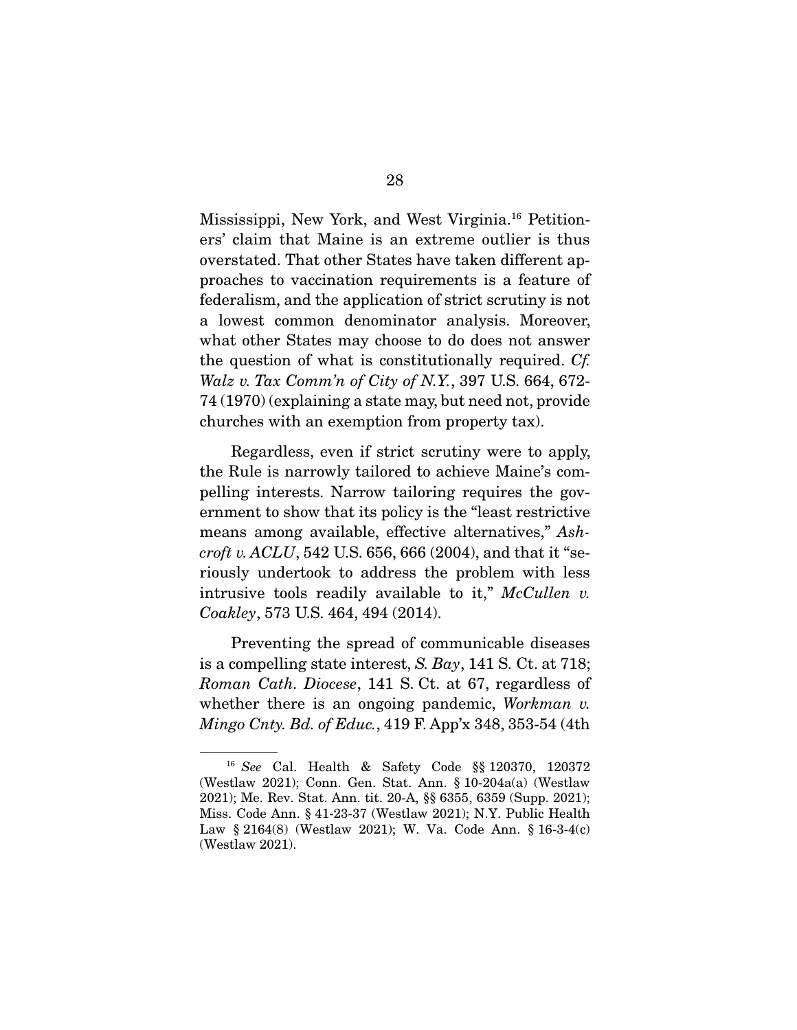Mississippi, New York, and West Virginia.[16] Petitioners' claim that Maine is an extreme outlier is thus overstated. That other States have taken different approaches to vaccination requirements is a feature of federalism, and the application of strict scrutiny is not a lowest common denominator analysis. Moreover, what other States may choose to do does not answer the question of what is constitutionally required. *Cf. Walz v. Tax Comm'n of City of N.Y.*, 397 U.S. 664, 672-74 (1970) (explaining a state may, but need not, provide churches with an exemption from property tax).

Regardless, even if strict scrutiny were to apply, the Rule is narrowly tailored to achieve Maine's compelling interests. Narrow tailoring requires the government to show that its policy is the "least restrictive means among available, effective alternatives," *Ashcroft v. ACLU*, 542 U.S. 656, 666 (2004), and that it "seriously undertook to address the problem with less intrusive tools readily available to it," *McCullen v. Coakley*, 573 U.S. 464, 494 (2014).

Preventing the spread of communicable diseases is a compelling state interest, *S. Bay*, 141 S. Ct. at 718; *Roman Cath. Diocese*, 141 S. Ct. at 67, regardless of whether there is an ongoing pandemic, *Workman v. Mingo Cnty. Bd. of Educ.*, 419 F. App'x 348, 353-54 (4th

---

[16] *See* Cal. Health & Safety Code §§ 120370, 120372 (Westlaw 2021); Conn. Gen. Stat. Ann. § 10-204a(a) (Westlaw 2021); Me. Rev. Stat. Ann. tit. 20-A, §§ 6355, 6359 (Supp. 2021); Miss. Code Ann. § 41-23-37 (Westlaw 2021); N.Y. Public Health Law § 2164(8) (Westlaw 2021); W. Va. Code Ann. § 16-3-4(c) (Westlaw 2021).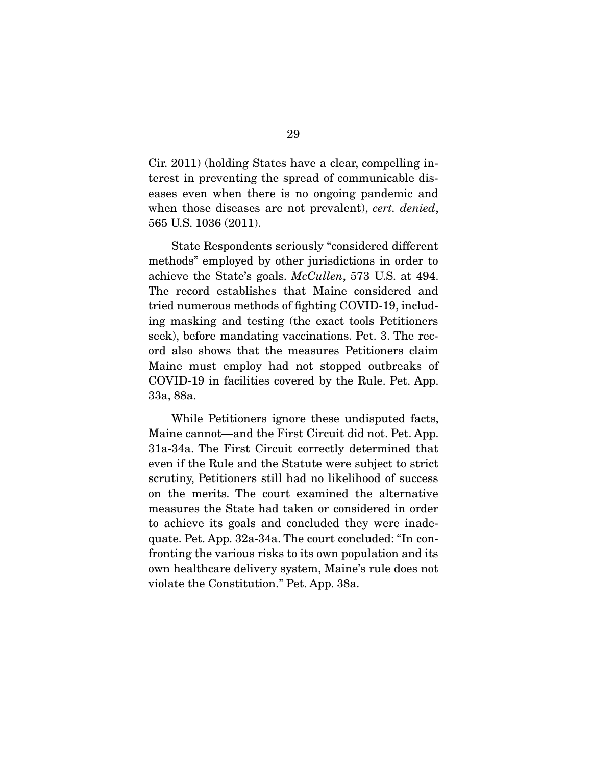Cir. 2011) (holding States have a clear, compelling interest in preventing the spread of communicable diseases even when there is no ongoing pandemic and when those diseases are not prevalent), *cert. denied*, 565 U.S. 1036 (2011).

State Respondents seriously "considered different methods" employed by other jurisdictions in order to achieve the State's goals. *McCullen*, 573 U.S. at 494. The record establishes that Maine considered and tried numerous methods of fighting COVID-19, including masking and testing (the exact tools Petitioners seek), before mandating vaccinations. Pet. 3. The record also shows that the measures Petitioners claim Maine must employ had not stopped outbreaks of COVID-19 in facilities covered by the Rule. Pet. App. 33a, 88a.

While Petitioners ignore these undisputed facts, Maine cannot—and the First Circuit did not. Pet. App. 31a-34a. The First Circuit correctly determined that even if the Rule and the Statute were subject to strict scrutiny, Petitioners still had no likelihood of success on the merits. The court examined the alternative measures the State had taken or considered in order to achieve its goals and concluded they were inadequate. Pet. App. 32a-34a. The court concluded: "In confronting the various risks to its own population and its own healthcare delivery system, Maine's rule does not violate the Constitution." Pet. App. 38a.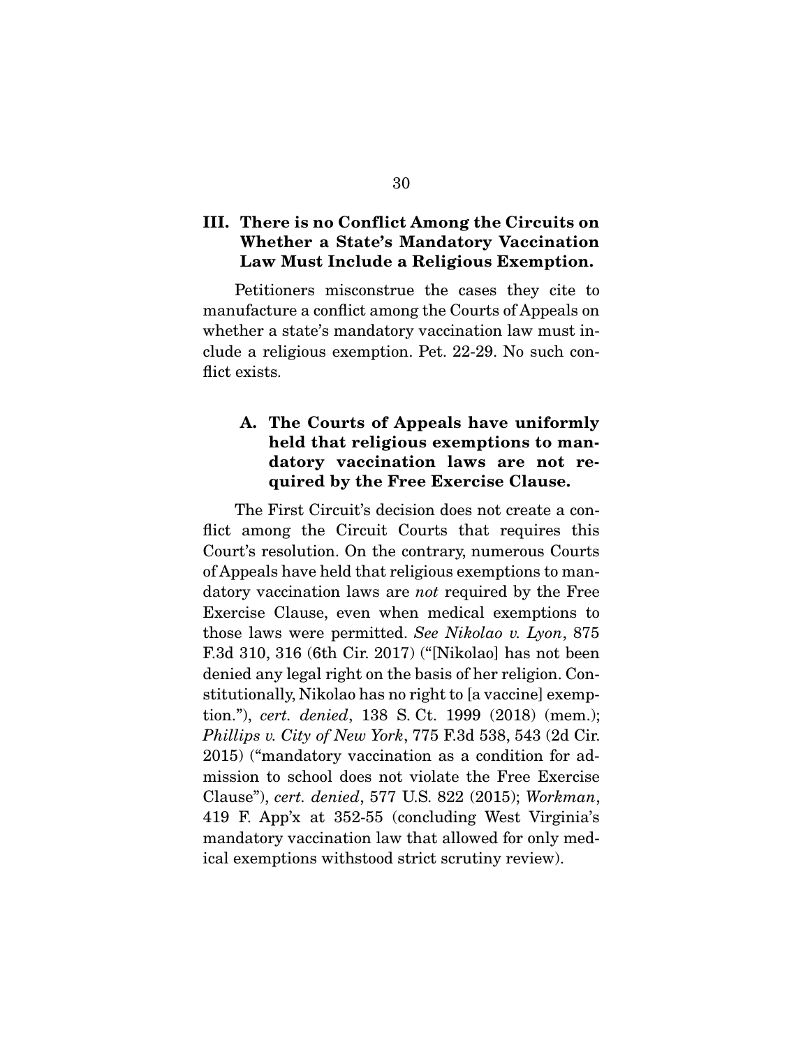### III. There is no Conflict Among the Circuits on Whether a State's Mandatory Vaccination Law Must Include a Religious Exemption.

Petitioners misconstrue the cases they cite to manufacture a conflict among the Courts of Appeals on whether a state's mandatory vaccination law must include a religious exemption. Pet. 22-29. No such conflict exists.

#### A. The Courts of Appeals have uniformly held that religious exemptions to mandatory vaccination laws are not required by the Free Exercise Clause.

The First Circuit's decision does not create a conflict among the Circuit Courts that requires this Court's resolution. On the contrary, numerous Courts of Appeals have held that religious exemptions to mandatory vaccination laws are *not* required by the Free Exercise Clause, even when medical exemptions to those laws were permitted. *See Nikolao v. Lyon*, 875 F.3d 310, 316 (6th Cir. 2017) ("[Nikolao] has not been denied any legal right on the basis of her religion. Constitutionally, Nikolao has no right to [a vaccine] exemption."), *cert. denied*, 138 S. Ct. 1999 (2018) (mem.); *Phillips v. City of New York*, 775 F.3d 538, 543 (2d Cir. 2015) ("mandatory vaccination as a condition for admission to school does not violate the Free Exercise Clause"), *cert. denied*, 577 U.S. 822 (2015); *Workman*, 419 F. App'x at 352-55 (concluding West Virginia's mandatory vaccination law that allowed for only medical exemptions withstood strict scrutiny review).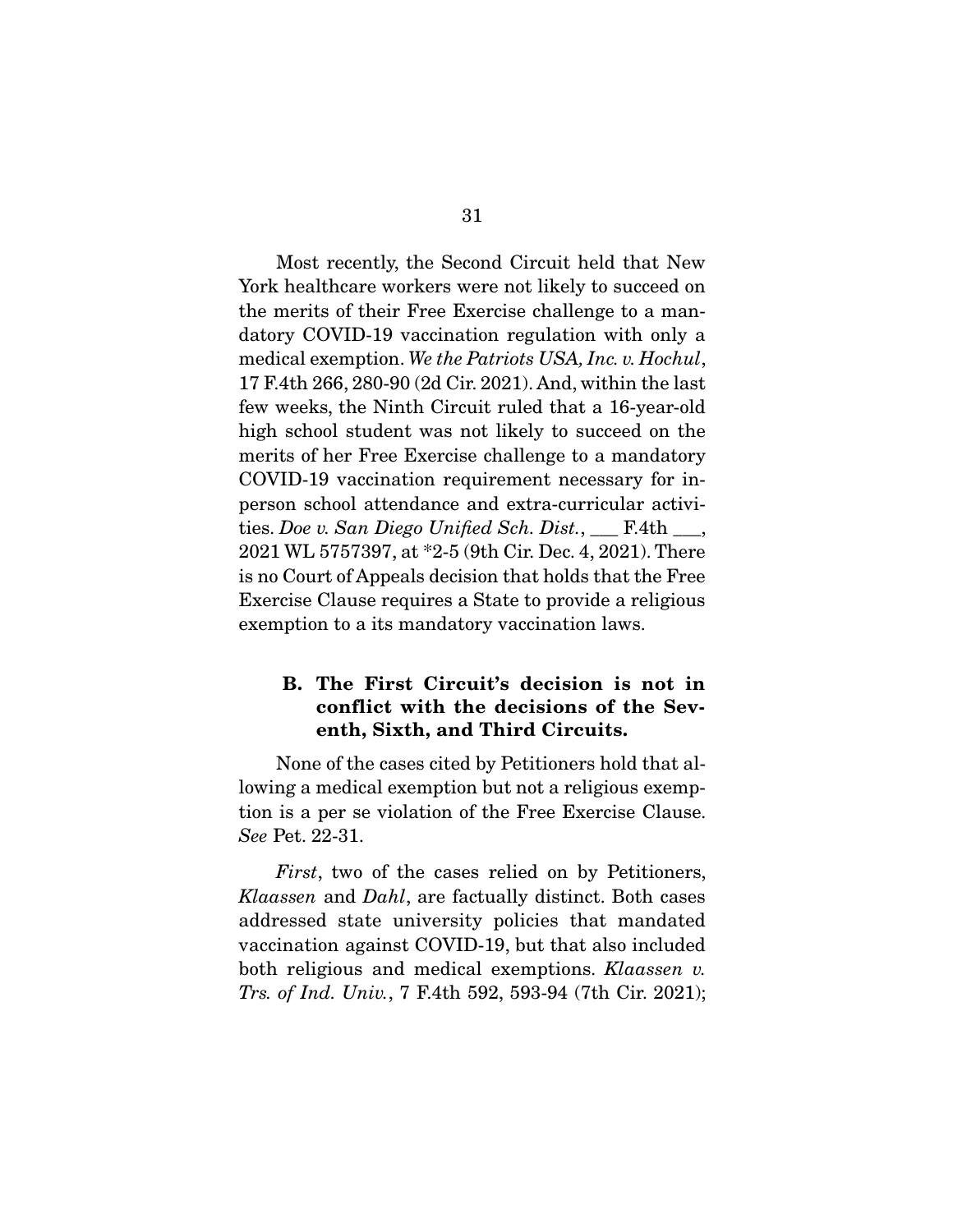Most recently, the Second Circuit held that New York healthcare workers were not likely to succeed on the merits of their Free Exercise challenge to a mandatory COVID-19 vaccination regulation with only a medical exemption. *We the Patriots USA, Inc. v. Hochul*, 17 F.4th 266, 280-90 (2d Cir. 2021). And, within the last few weeks, the Ninth Circuit ruled that a 16-year-old high school student was not likely to succeed on the merits of her Free Exercise challenge to a mandatory COVID-19 vaccination requirement necessary for in-person school attendance and extra-curricular activities. *Doe v. San Diego Unified Sch. Dist.*, ___ F.4th ___, 2021 WL 5757397, at *2-5 (9th Cir. Dec. 4, 2021). There is no Court of Appeals decision that holds that the Free Exercise Clause requires a State to provide a religious exemption to a its mandatory vaccination laws.

### B. The First Circuit's decision is not in conflict with the decisions of the Seventh, Sixth, and Third Circuits.

None of the cases cited by Petitioners hold that allowing a medical exemption but not a religious exemption is a per se violation of the Free Exercise Clause. *See* Pet. 22-31.

*First*, two of the cases relied on by Petitioners, *Klaassen* and *Dahl*, are factually distinct. Both cases addressed state university policies that mandated vaccination against COVID-19, but that also included both religious and medical exemptions. *Klaassen v. Trs. of Ind. Univ.*, 7 F.4th 592, 593-94 (7th Cir. 2021);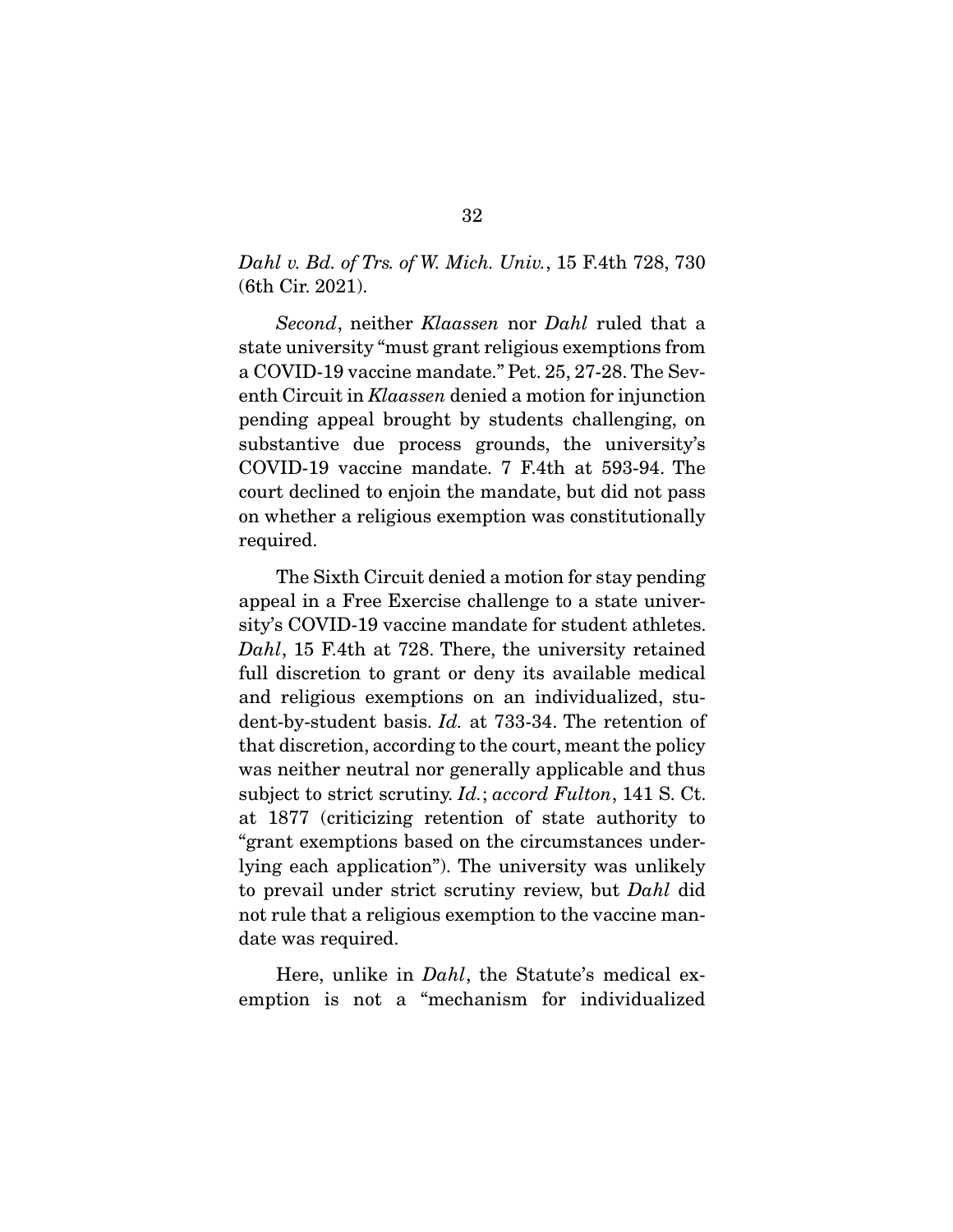*Dahl v. Bd. of Trs. of W. Mich. Univ.*, 15 F.4th 728, 730 (6th Cir. 2021).

*Second*, neither *Klaassen* nor *Dahl* ruled that a state university "must grant religious exemptions from a COVID-19 vaccine mandate." Pet. 25, 27-28. The Seventh Circuit in *Klaassen* denied a motion for injunction pending appeal brought by students challenging, on substantive due process grounds, the university's COVID-19 vaccine mandate. 7 F.4th at 593-94. The court declined to enjoin the mandate, but did not pass on whether a religious exemption was constitutionally required.

The Sixth Circuit denied a motion for stay pending appeal in a Free Exercise challenge to a state university's COVID-19 vaccine mandate for student athletes. *Dahl*, 15 F.4th at 728. There, the university retained full discretion to grant or deny its available medical and religious exemptions on an individualized, student-by-student basis. *Id.* at 733-34. The retention of that discretion, according to the court, meant the policy was neither neutral nor generally applicable and thus subject to strict scrutiny. *Id.*; *accord Fulton*, 141 S. Ct. at 1877 (criticizing retention of state authority to "grant exemptions based on the circumstances underlying each application"). The university was unlikely to prevail under strict scrutiny review, but *Dahl* did not rule that a religious exemption to the vaccine mandate was required.

Here, unlike in *Dahl*, the Statute's medical exemption is not a "mechanism for individualized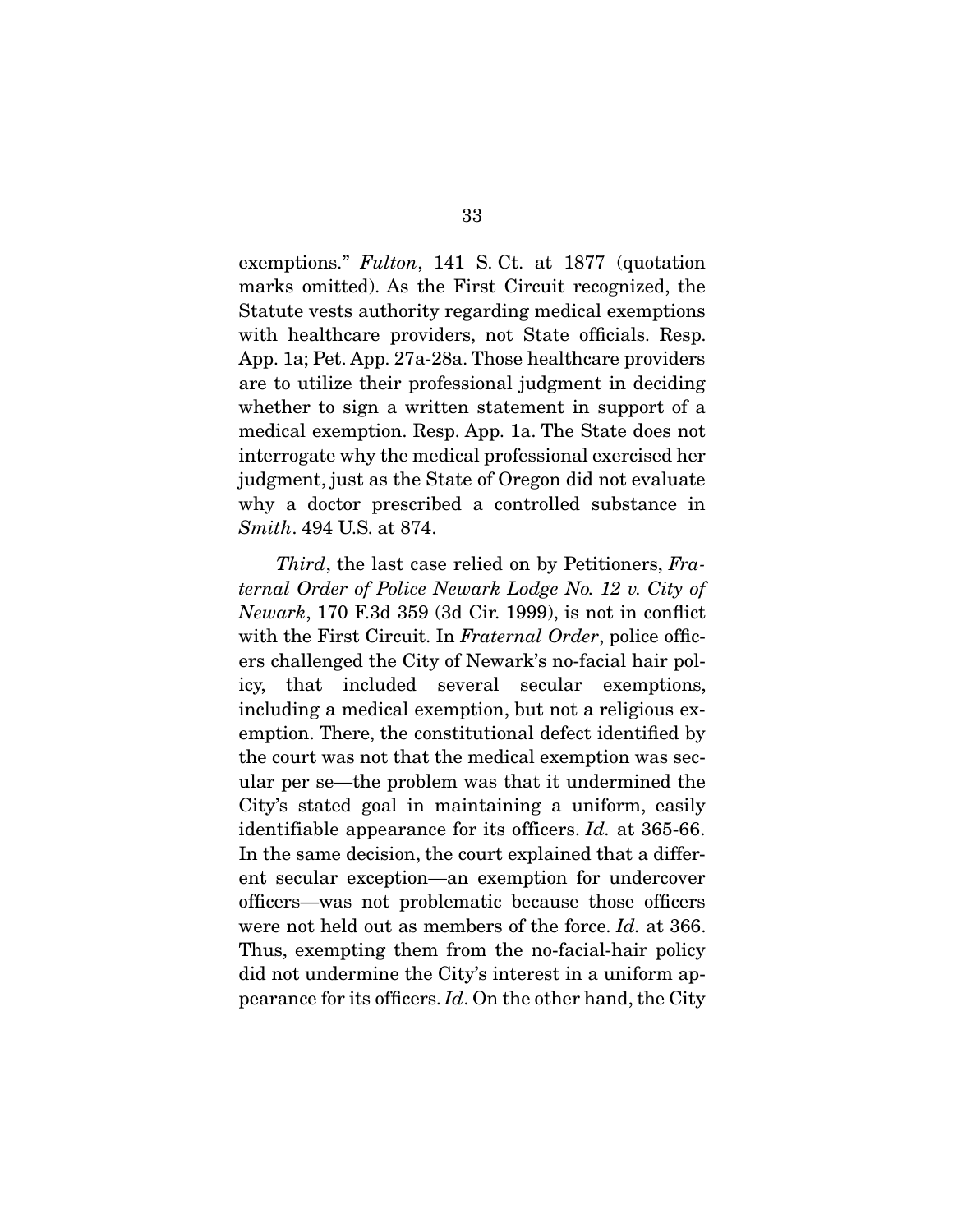exemptions." *Fulton*, 141 S. Ct. at 1877 (quotation marks omitted). As the First Circuit recognized, the Statute vests authority regarding medical exemptions with healthcare providers, not State officials. Resp. App. 1a; Pet. App. 27a-28a. Those healthcare providers are to utilize their professional judgment in deciding whether to sign a written statement in support of a medical exemption. Resp. App. 1a. The State does not interrogate why the medical professional exercised her judgment, just as the State of Oregon did not evaluate why a doctor prescribed a controlled substance in *Smith*. 494 U.S. at 874.

*Third*, the last case relied on by Petitioners, *Fraternal Order of Police Newark Lodge No. 12 v. City of Newark*, 170 F.3d 359 (3d Cir. 1999), is not in conflict with the First Circuit. In *Fraternal Order*, police officers challenged the City of Newark's no-facial hair policy, that included several secular exemptions, including a medical exemption, but not a religious exemption. There, the constitutional defect identified by the court was not that the medical exemption was secular per se—the problem was that it undermined the City's stated goal in maintaining a uniform, easily identifiable appearance for its officers. *Id.* at 365-66. In the same decision, the court explained that a different secular exception—an exemption for undercover officers—was not problematic because those officers were not held out as members of the force. *Id.* at 366. Thus, exempting them from the no-facial-hair policy did not undermine the City's interest in a uniform appearance for its officers. *Id*. On the other hand, the City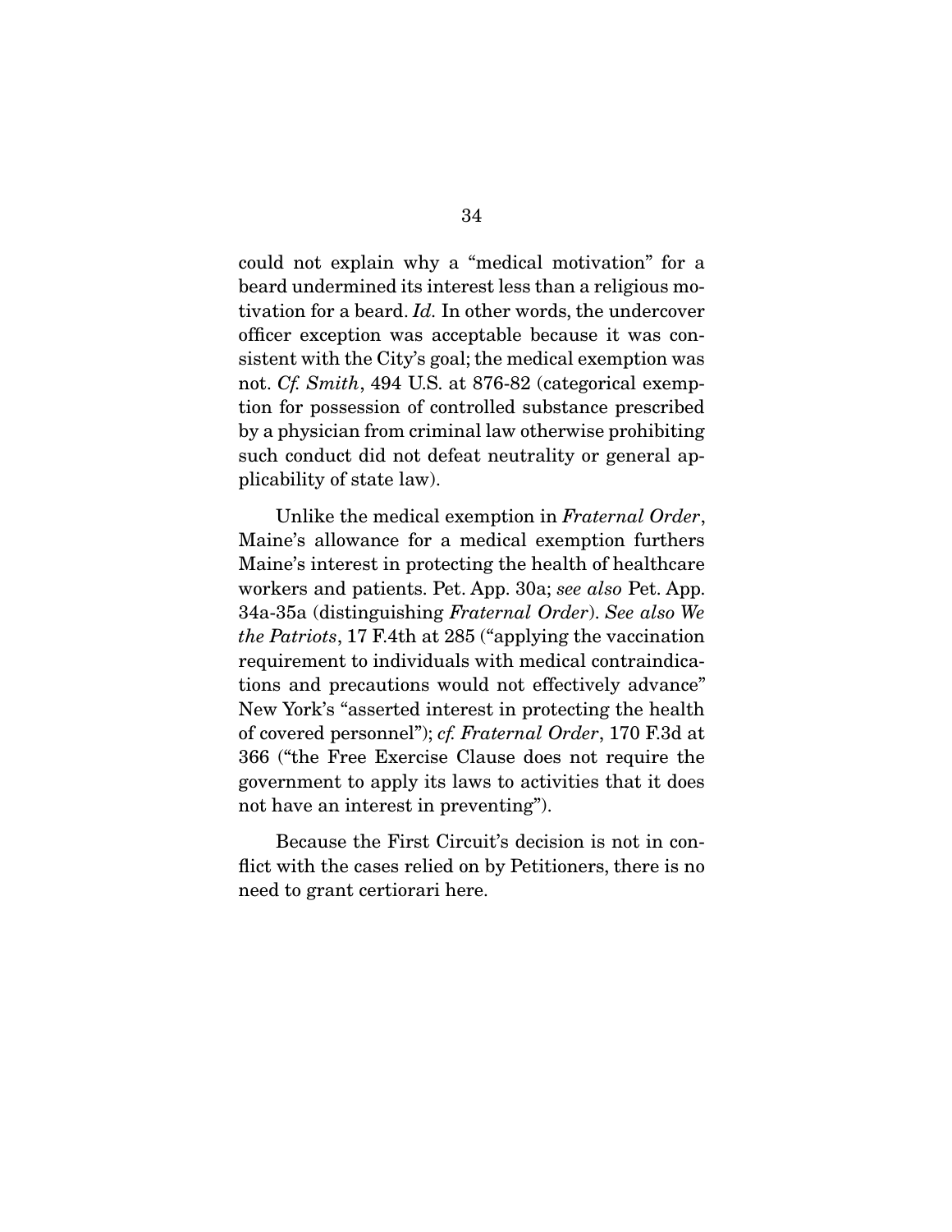could not explain why a "medical motivation" for a beard undermined its interest less than a religious motivation for a beard. *Id.* In other words, the undercover officer exception was acceptable because it was consistent with the City's goal; the medical exemption was not. *Cf. Smith*, 494 U.S. at 876-82 (categorical exemption for possession of controlled substance prescribed by a physician from criminal law otherwise prohibiting such conduct did not defeat neutrality or general applicability of state law).

Unlike the medical exemption in *Fraternal Order*, Maine's allowance for a medical exemption furthers Maine's interest in protecting the health of healthcare workers and patients. Pet. App. 30a; *see also* Pet. App. 34a-35a (distinguishing *Fraternal Order*). *See also We the Patriots*, 17 F.4th at 285 ("applying the vaccination requirement to individuals with medical contraindications and precautions would not effectively advance" New York's "asserted interest in protecting the health of covered personnel"); *cf. Fraternal Order*, 170 F.3d at 366 ("the Free Exercise Clause does not require the government to apply its laws to activities that it does not have an interest in preventing").

Because the First Circuit's decision is not in conflict with the cases relied on by Petitioners, there is no need to grant certiorari here.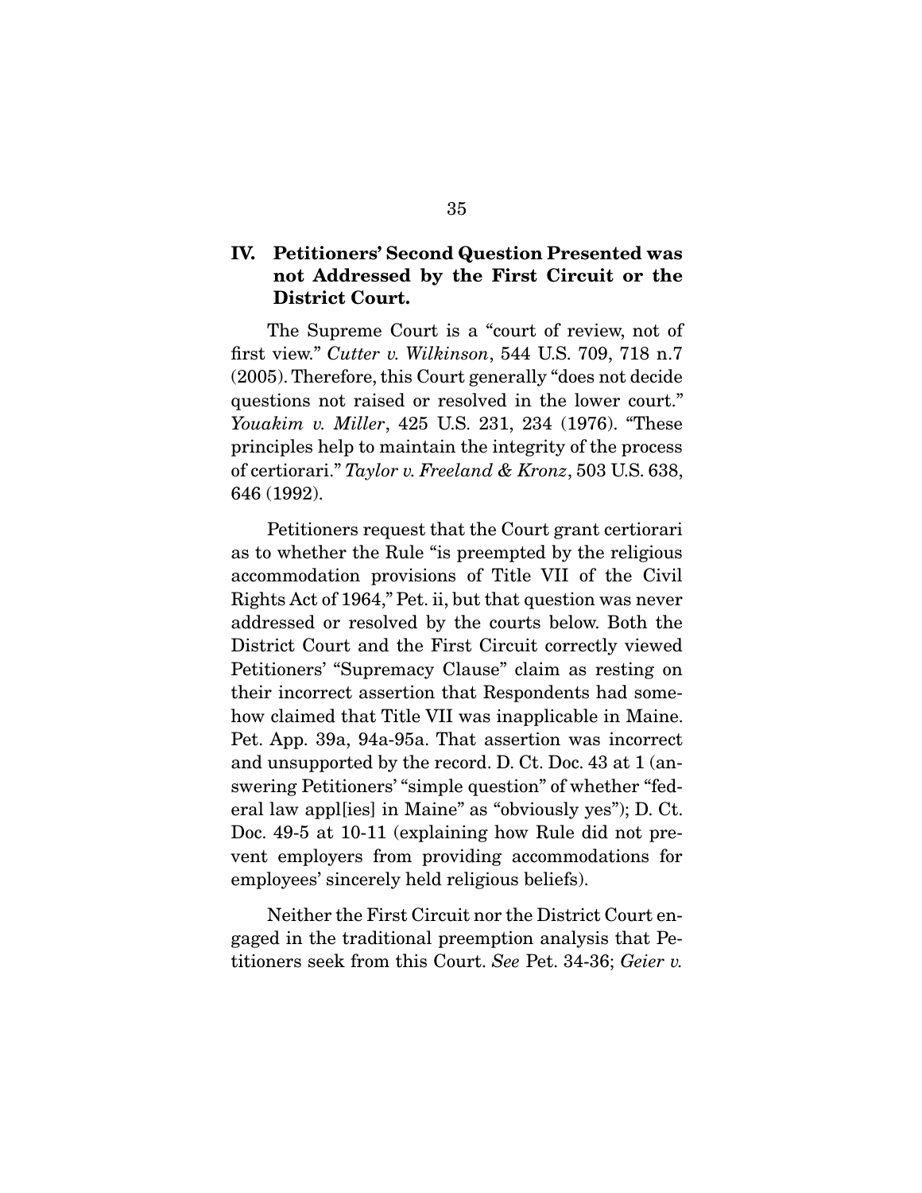## IV. Petitioners' Second Question Presented was not Addressed by the First Circuit or the District Court.

The Supreme Court is a "court of review, not of first view." *Cutter v. Wilkinson*, 544 U.S. 709, 718 n.7 (2005). Therefore, this Court generally "does not decide questions not raised or resolved in the lower court." *Youakim v. Miller*, 425 U.S. 231, 234 (1976). "These principles help to maintain the integrity of the process of certiorari." *Taylor v. Freeland & Kronz*, 503 U.S. 638, 646 (1992).

Petitioners request that the Court grant certiorari as to whether the Rule "is preempted by the religious accommodation provisions of Title VII of the Civil Rights Act of 1964," Pet. ii, but that question was never addressed or resolved by the courts below. Both the District Court and the First Circuit correctly viewed Petitioners' "Supremacy Clause" claim as resting on their incorrect assertion that Respondents had somehow claimed that Title VII was inapplicable in Maine. Pet. App. 39a, 94a-95a. That assertion was incorrect and unsupported by the record. D. Ct. Doc. 43 at 1 (answering Petitioners' "simple question" of whether "federal law appl[ies] in Maine" as "obviously yes"); D. Ct. Doc. 49-5 at 10-11 (explaining how Rule did not prevent employers from providing accommodations for employees' sincerely held religious beliefs).

Neither the First Circuit nor the District Court engaged in the traditional preemption analysis that Petitioners seek from this Court. *See* Pet. 34-36; *Geier v.*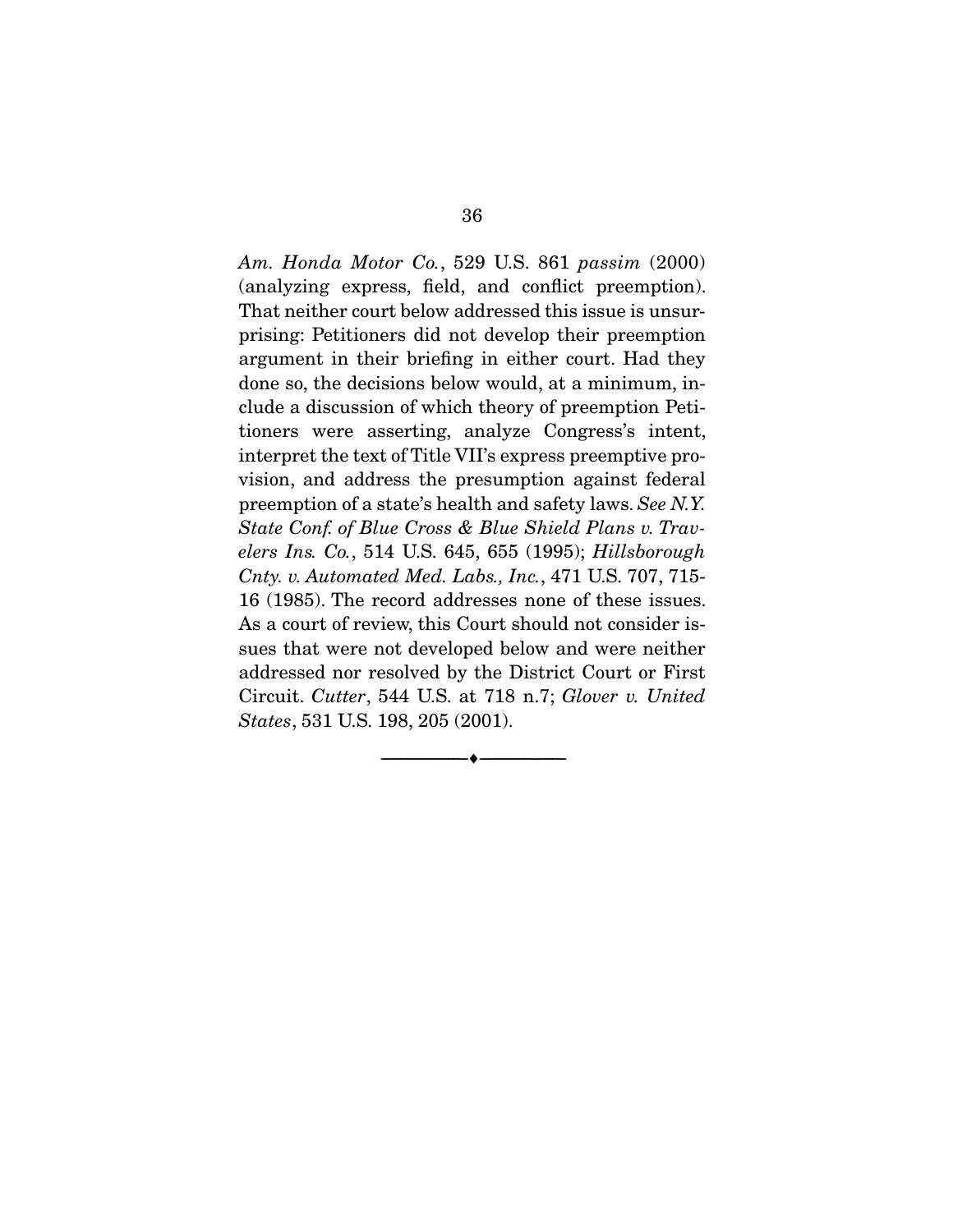*Am. Honda Motor Co.*, 529 U.S. 861 *passim* (2000) (analyzing express, field, and conflict preemption). That neither court below addressed this issue is unsurprising: Petitioners did not develop their preemption argument in their briefing in either court. Had they done so, the decisions below would, at a minimum, include a discussion of which theory of preemption Petitioners were asserting, analyze Congress's intent, interpret the text of Title VII's express preemptive provision, and address the presumption against federal preemption of a state's health and safety laws. *See N.Y. State Conf. of Blue Cross & Blue Shield Plans v. Travelers Ins. Co.*, 514 U.S. 645, 655 (1995); *Hillsborough Cnty. v. Automated Med. Labs., Inc.*, 471 U.S. 707, 715-16 (1985). The record addresses none of these issues. As a court of review, this Court should not consider issues that were not developed below and were neither addressed nor resolved by the District Court or First Circuit. *Cutter*, 544 U.S. at 718 n.7; *Glover v. United States*, 531 U.S. 198, 205 (2001).

---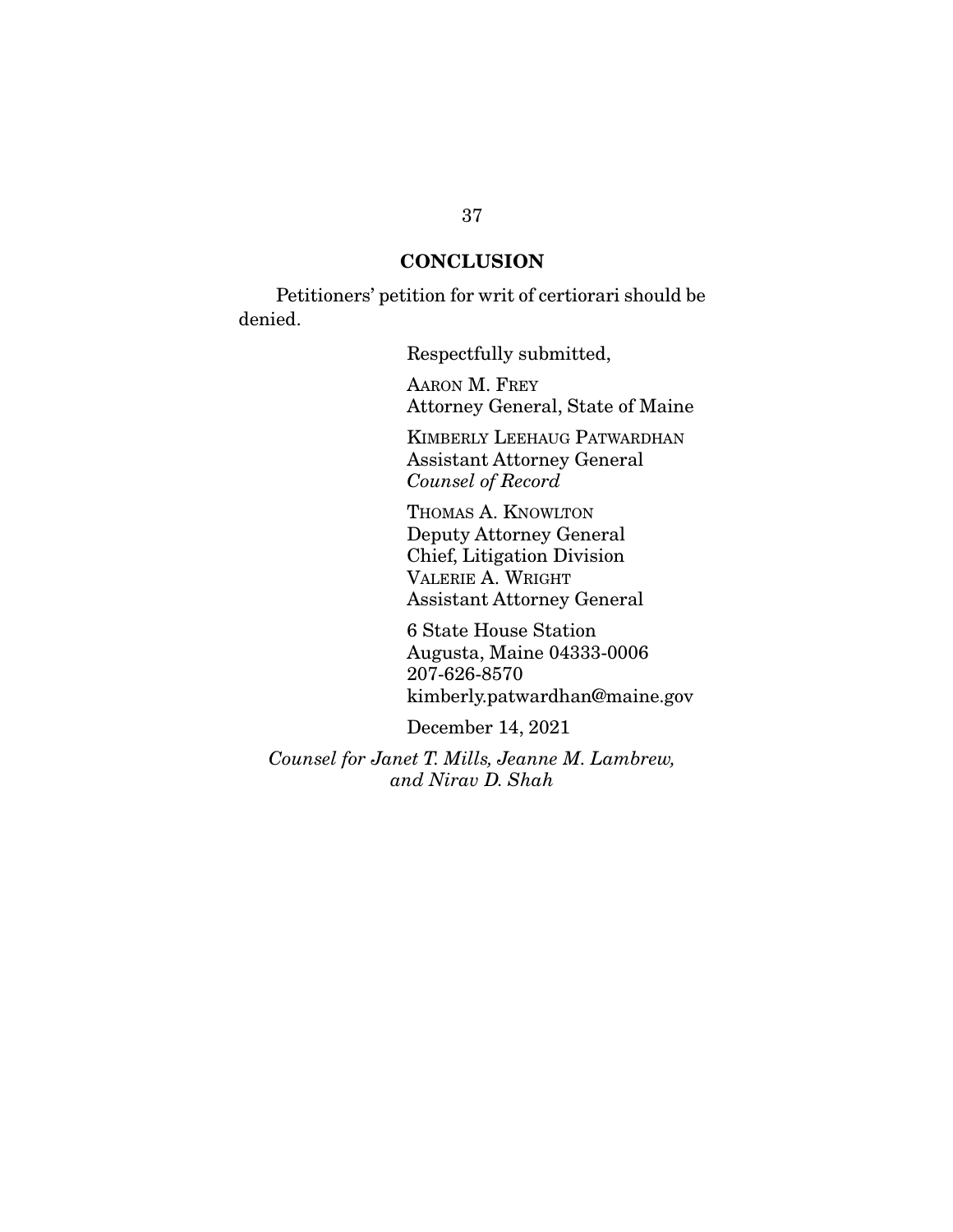## CONCLUSION

Petitioners' petition for writ of certiorari should be denied.

Respectfully submitted,

AARON M. FREY
Attorney General, State of Maine

KIMBERLY LEEHAUG PATWARDHAN
Assistant Attorney General
*Counsel of Record*

THOMAS A. KNOWLTON
Deputy Attorney General
Chief, Litigation Division
VALERIE A. WRIGHT
Assistant Attorney General

6 State House Station
Augusta, Maine 04333-0006
207-626-8570
kimberly.patwardhan@maine.gov

December 14, 2021

*Counsel for Janet T. Mills, Jeanne M. Lambrew, and Nirav D. Shah*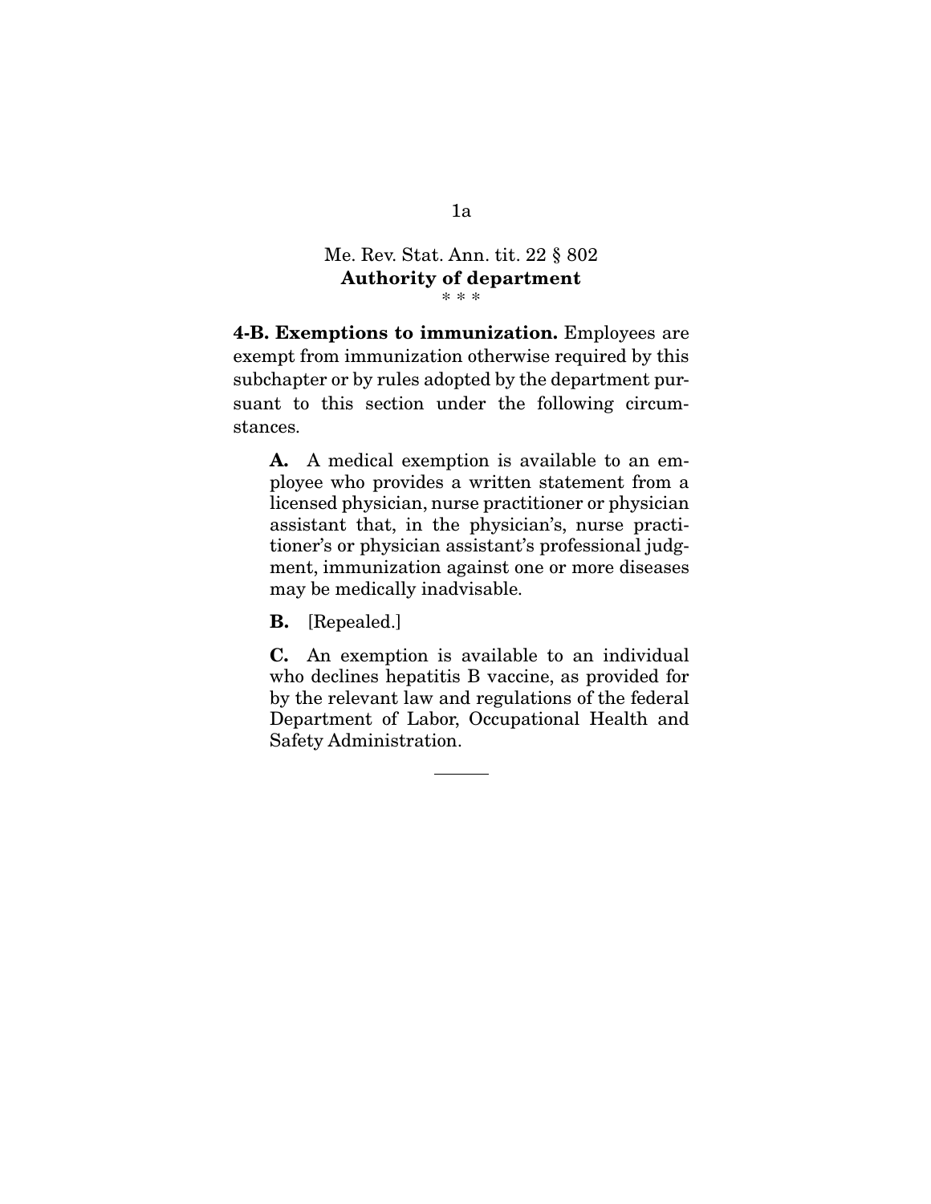## Me. Rev. Stat. Ann. tit. 22 § 802
## Authority of department

\* \* \*

**4-B. Exemptions to immunization.** Employees are exempt from immunization otherwise required by this subchapter or by rules adopted by the department pursuant to this section under the following circumstances.

> **A.** A medical exemption is available to an employee who provides a written statement from a licensed physician, nurse practitioner or physician assistant that, in the physician's, nurse practitioner's or physician assistant's professional judgment, immunization against one or more diseases may be medically inadvisable.
>
> **B.** [Repealed.]
>
> **C.** An exemption is available to an individual who declines hepatitis B vaccine, as provided for by the relevant law and regulations of the federal Department of Labor, Occupational Health and Safety Administration.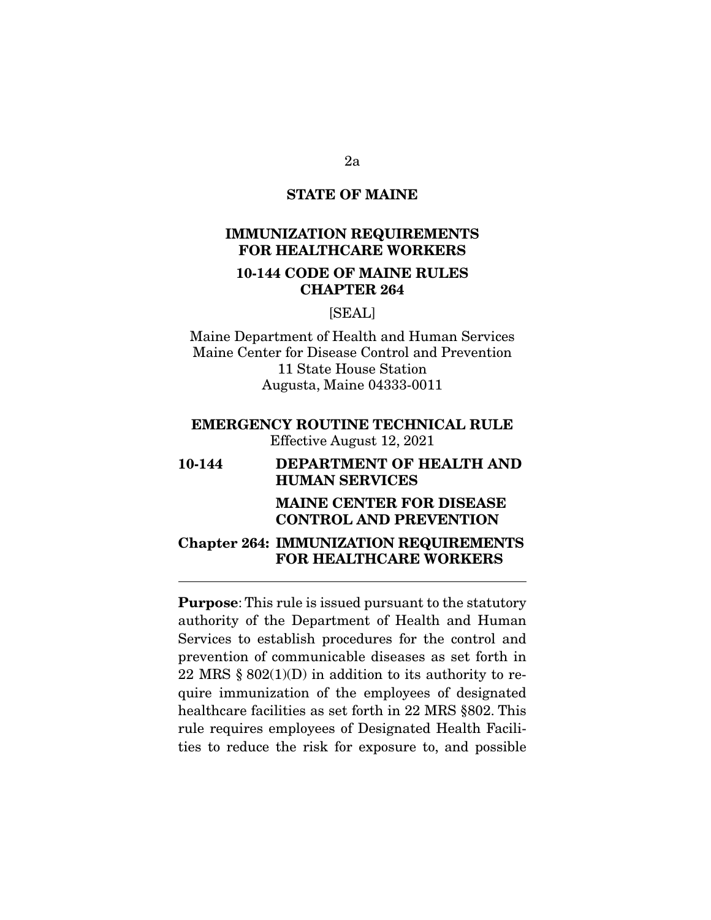**STATE OF MAINE**

**IMMUNIZATION REQUIREMENTS FOR HEALTHCARE WORKERS**

**10-144 CODE OF MAINE RULES CHAPTER 264**

[SEAL]

Maine Department of Health and Human Services
Maine Center for Disease Control and Prevention
11 State House Station
Augusta, Maine 04333-0011

**EMERGENCY ROUTINE TECHNICAL RULE**
Effective August 12, 2021

**10-144 DEPARTMENT OF HEALTH AND HUMAN SERVICES**

**MAINE CENTER FOR DISEASE CONTROL AND PREVENTION**

**Chapter 264: IMMUNIZATION REQUIREMENTS FOR HEALTHCARE WORKERS**

---

**Purpose**: This rule is issued pursuant to the statutory authority of the Department of Health and Human Services to establish procedures for the control and prevention of communicable diseases as set forth in 22 MRS § 802(1)(D) in addition to its authority to require immunization of the employees of designated healthcare facilities as set forth in 22 MRS §802. This rule requires employees of Designated Health Facilities to reduce the risk for exposure to, and possible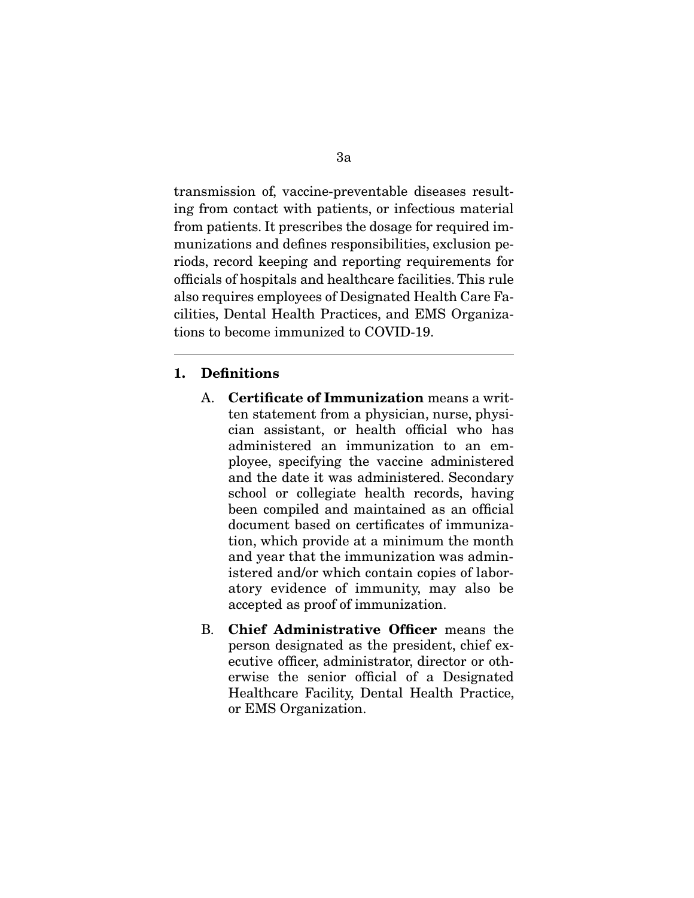transmission of, vaccine-preventable diseases resulting from contact with patients, or infectious material from patients. It prescribes the dosage for required immunizations and defines responsibilities, exclusion periods, record keeping and reporting requirements for officials of hospitals and healthcare facilities. This rule also requires employees of Designated Health Care Facilities, Dental Health Practices, and EMS Organizations to become immunized to COVID-19.

---

## 1. Definitions

A. **Certificate of Immunization** means a written statement from a physician, nurse, physician assistant, or health official who has administered an immunization to an employee, specifying the vaccine administered and the date it was administered. Secondary school or collegiate health records, having been compiled and maintained as an official document based on certificates of immunization, which provide at a minimum the month and year that the immunization was administered and/or which contain copies of laboratory evidence of immunity, may also be accepted as proof of immunization.

B. **Chief Administrative Officer** means the person designated as the president, chief executive officer, administrator, director or otherwise the senior official of a Designated Healthcare Facility, Dental Health Practice, or EMS Organization.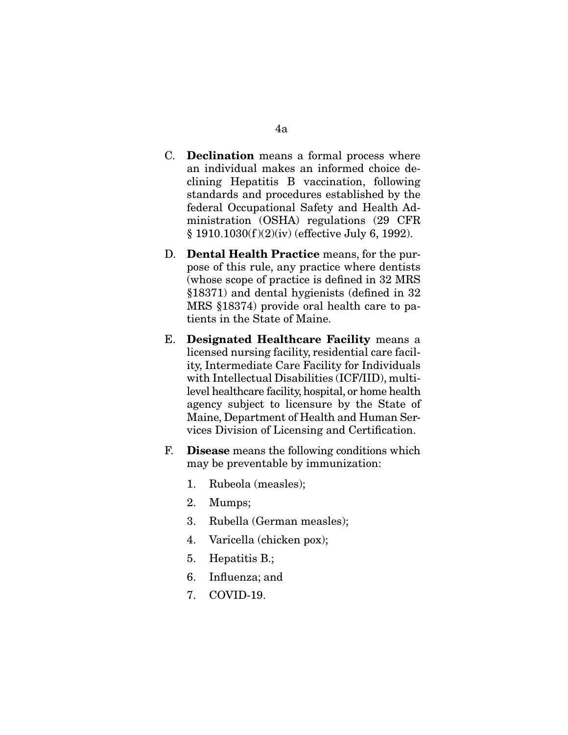C. **Declination** means a formal process where an individual makes an informed choice declining Hepatitis B vaccination, following standards and procedures established by the federal Occupational Safety and Health Administration (OSHA) regulations (29 CFR § 1910.1030(f)(2)(iv) (effective July 6, 1992).

D. **Dental Health Practice** means, for the purpose of this rule, any practice where dentists (whose scope of practice is defined in 32 MRS §18371) and dental hygienists (defined in 32 MRS §18374) provide oral health care to patients in the State of Maine.

E. **Designated Healthcare Facility** means a licensed nursing facility, residential care facility, Intermediate Care Facility for Individuals with Intellectual Disabilities (ICF/IID), multilevel healthcare facility, hospital, or home health agency subject to licensure by the State of Maine, Department of Health and Human Services Division of Licensing and Certification.

F. **Disease** means the following conditions which may be preventable by immunization:

   1. Rubeola (measles);
   2. Mumps;
   3. Rubella (German measles);
   4. Varicella (chicken pox);
   5. Hepatitis B.;
   6. Influenza; and
   7. COVID-19.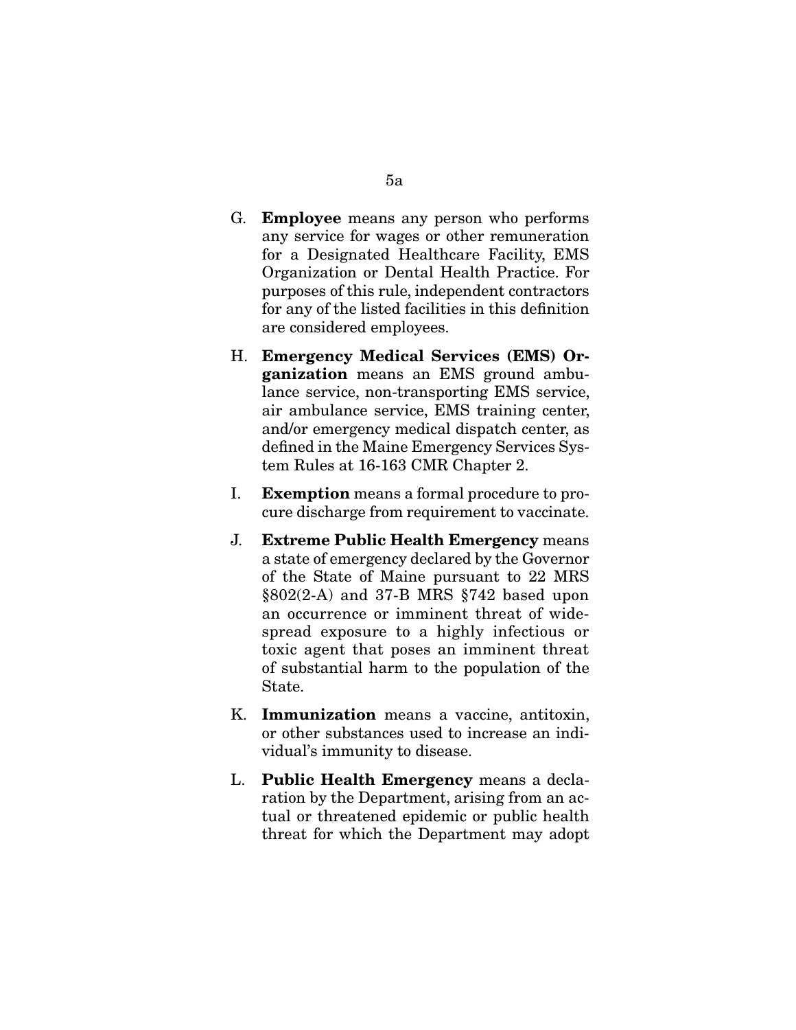G. **Employee** means any person who performs any service for wages or other remuneration for a Designated Healthcare Facility, EMS Organization or Dental Health Practice. For purposes of this rule, independent contractors for any of the listed facilities in this definition are considered employees.

H. **Emergency Medical Services (EMS) Organization** means an EMS ground ambulance service, non-transporting EMS service, air ambulance service, EMS training center, and/or emergency medical dispatch center, as defined in the Maine Emergency Services System Rules at 16-163 CMR Chapter 2.

I. **Exemption** means a formal procedure to procure discharge from requirement to vaccinate.

J. **Extreme Public Health Emergency** means a state of emergency declared by the Governor of the State of Maine pursuant to 22 MRS §802(2-A) and 37-B MRS §742 based upon an occurrence or imminent threat of widespread exposure to a highly infectious or toxic agent that poses an imminent threat of substantial harm to the population of the State.

K. **Immunization** means a vaccine, antitoxin, or other substances used to increase an individual's immunity to disease.

L. **Public Health Emergency** means a declaration by the Department, arising from an actual or threatened epidemic or public health threat for which the Department may adopt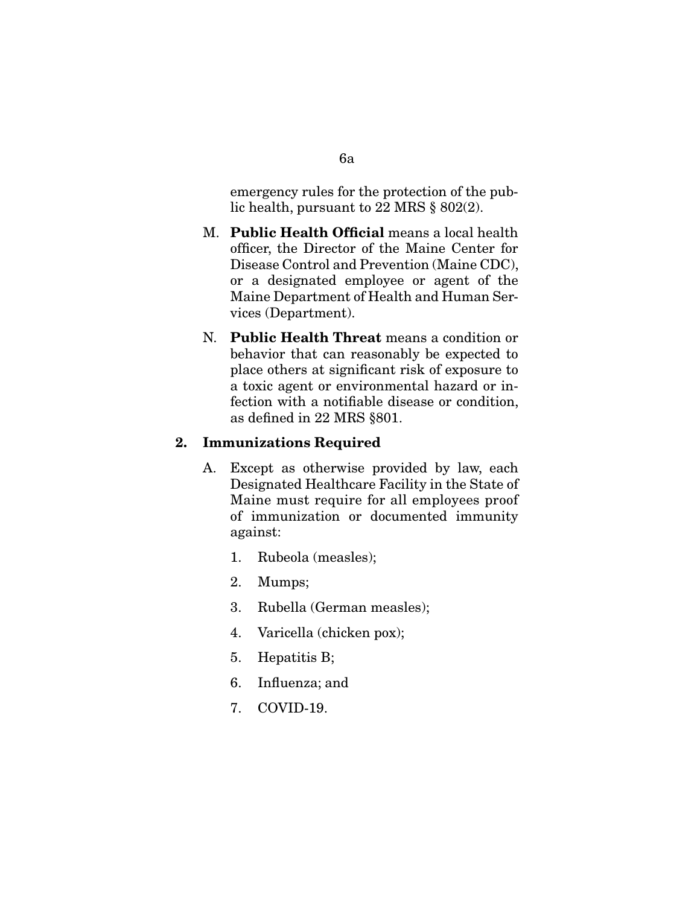emergency rules for the protection of the public health, pursuant to 22 MRS § 802(2).

M. **Public Health Official** means a local health officer, the Director of the Maine Center for Disease Control and Prevention (Maine CDC), or a designated employee or agent of the Maine Department of Health and Human Services (Department).

N. **Public Health Threat** means a condition or behavior that can reasonably be expected to place others at significant risk of exposure to a toxic agent or environmental hazard or infection with a notifiable disease or condition, as defined in 22 MRS §801.

**2. Immunizations Required**

A. Except as otherwise provided by law, each Designated Healthcare Facility in the State of Maine must require for all employees proof of immunization or documented immunity against:

1. Rubeola (measles);
2. Mumps;
3. Rubella (German measles);
4. Varicella (chicken pox);
5. Hepatitis B;
6. Influenza; and
7. COVID-19.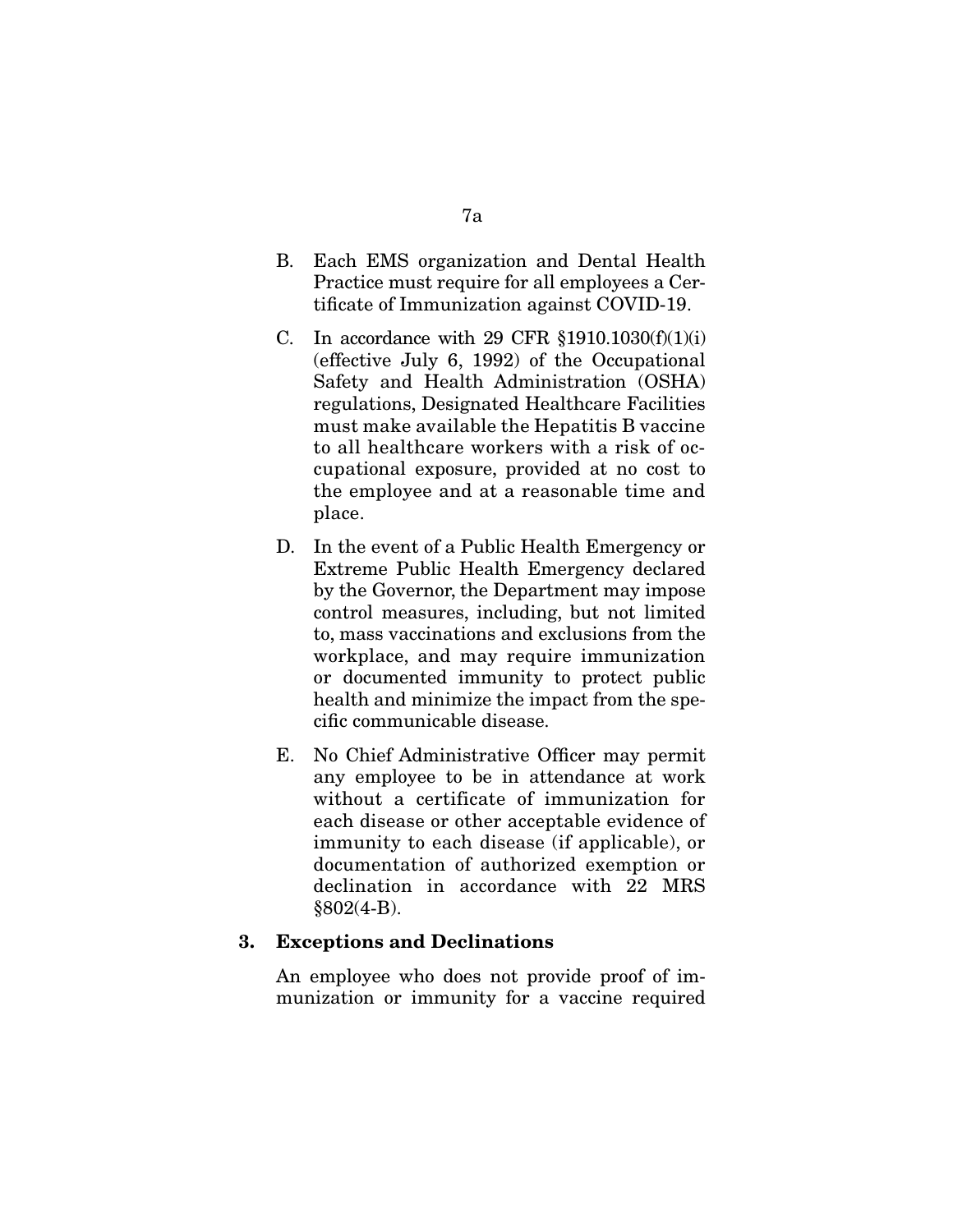B. Each EMS organization and Dental Health Practice must require for all employees a Certificate of Immunization against COVID-19.

C. In accordance with 29 CFR §1910.1030(f)(1)(i) (effective July 6, 1992) of the Occupational Safety and Health Administration (OSHA) regulations, Designated Healthcare Facilities must make available the Hepatitis B vaccine to all healthcare workers with a risk of occupational exposure, provided at no cost to the employee and at a reasonable time and place.

D. In the event of a Public Health Emergency or Extreme Public Health Emergency declared by the Governor, the Department may impose control measures, including, but not limited to, mass vaccinations and exclusions from the workplace, and may require immunization or documented immunity to protect public health and minimize the impact from the specific communicable disease.

E. No Chief Administrative Officer may permit any employee to be in attendance at work without a certificate of immunization for each disease or other acceptable evidence of immunity to each disease (if applicable), or documentation of authorized exemption or declination in accordance with 22 MRS §802(4-B).

**3. Exceptions and Declinations**

An employee who does not provide proof of immunization or immunity for a vaccine required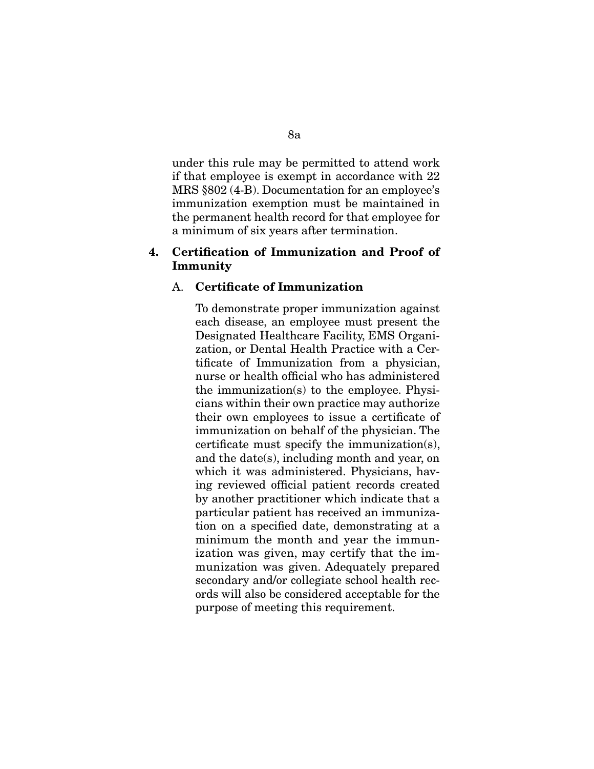under this rule may be permitted to attend work if that employee is exempt in accordance with 22 MRS §802 (4-B). Documentation for an employee's immunization exemption must be maintained in the permanent health record for that employee for a minimum of six years after termination.

**4. Certification of Immunization and Proof of Immunity**

A. **Certificate of Immunization**

To demonstrate proper immunization against each disease, an employee must present the Designated Healthcare Facility, EMS Organization, or Dental Health Practice with a Certificate of Immunization from a physician, nurse or health official who has administered the immunization(s) to the employee. Physicians within their own practice may authorize their own employees to issue a certificate of immunization on behalf of the physician. The certificate must specify the immunization(s), and the date(s), including month and year, on which it was administered. Physicians, having reviewed official patient records created by another practitioner which indicate that a particular patient has received an immunization on a specified date, demonstrating at a minimum the month and year the immunization was given, may certify that the immunization was given. Adequately prepared secondary and/or collegiate school health records will also be considered acceptable for the purpose of meeting this requirement.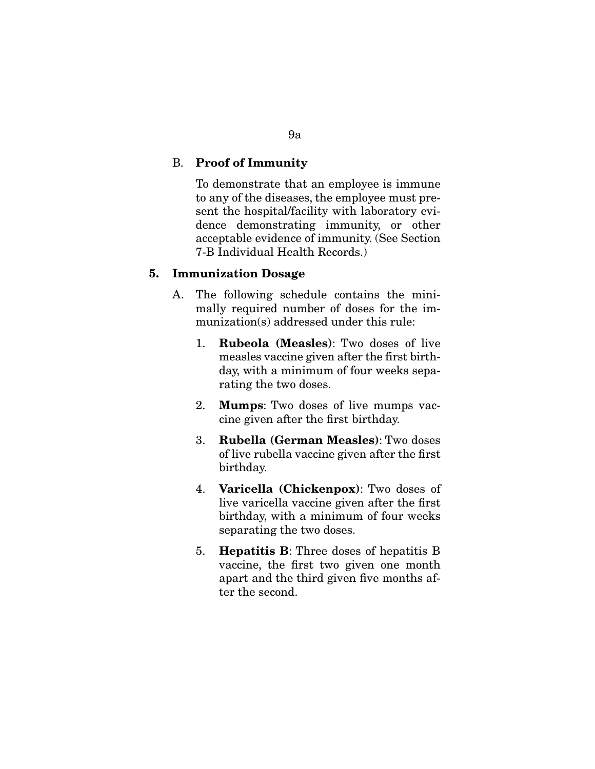B. **Proof of Immunity**

To demonstrate that an employee is immune to any of the diseases, the employee must present the hospital/facility with laboratory evidence demonstrating immunity, or other acceptable evidence of immunity. (See Section 7-B Individual Health Records.)

**5. Immunization Dosage**

A. The following schedule contains the minimally required number of doses for the immunization(s) addressed under this rule:

1. **Rubeola (Measles)**: Two doses of live measles vaccine given after the first birthday, with a minimum of four weeks separating the two doses.

2. **Mumps**: Two doses of live mumps vaccine given after the first birthday.

3. **Rubella (German Measles)**: Two doses of live rubella vaccine given after the first birthday.

4. **Varicella (Chickenpox)**: Two doses of live varicella vaccine given after the first birthday, with a minimum of four weeks separating the two doses.

5. **Hepatitis B**: Three doses of hepatitis B vaccine, the first two given one month apart and the third given five months after the second.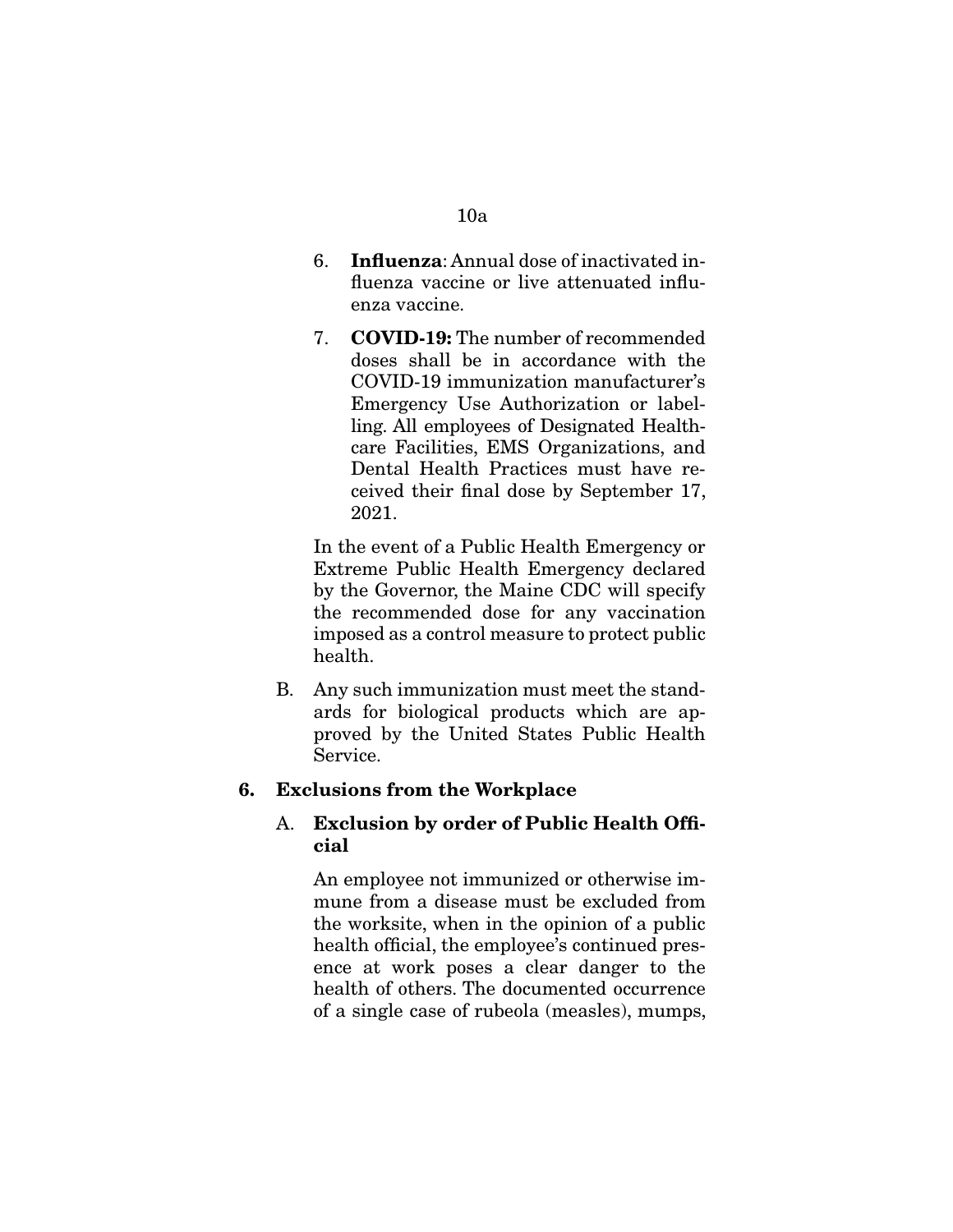6. **Influenza**: Annual dose of inactivated influenza vaccine or live attenuated influenza vaccine.

7. **COVID-19:** The number of recommended doses shall be in accordance with the COVID-19 immunization manufacturer's Emergency Use Authorization or labelling. All employees of Designated Healthcare Facilities, EMS Organizations, and Dental Health Practices must have received their final dose by September 17, 2021.

In the event of a Public Health Emergency or Extreme Public Health Emergency declared by the Governor, the Maine CDC will specify the recommended dose for any vaccination imposed as a control measure to protect public health.

B. Any such immunization must meet the standards for biological products which are approved by the United States Public Health Service.

## 6. Exclusions from the Workplace

### A. Exclusion by order of Public Health Official

An employee not immunized or otherwise immune from a disease must be excluded from the worksite, when in the opinion of a public health official, the employee's continued presence at work poses a clear danger to the health of others. The documented occurrence of a single case of rubeola (measles), mumps,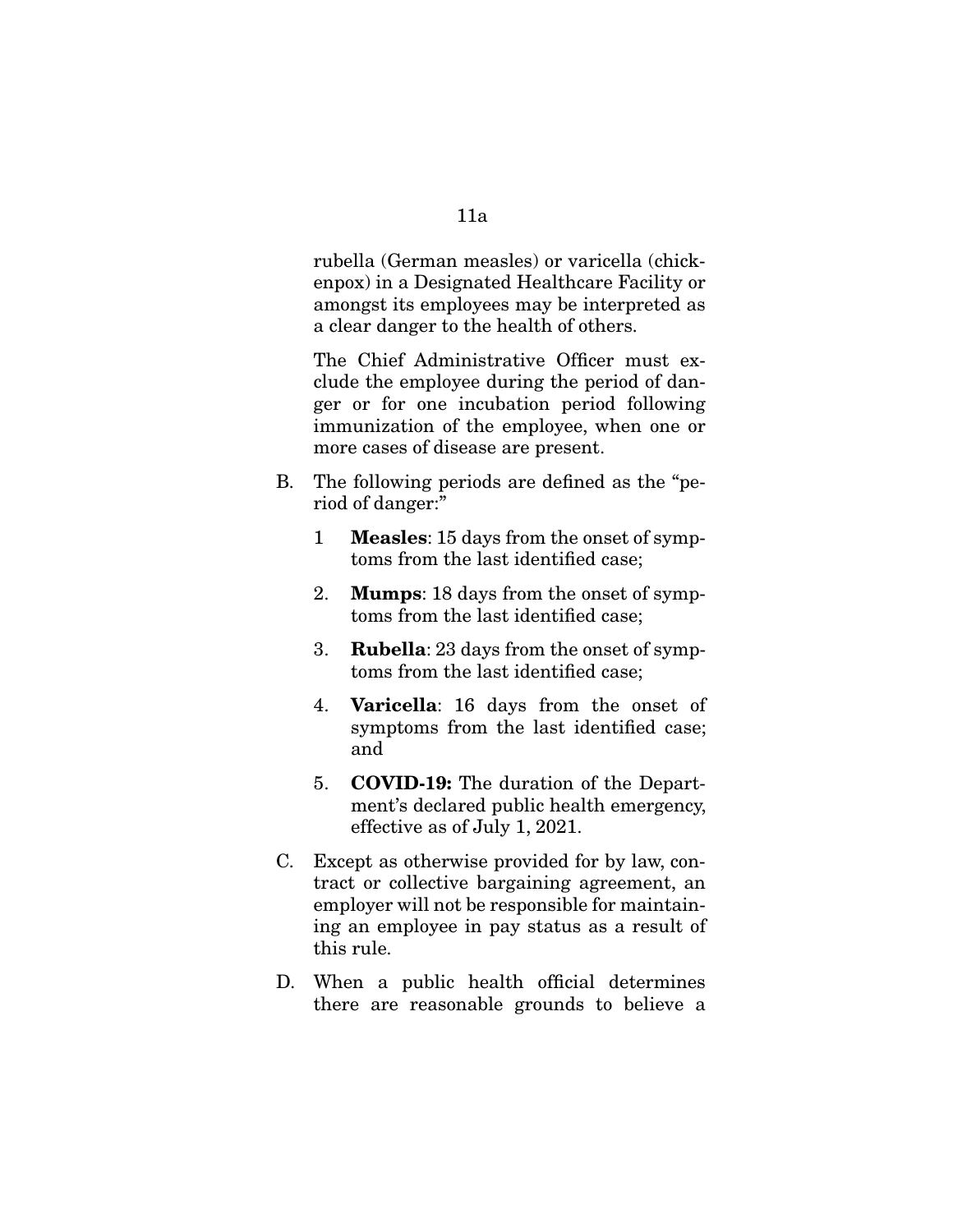rubella (German measles) or varicella (chickenpox) in a Designated Healthcare Facility or amongst its employees may be interpreted as a clear danger to the health of others.

The Chief Administrative Officer must exclude the employee during the period of danger or for one incubation period following immunization of the employee, when one or more cases of disease are present.

B. The following periods are defined as the "period of danger:"

1 **Measles**: 15 days from the onset of symptoms from the last identified case;

2. **Mumps**: 18 days from the onset of symptoms from the last identified case;

3. **Rubella**: 23 days from the onset of symptoms from the last identified case;

4. **Varicella**: 16 days from the onset of symptoms from the last identified case; and

5. **COVID-19:** The duration of the Department's declared public health emergency, effective as of July 1, 2021.

C. Except as otherwise provided for by law, contract or collective bargaining agreement, an employer will not be responsible for maintaining an employee in pay status as a result of this rule.

D. When a public health official determines there are reasonable grounds to believe a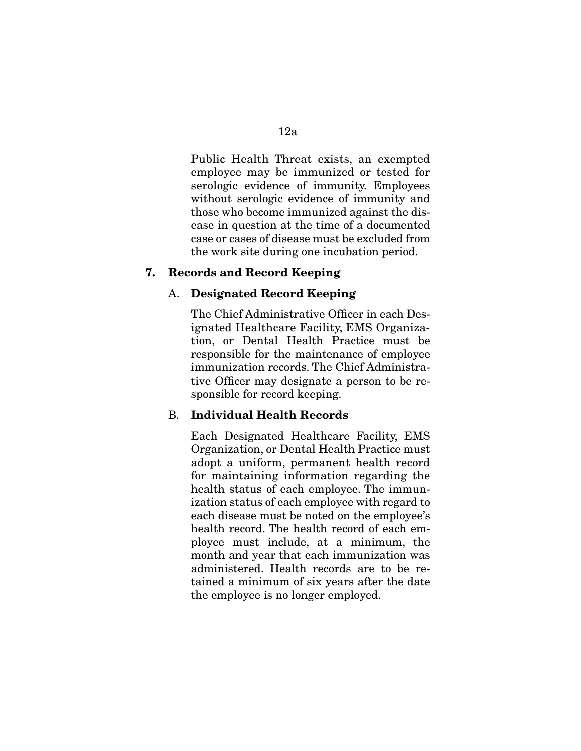Public Health Threat exists, an exempted employee may be immunized or tested for serologic evidence of immunity. Employees without serologic evidence of immunity and those who become immunized against the disease in question at the time of a documented case or cases of disease must be excluded from the work site during one incubation period.

## 7. Records and Record Keeping

### A. Designated Record Keeping

The Chief Administrative Officer in each Designated Healthcare Facility, EMS Organization, or Dental Health Practice must be responsible for the maintenance of employee immunization records. The Chief Administrative Officer may designate a person to be responsible for record keeping.

### B. Individual Health Records

Each Designated Healthcare Facility, EMS Organization, or Dental Health Practice must adopt a uniform, permanent health record for maintaining information regarding the health status of each employee. The immunization status of each employee with regard to each disease must be noted on the employee's health record. The health record of each employee must include, at a minimum, the month and year that each immunization was administered. Health records are to be retained a minimum of six years after the date the employee is no longer employed.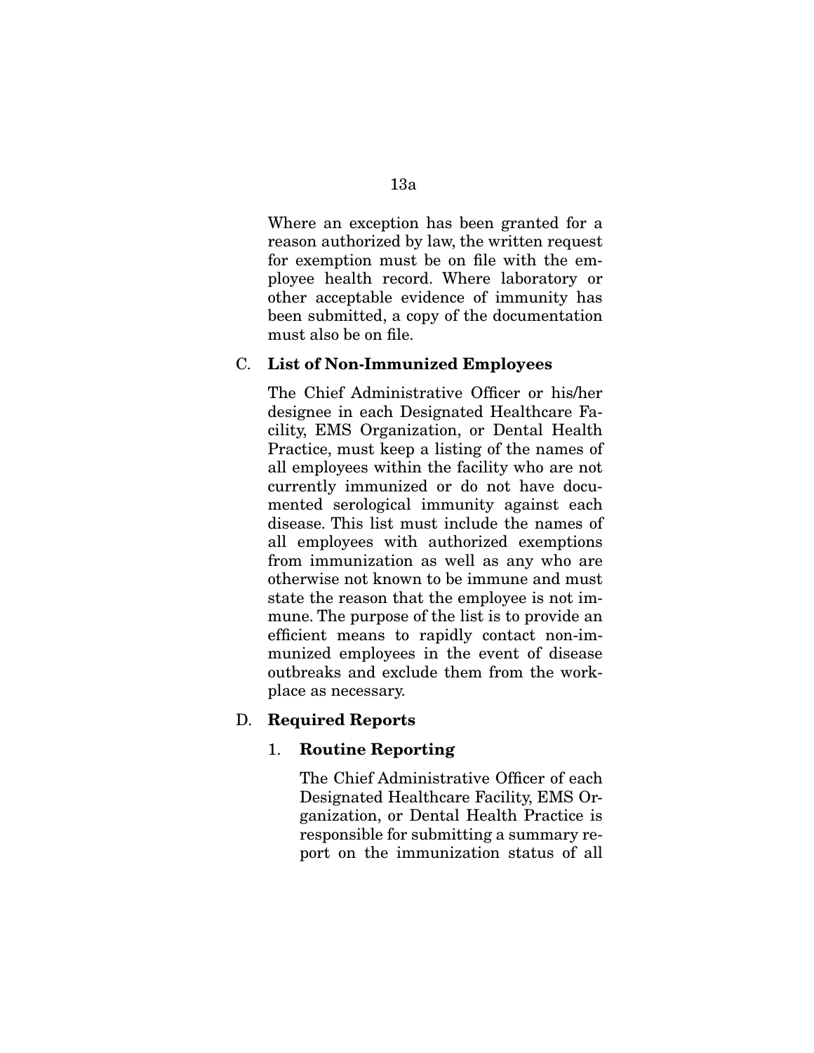Where an exception has been granted for a reason authorized by law, the written request for exemption must be on file with the employee health record. Where laboratory or other acceptable evidence of immunity has been submitted, a copy of the documentation must also be on file.

C. **List of Non-Immunized Employees**

The Chief Administrative Officer or his/her designee in each Designated Healthcare Facility, EMS Organization, or Dental Health Practice, must keep a listing of the names of all employees within the facility who are not currently immunized or do not have documented serological immunity against each disease. This list must include the names of all employees with authorized exemptions from immunization as well as any who are otherwise not known to be immune and must state the reason that the employee is not immune. The purpose of the list is to provide an efficient means to rapidly contact non-immunized employees in the event of disease outbreaks and exclude them from the workplace as necessary.

D. **Required Reports**

1. **Routine Reporting**

The Chief Administrative Officer of each Designated Healthcare Facility, EMS Organization, or Dental Health Practice is responsible for submitting a summary report on the immunization status of all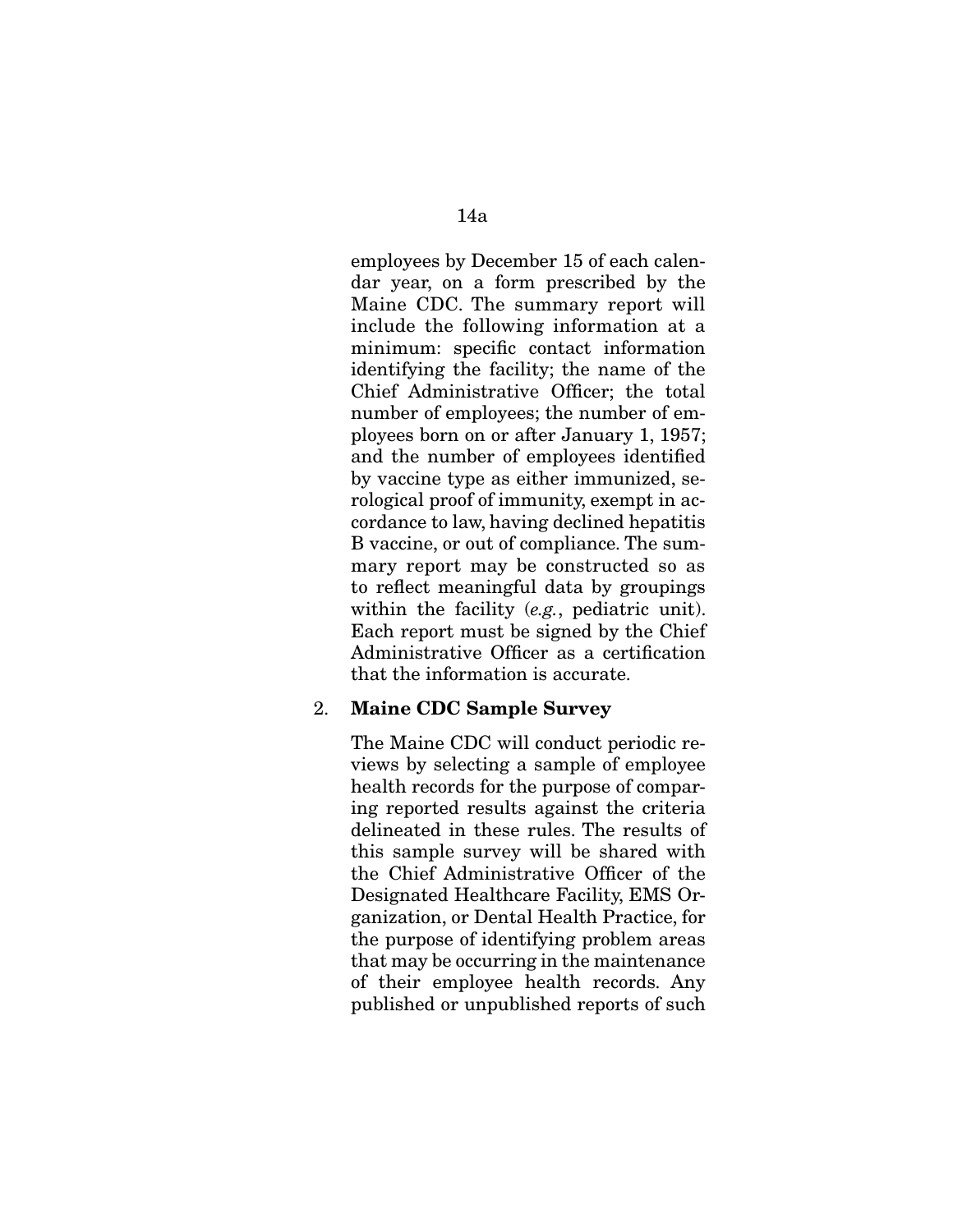employees by December 15 of each calendar year, on a form prescribed by the Maine CDC. The summary report will include the following information at a minimum: specific contact information identifying the facility; the name of the Chief Administrative Officer; the total number of employees; the number of employees born on or after January 1, 1957; and the number of employees identified by vaccine type as either immunized, serological proof of immunity, exempt in accordance to law, having declined hepatitis B vaccine, or out of compliance. The summary report may be constructed so as to reflect meaningful data by groupings within the facility (*e.g.*, pediatric unit). Each report must be signed by the Chief Administrative Officer as a certification that the information is accurate.

2. **Maine CDC Sample Survey**

   The Maine CDC will conduct periodic reviews by selecting a sample of employee health records for the purpose of comparing reported results against the criteria delineated in these rules. The results of this sample survey will be shared with the Chief Administrative Officer of the Designated Healthcare Facility, EMS Organization, or Dental Health Practice, for the purpose of identifying problem areas that may be occurring in the maintenance of their employee health records. Any published or unpublished reports of such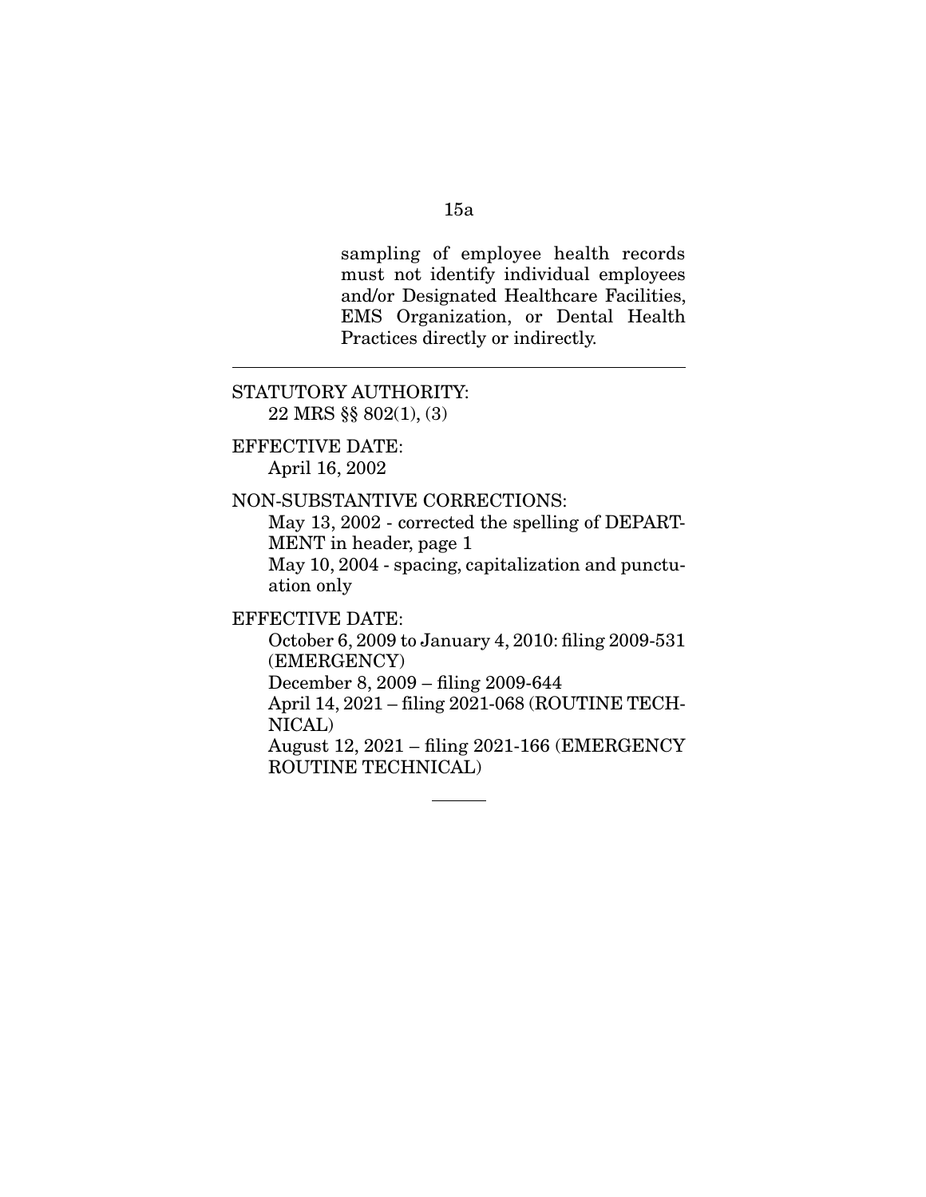sampling of employee health records must not identify individual employees and/or Designated Healthcare Facilities, EMS Organization, or Dental Health Practices directly or indirectly.

---

STATUTORY AUTHORITY:
22 MRS §§ 802(1), (3)

EFFECTIVE DATE:
April 16, 2002

NON-SUBSTANTIVE CORRECTIONS:
May 13, 2002 - corrected the spelling of DEPARTMENT in header, page 1
May 10, 2004 - spacing, capitalization and punctuation only

EFFECTIVE DATE:
October 6, 2009 to January 4, 2010: filing 2009-531 (EMERGENCY)
December 8, 2009 – filing 2009-644
April 14, 2021 – filing 2021-068 (ROUTINE TECHNICAL)
August 12, 2021 – filing 2021-166 (EMERGENCY ROUTINE TECHNICAL)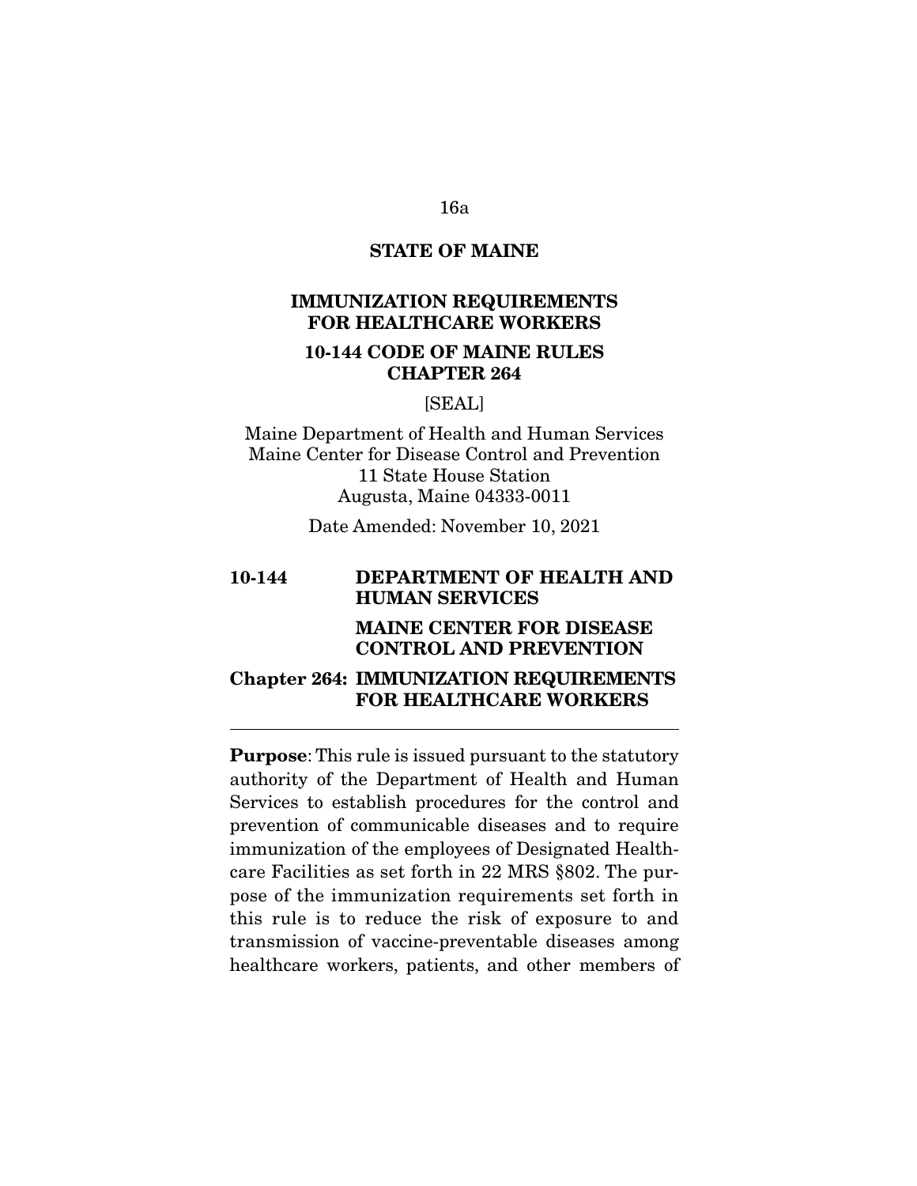**STATE OF MAINE**

**IMMUNIZATION REQUIREMENTS FOR HEALTHCARE WORKERS**

**10-144 CODE OF MAINE RULES CHAPTER 264**

[SEAL]

Maine Department of Health and Human Services
Maine Center for Disease Control and Prevention
11 State House Station
Augusta, Maine 04333-0011

Date Amended: November 10, 2021

**10-144 DEPARTMENT OF HEALTH AND HUMAN SERVICES**

**MAINE CENTER FOR DISEASE CONTROL AND PREVENTION**

**Chapter 264: IMMUNIZATION REQUIREMENTS FOR HEALTHCARE WORKERS**

---

**Purpose**: This rule is issued pursuant to the statutory authority of the Department of Health and Human Services to establish procedures for the control and prevention of communicable diseases and to require immunization of the employees of Designated Healthcare Facilities as set forth in 22 MRS §802. The purpose of the immunization requirements set forth in this rule is to reduce the risk of exposure to and transmission of vaccine-preventable diseases among healthcare workers, patients, and other members of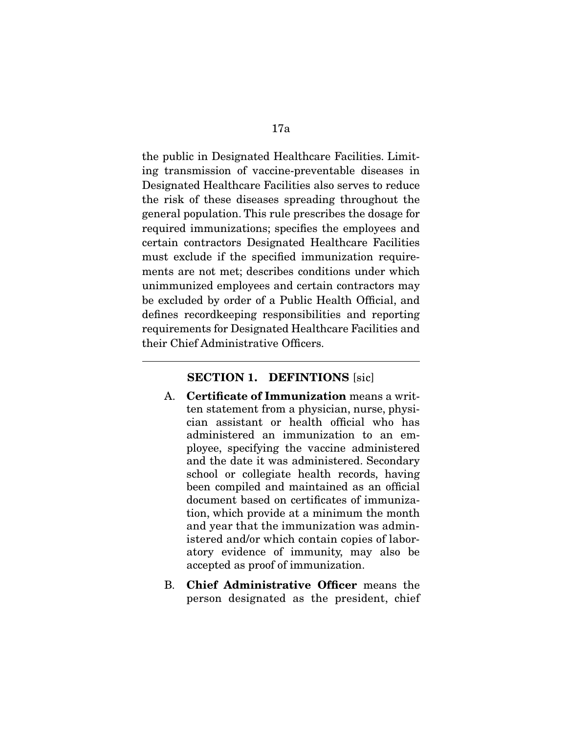the public in Designated Healthcare Facilities. Limiting transmission of vaccine-preventable diseases in Designated Healthcare Facilities also serves to reduce the risk of these diseases spreading throughout the general population. This rule prescribes the dosage for required immunizations; specifies the employees and certain contractors Designated Healthcare Facilities must exclude if the specified immunization requirements are not met; describes conditions under which unimmunized employees and certain contractors may be excluded by order of a Public Health Official, and defines recordkeeping responsibilities and reporting requirements for Designated Healthcare Facilities and their Chief Administrative Officers.

---

### SECTION 1. DEFINTIONS [sic]

A. **Certificate of Immunization** means a written statement from a physician, nurse, physician assistant or health official who has administered an immunization to an employee, specifying the vaccine administered and the date it was administered. Secondary school or collegiate health records, having been compiled and maintained as an official document based on certificates of immunization, which provide at a minimum the month and year that the immunization was administered and/or which contain copies of laboratory evidence of immunity, may also be accepted as proof of immunization.

B. **Chief Administrative Officer** means the person designated as the president, chief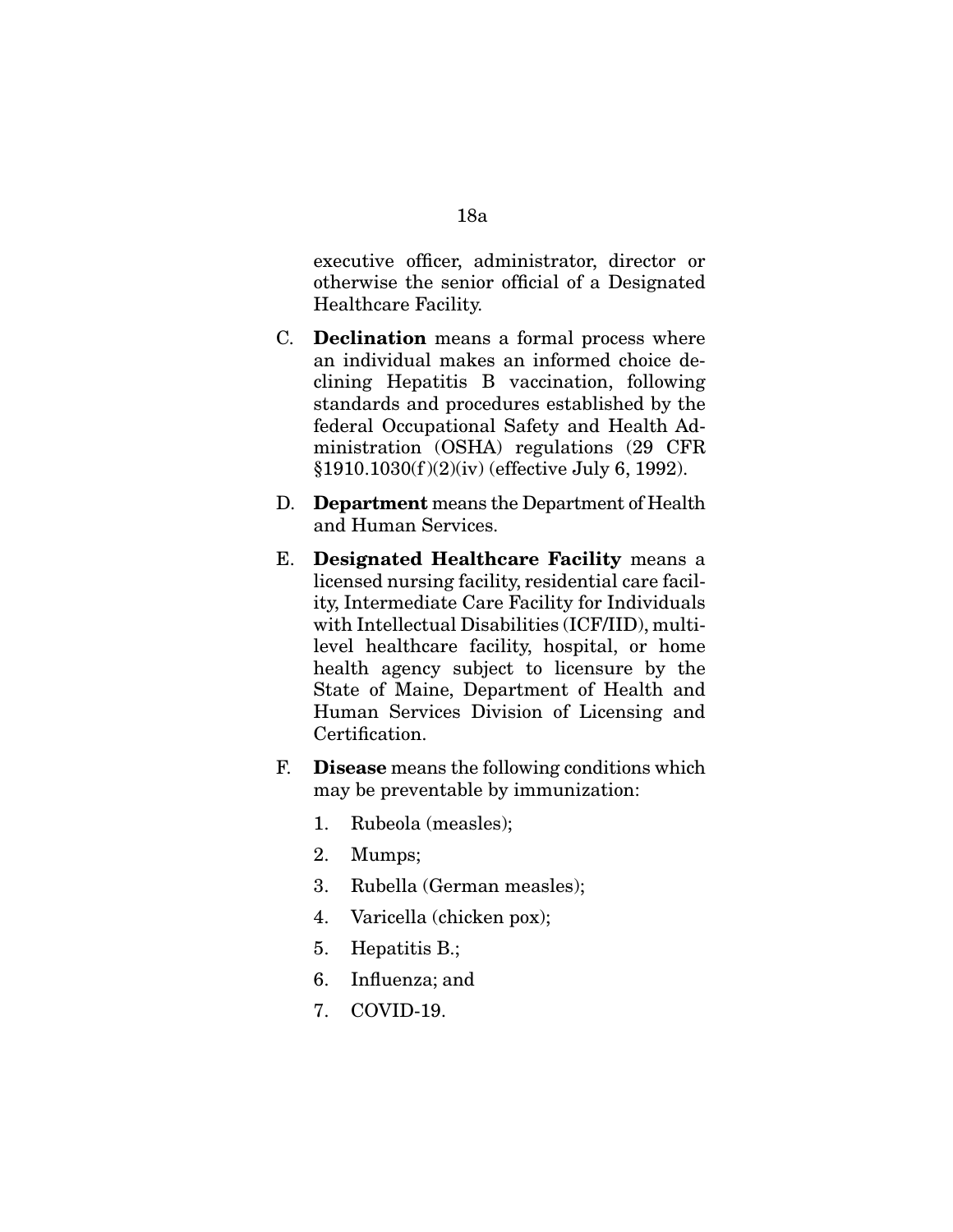executive officer, administrator, director or otherwise the senior official of a Designated Healthcare Facility.

C. **Declination** means a formal process where an individual makes an informed choice declining Hepatitis B vaccination, following standards and procedures established by the federal Occupational Safety and Health Administration (OSHA) regulations (29 CFR §1910.1030(f)(2)(iv) (effective July 6, 1992).

D. **Department** means the Department of Health and Human Services.

E. **Designated Healthcare Facility** means a licensed nursing facility, residential care facility, Intermediate Care Facility for Individuals with Intellectual Disabilities (ICF/IID), multilevel healthcare facility, hospital, or home health agency subject to licensure by the State of Maine, Department of Health and Human Services Division of Licensing and Certification.

F. **Disease** means the following conditions which may be preventable by immunization:

   1. Rubeola (measles);
   2. Mumps;
   3. Rubella (German measles);
   4. Varicella (chicken pox);
   5. Hepatitis B.;
   6. Influenza; and
   7. COVID-19.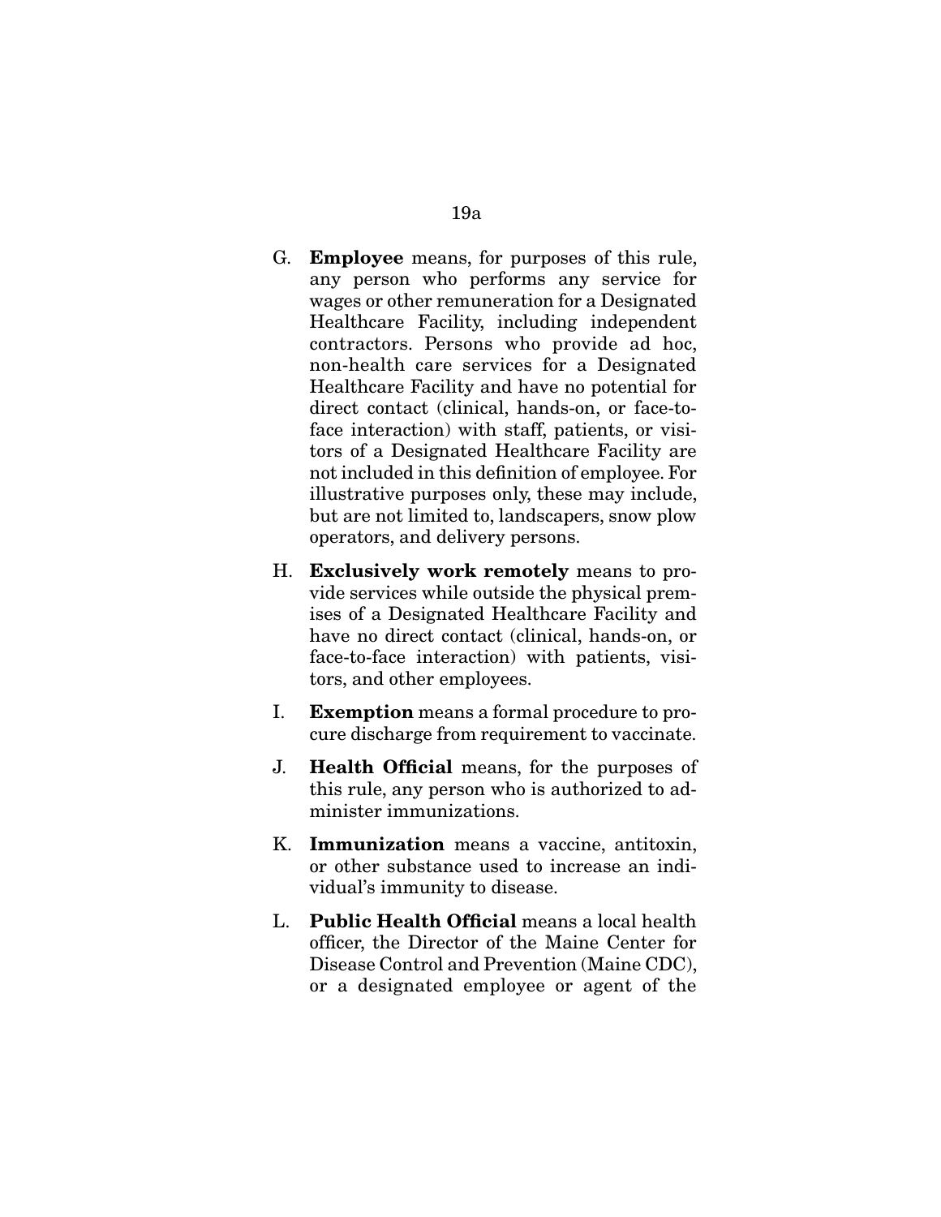G. **Employee** means, for purposes of this rule, any person who performs any service for wages or other remuneration for a Designated Healthcare Facility, including independent contractors. Persons who provide ad hoc, non-health care services for a Designated Healthcare Facility and have no potential for direct contact (clinical, hands-on, or face-to-face interaction) with staff, patients, or visitors of a Designated Healthcare Facility are not included in this definition of employee. For illustrative purposes only, these may include, but are not limited to, landscapers, snow plow operators, and delivery persons.

H. **Exclusively work remotely** means to provide services while outside the physical premises of a Designated Healthcare Facility and have no direct contact (clinical, hands-on, or face-to-face interaction) with patients, visitors, and other employees.

I. **Exemption** means a formal procedure to procure discharge from requirement to vaccinate.

J. **Health Official** means, for the purposes of this rule, any person who is authorized to administer immunizations.

K. **Immunization** means a vaccine, antitoxin, or other substance used to increase an individual's immunity to disease.

L. **Public Health Official** means a local health officer, the Director of the Maine Center for Disease Control and Prevention (Maine CDC), or a designated employee or agent of the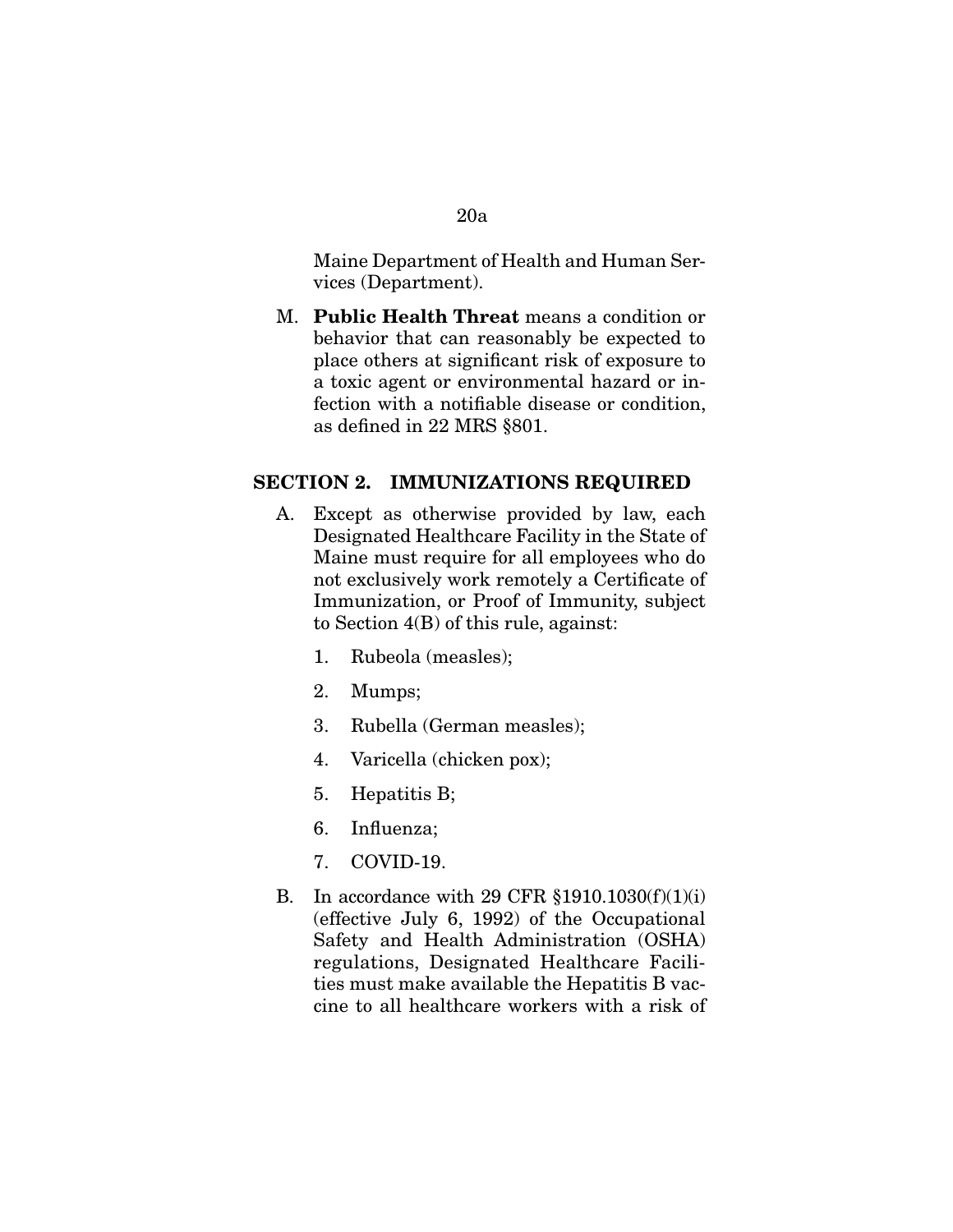Maine Department of Health and Human Services (Department).

M. **Public Health Threat** means a condition or behavior that can reasonably be expected to place others at significant risk of exposure to a toxic agent or environmental hazard or infection with a notifiable disease or condition, as defined in 22 MRS §801.

## SECTION 2. IMMUNIZATIONS REQUIRED

A. Except as otherwise provided by law, each Designated Healthcare Facility in the State of Maine must require for all employees who do not exclusively work remotely a Certificate of Immunization, or Proof of Immunity, subject to Section 4(B) of this rule, against:

   1. Rubeola (measles);
   2. Mumps;
   3. Rubella (German measles);
   4. Varicella (chicken pox);
   5. Hepatitis B;
   6. Influenza;
   7. COVID-19.

B. In accordance with 29 CFR §1910.1030(f)(1)(i) (effective July 6, 1992) of the Occupational Safety and Health Administration (OSHA) regulations, Designated Healthcare Facilities must make available the Hepatitis B vaccine to all healthcare workers with a risk of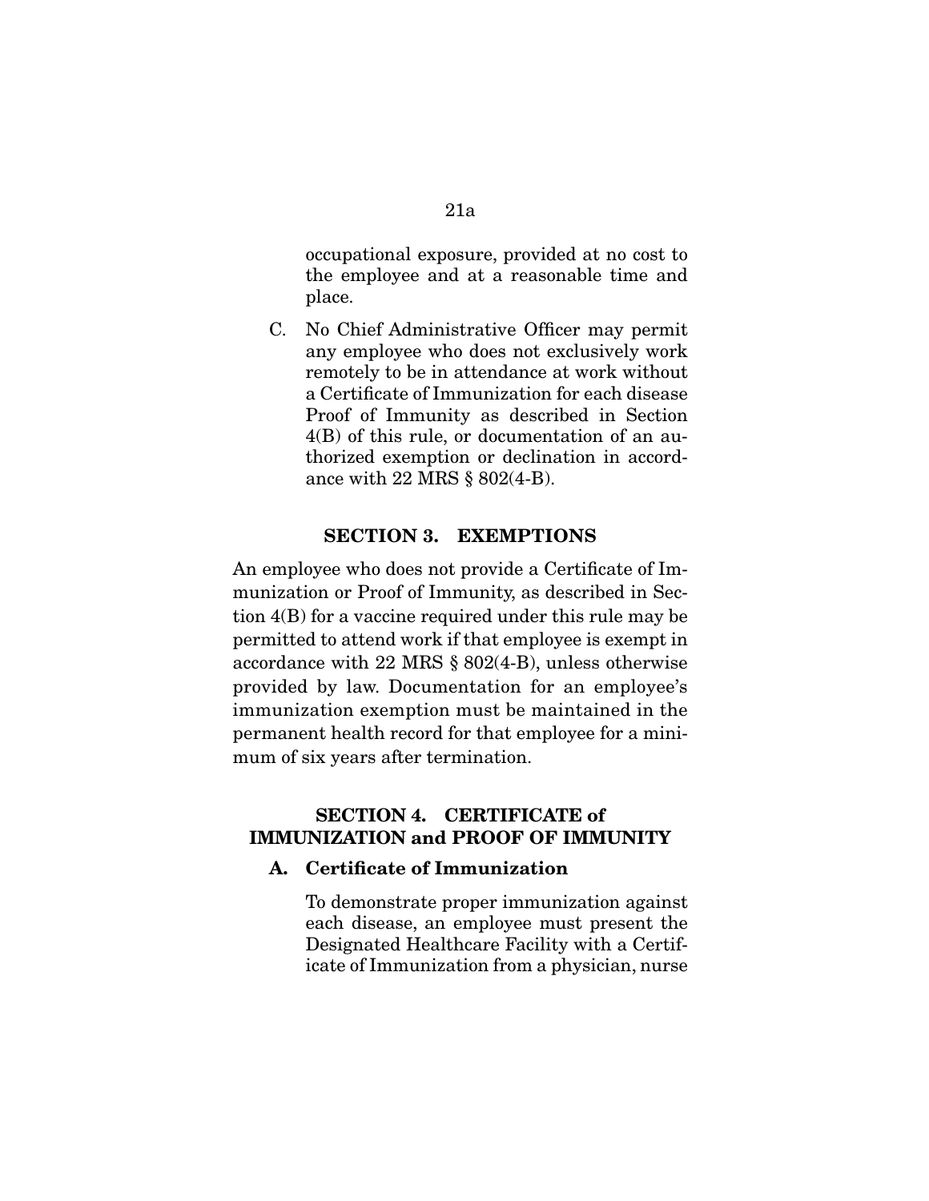occupational exposure, provided at no cost to the employee and at a reasonable time and place.

C. No Chief Administrative Officer may permit any employee who does not exclusively work remotely to be in attendance at work without a Certificate of Immunization for each disease Proof of Immunity as described in Section 4(B) of this rule, or documentation of an authorized exemption or declination in accordance with 22 MRS § 802(4-B).

## SECTION 3. EXEMPTIONS

An employee who does not provide a Certificate of Immunization or Proof of Immunity, as described in Section 4(B) for a vaccine required under this rule may be permitted to attend work if that employee is exempt in accordance with 22 MRS § 802(4-B), unless otherwise provided by law. Documentation for an employee's immunization exemption must be maintained in the permanent health record for that employee for a minimum of six years after termination.

## SECTION 4. CERTIFICATE of IMMUNIZATION and PROOF OF IMMUNITY

### A. Certificate of Immunization

To demonstrate proper immunization against each disease, an employee must present the Designated Healthcare Facility with a Certificate of Immunization from a physician, nurse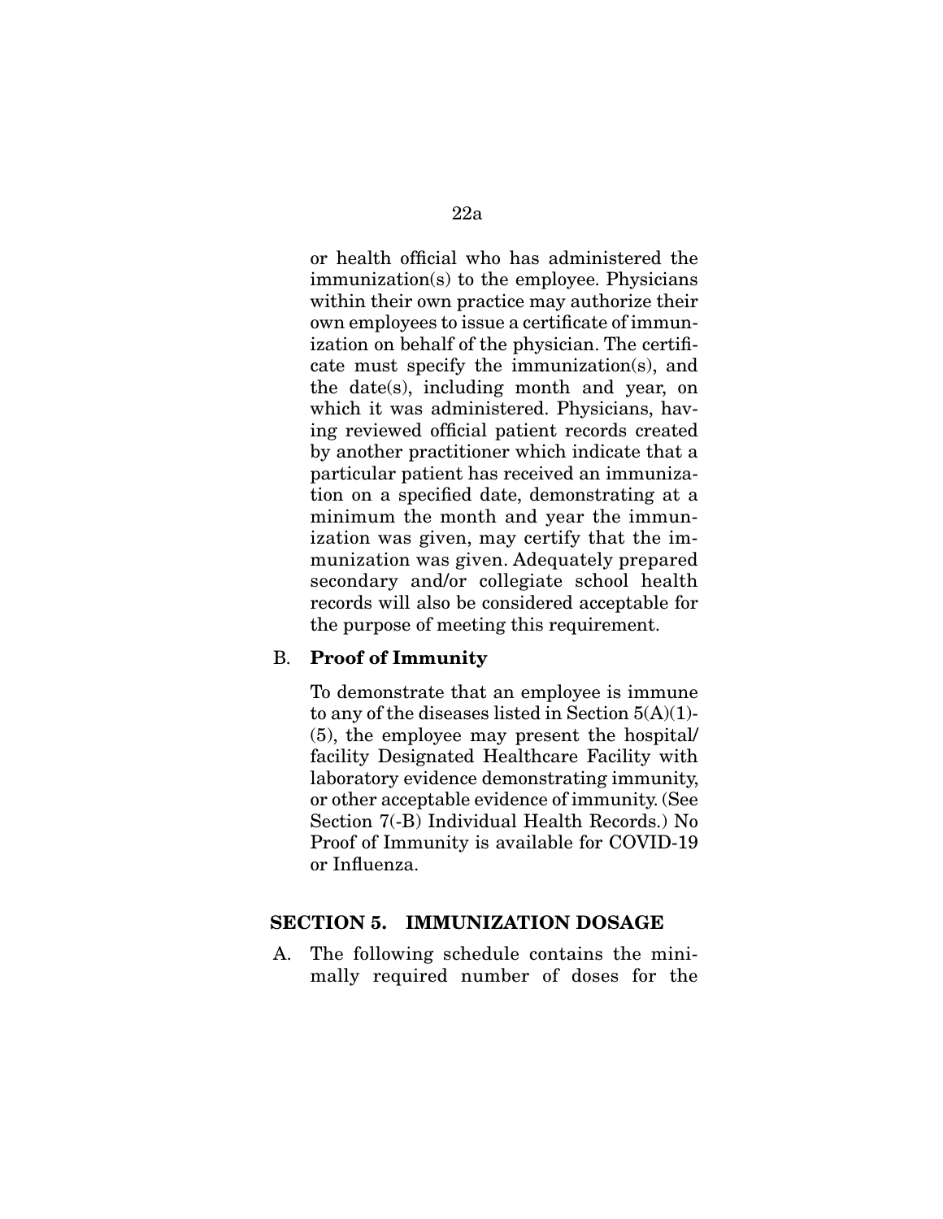or health official who has administered the immunization(s) to the employee. Physicians within their own practice may authorize their own employees to issue a certificate of immunization on behalf of the physician. The certificate must specify the immunization(s), and the date(s), including month and year, on which it was administered. Physicians, having reviewed official patient records created by another practitioner which indicate that a particular patient has received an immunization on a specified date, demonstrating at a minimum the month and year the immunization was given, may certify that the immunization was given. Adequately prepared secondary and/or collegiate school health records will also be considered acceptable for the purpose of meeting this requirement.

B. **Proof of Immunity**

To demonstrate that an employee is immune to any of the diseases listed in Section 5(A)(1)-(5), the employee may present the hospital/facility Designated Healthcare Facility with laboratory evidence demonstrating immunity, or other acceptable evidence of immunity. (See Section 7(-B) Individual Health Records.) No Proof of Immunity is available for COVID-19 or Influenza.

## SECTION 5. IMMUNIZATION DOSAGE

A. The following schedule contains the minimally required number of doses for the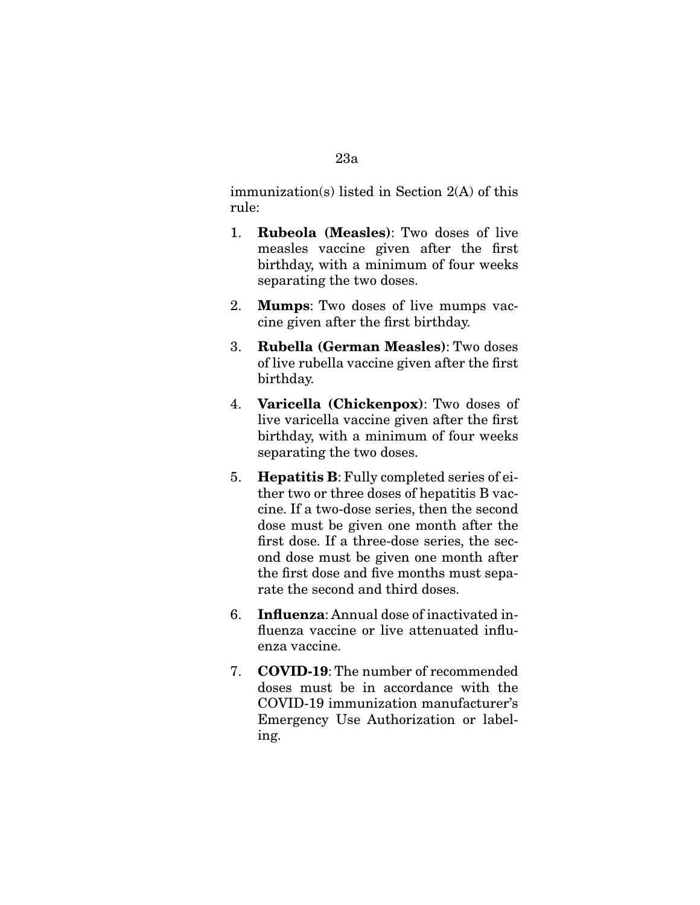immunization(s) listed in Section 2(A) of this rule:

1. **Rubeola (Measles)**: Two doses of live measles vaccine given after the first birthday, with a minimum of four weeks separating the two doses.

2. **Mumps**: Two doses of live mumps vaccine given after the first birthday.

3. **Rubella (German Measles)**: Two doses of live rubella vaccine given after the first birthday.

4. **Varicella (Chickenpox)**: Two doses of live varicella vaccine given after the first birthday, with a minimum of four weeks separating the two doses.

5. **Hepatitis B**: Fully completed series of either two or three doses of hepatitis B vaccine. If a two-dose series, then the second dose must be given one month after the first dose. If a three-dose series, the second dose must be given one month after the first dose and five months must separate the second and third doses.

6. **Influenza**: Annual dose of inactivated influenza vaccine or live attenuated influenza vaccine.

7. **COVID-19**: The number of recommended doses must be in accordance with the COVID-19 immunization manufacturer's Emergency Use Authorization or labeling.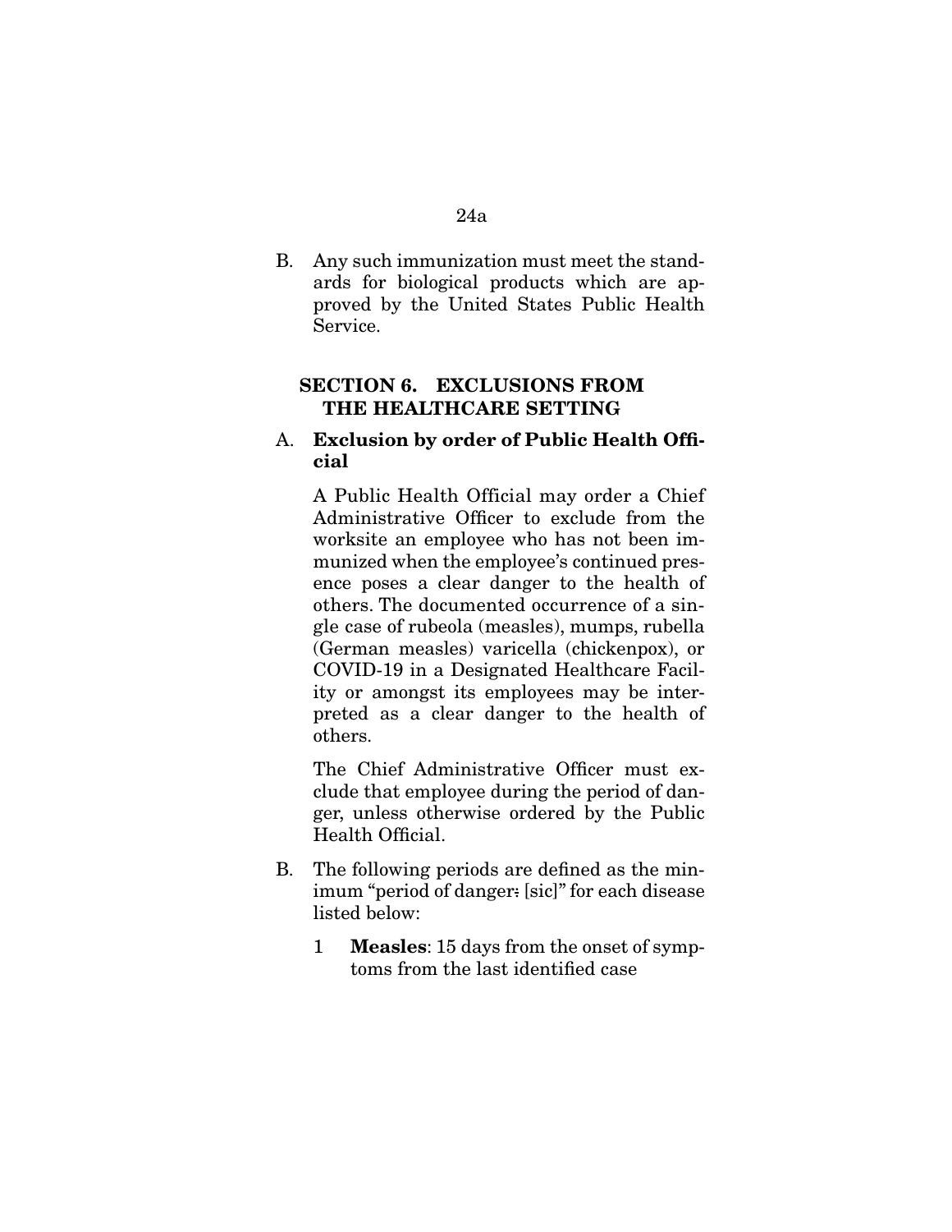B. Any such immunization must meet the standards for biological products which are approved by the United States Public Health Service.

## SECTION 6. EXCLUSIONS FROM THE HEALTHCARE SETTING

A. **Exclusion by order of Public Health Official**

   A Public Health Official may order a Chief Administrative Officer to exclude from the worksite an employee who has not been immunized when the employee's continued presence poses a clear danger to the health of others. The documented occurrence of a single case of rubeola (measles), mumps, rubella (German measles) varicella (chickenpox), or COVID-19 in a Designated Healthcare Facility or amongst its employees may be interpreted as a clear danger to the health of others.

   The Chief Administrative Officer must exclude that employee during the period of danger, unless otherwise ordered by the Public Health Official.

B. The following periods are defined as the minimum "period of danger: [sic]" for each disease listed below:

   1 **Measles**: 15 days from the onset of symptoms from the last identified case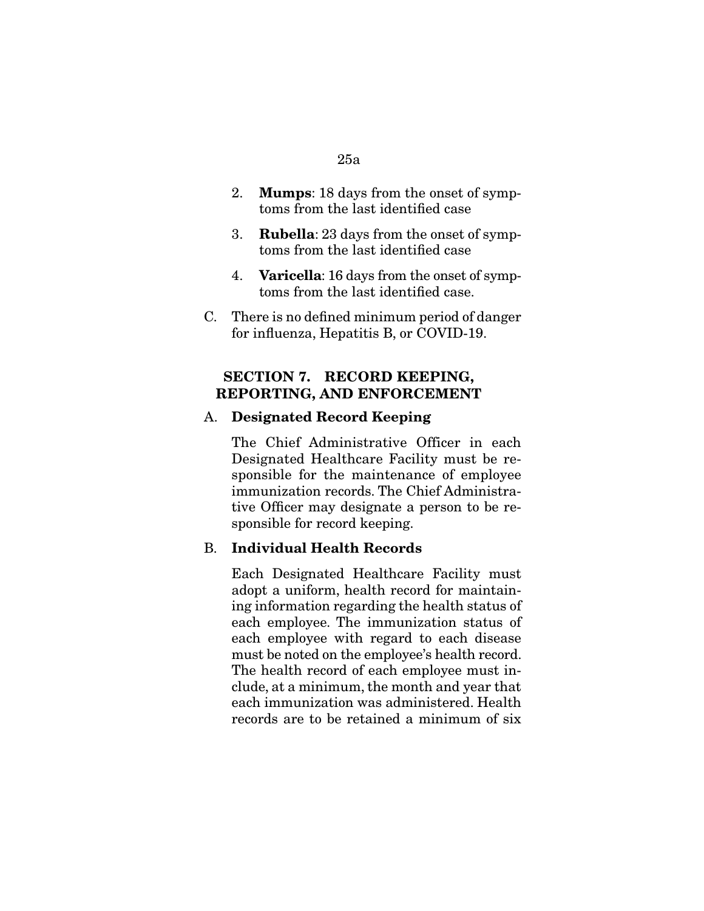2. **Mumps**: 18 days from the onset of symptoms from the last identified case

3. **Rubella**: 23 days from the onset of symptoms from the last identified case

4. **Varicella**: 16 days from the onset of symptoms from the last identified case.

C. There is no defined minimum period of danger for influenza, Hepatitis B, or COVID-19.

## SECTION 7. RECORD KEEPING, REPORTING, AND ENFORCEMENT

A. **Designated Record Keeping**

The Chief Administrative Officer in each Designated Healthcare Facility must be responsible for the maintenance of employee immunization records. The Chief Administrative Officer may designate a person to be responsible for record keeping.

B. **Individual Health Records**

Each Designated Healthcare Facility must adopt a uniform, health record for maintaining information regarding the health status of each employee. The immunization status of each employee with regard to each disease must be noted on the employee's health record. The health record of each employee must include, at a minimum, the month and year that each immunization was administered. Health records are to be retained a minimum of six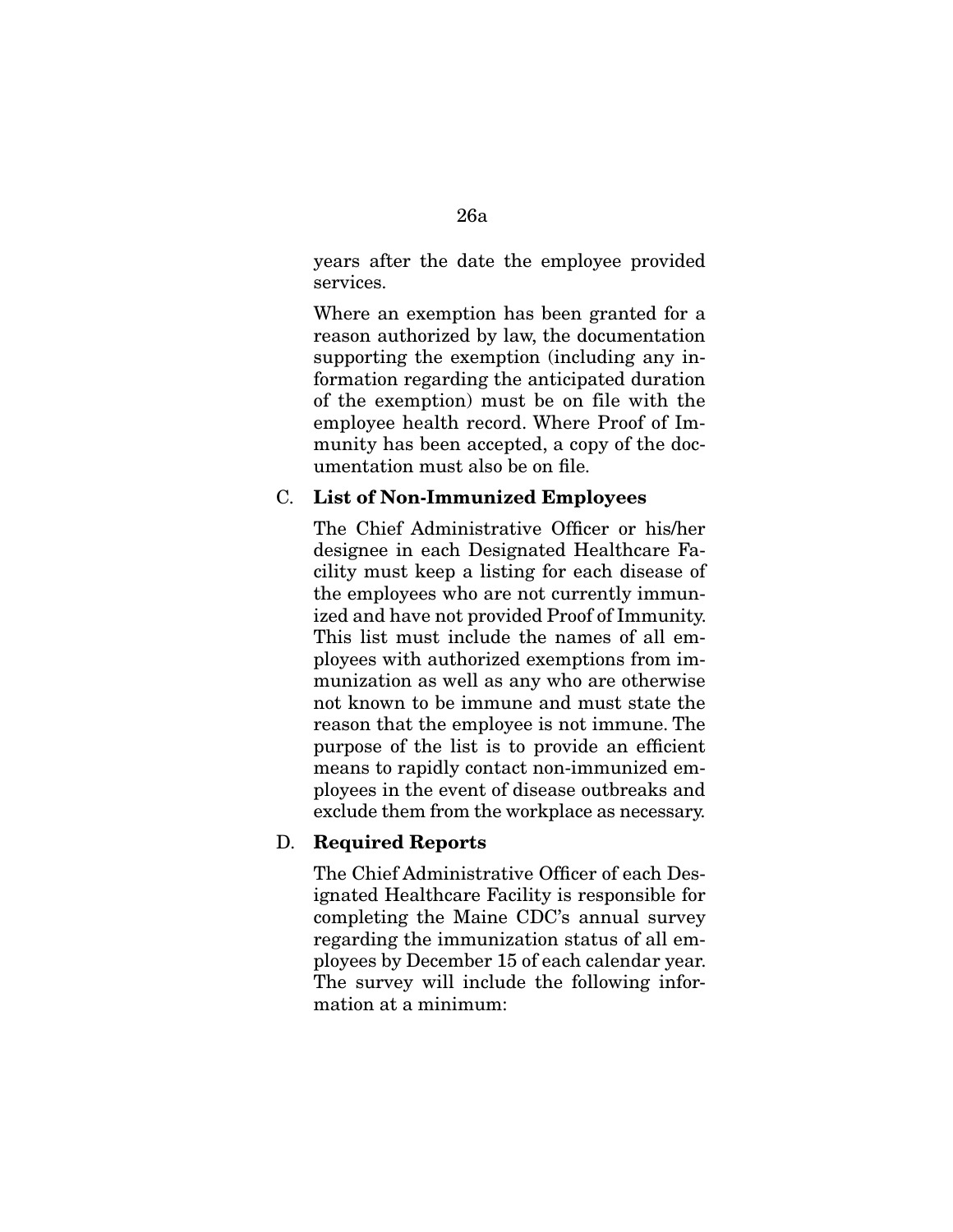years after the date the employee provided services.

Where an exemption has been granted for a reason authorized by law, the documentation supporting the exemption (including any information regarding the anticipated duration of the exemption) must be on file with the employee health record. Where Proof of Immunity has been accepted, a copy of the documentation must also be on file.

C. **List of Non-Immunized Employees**

The Chief Administrative Officer or his/her designee in each Designated Healthcare Facility must keep a listing for each disease of the employees who are not currently immunized and have not provided Proof of Immunity. This list must include the names of all employees with authorized exemptions from immunization as well as any who are otherwise not known to be immune and must state the reason that the employee is not immune. The purpose of the list is to provide an efficient means to rapidly contact non-immunized employees in the event of disease outbreaks and exclude them from the workplace as necessary.

D. **Required Reports**

The Chief Administrative Officer of each Designated Healthcare Facility is responsible for completing the Maine CDC's annual survey regarding the immunization status of all employees by December 15 of each calendar year. The survey will include the following information at a minimum: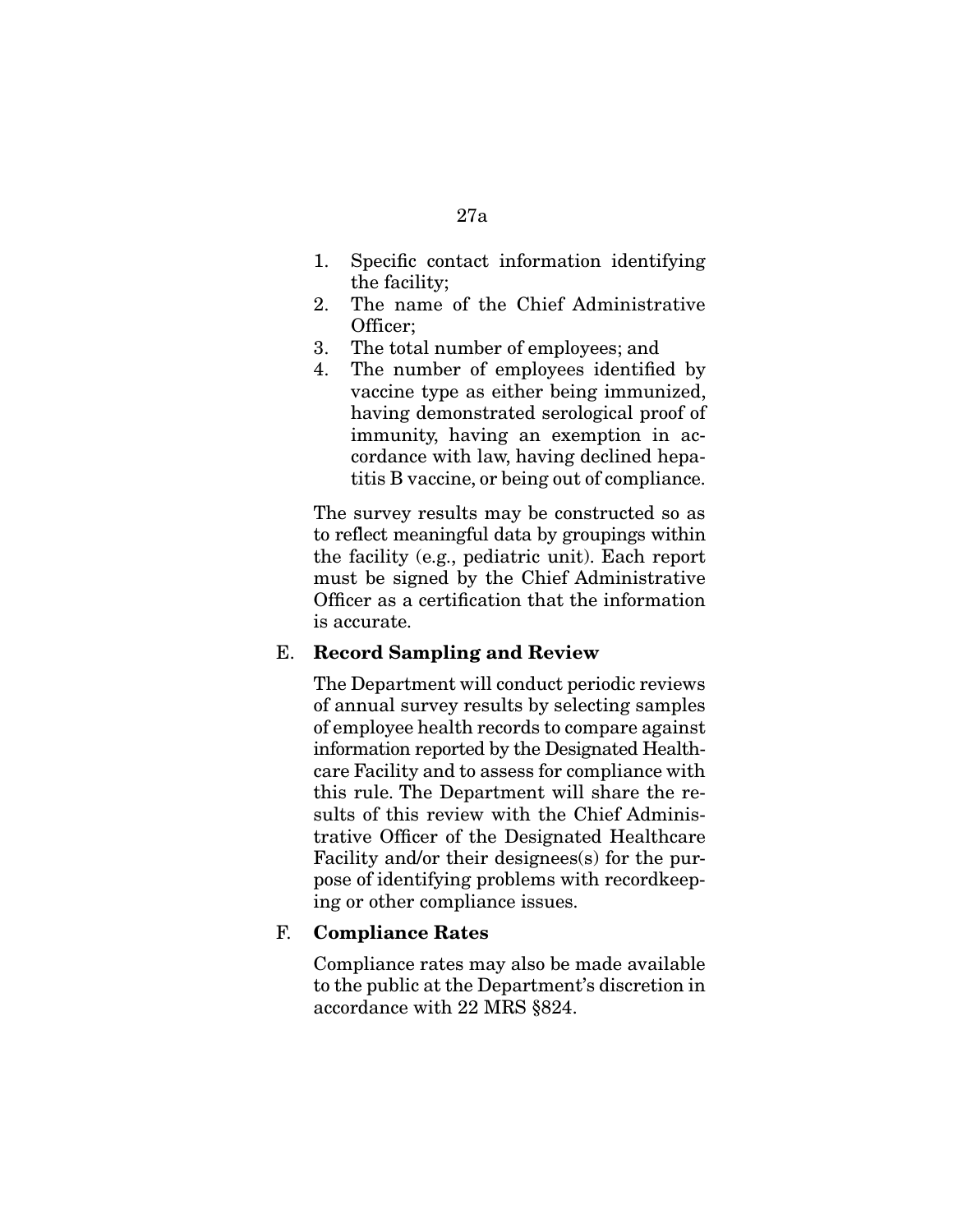1. Specific contact information identifying the facility;
2. The name of the Chief Administrative Officer;
3. The total number of employees; and
4. The number of employees identified by vaccine type as either being immunized, having demonstrated serological proof of immunity, having an exemption in accordance with law, having declined hepatitis B vaccine, or being out of compliance.

The survey results may be constructed so as to reflect meaningful data by groupings within the facility (e.g., pediatric unit). Each report must be signed by the Chief Administrative Officer as a certification that the information is accurate.

E. **Record Sampling and Review**

The Department will conduct periodic reviews of annual survey results by selecting samples of employee health records to compare against information reported by the Designated Healthcare Facility and to assess for compliance with this rule. The Department will share the results of this review with the Chief Administrative Officer of the Designated Healthcare Facility and/or their designees(s) for the purpose of identifying problems with recordkeeping or other compliance issues.

F. **Compliance Rates**

Compliance rates may also be made available to the public at the Department's discretion in accordance with 22 MRS §824.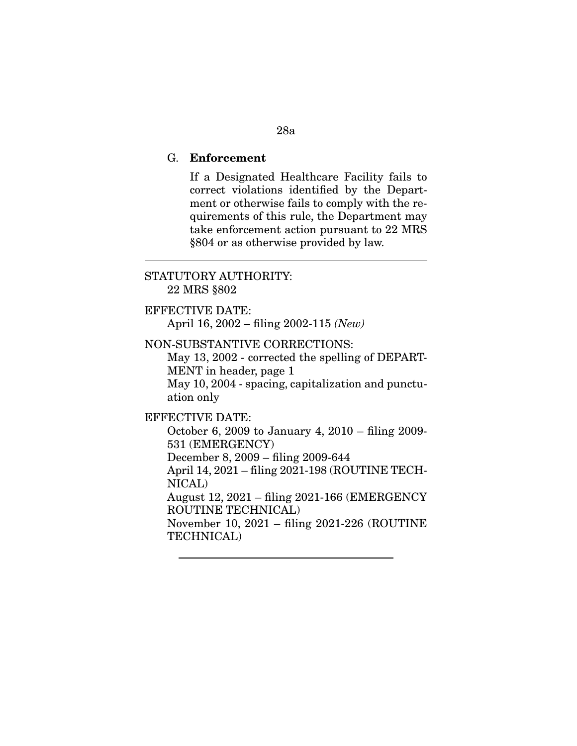G. **Enforcement**

If a Designated Healthcare Facility fails to correct violations identified by the Department or otherwise fails to comply with the requirements of this rule, the Department may take enforcement action pursuant to 22 MRS §804 or as otherwise provided by law.

---

STATUTORY AUTHORITY:
22 MRS §802

EFFECTIVE DATE:
April 16, 2002 – filing 2002-115 *(New)*

NON-SUBSTANTIVE CORRECTIONS:
May 13, 2002 - corrected the spelling of DEPARTMENT in header, page 1
May 10, 2004 - spacing, capitalization and punctuation only

EFFECTIVE DATE:
October 6, 2009 to January 4, 2010 – filing 2009-531 (EMERGENCY)
December 8, 2009 – filing 2009-644
April 14, 2021 – filing 2021-198 (ROUTINE TECHNICAL)
August 12, 2021 – filing 2021-166 (EMERGENCY ROUTINE TECHNICAL)
November 10, 2021 – filing 2021-226 (ROUTINE TECHNICAL)